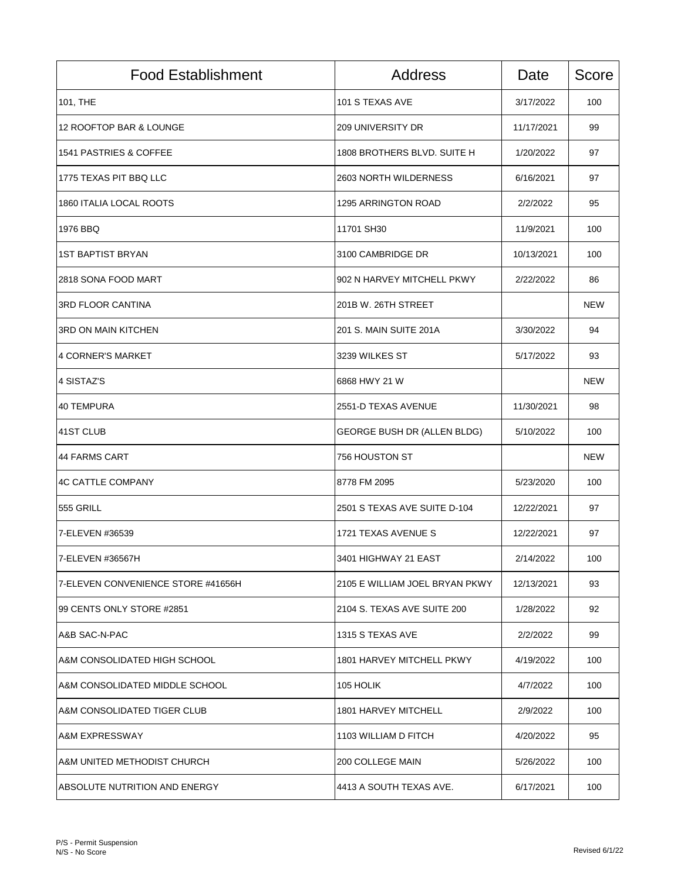| Food Establishment | Address | Date | Score |
| --- | --- | --- | --- |
| 101, THE | 101 S TEXAS AVE | 3/17/2022 | 100 |
| 12 ROOFTOP BAR & LOUNGE | 209 UNIVERSITY DR | 11/17/2021 | 99 |
| 1541 PASTRIES & COFFEE | 1808 BROTHERS BLVD. SUITE H | 1/20/2022 | 97 |
| 1775 TEXAS PIT BBQ LLC | 2603 NORTH WILDERNESS | 6/16/2021 | 97 |
| 1860 ITALIA LOCAL ROOTS | 1295 ARRINGTON ROAD | 2/2/2022 | 95 |
| 1976 BBQ | 11701 SH30 | 11/9/2021 | 100 |
| 1ST BAPTIST BRYAN | 3100 CAMBRIDGE DR | 10/13/2021 | 100 |
| 2818 SONA FOOD MART | 902 N HARVEY MITCHELL PKWY | 2/22/2022 | 86 |
| 3RD FLOOR CANTINA | 201B W. 26TH STREET | | NEW |
| 3RD ON MAIN KITCHEN | 201 S. MAIN SUITE 201A | 3/30/2022 | 94 |
| 4 CORNER'S MARKET | 3239 WILKES ST | 5/17/2022 | 93 |
| 4 SISTAZ'S | 6868 HWY 21 W | | NEW |
| 40 TEMPURA | 2551-D TEXAS AVENUE | 11/30/2021 | 98 |
| 41ST CLUB | GEORGE BUSH DR (ALLEN BLDG) | 5/10/2022 | 100 |
| 44 FARMS CART | 756 HOUSTON ST | | NEW |
| 4C CATTLE COMPANY | 8778 FM 2095 | 5/23/2020 | 100 |
| 555 GRILL | 2501 S TEXAS AVE SUITE D-104 | 12/22/2021 | 97 |
| 7-ELEVEN #36539 | 1721 TEXAS AVENUE S | 12/22/2021 | 97 |
| 7-ELEVEN #36567H | 3401 HIGHWAY 21 EAST | 2/14/2022 | 100 |
| 7-ELEVEN CONVENIENCE STORE #41656H | 2105 E WILLIAM JOEL BRYAN PKWY | 12/13/2021 | 93 |
| 99 CENTS ONLY STORE #2851 | 2104 S. TEXAS AVE SUITE 200 | 1/28/2022 | 92 |
| A&B SAC-N-PAC | 1315 S TEXAS AVE | 2/2/2022 | 99 |
| A&M CONSOLIDATED HIGH SCHOOL | 1801 HARVEY MITCHELL PKWY | 4/19/2022 | 100 |
| A&M CONSOLIDATED MIDDLE SCHOOL | 105 HOLIK | 4/7/2022 | 100 |
| A&M CONSOLIDATED TIGER CLUB | 1801 HARVEY MITCHELL | 2/9/2022 | 100 |
| A&M EXPRESSWAY | 1103 WILLIAM D FITCH | 4/20/2022 | 95 |
| A&M UNITED METHODIST CHURCH | 200 COLLEGE MAIN | 5/26/2022 | 100 |
| ABSOLUTE NUTRITION AND ENERGY | 4413 A SOUTH TEXAS AVE. | 6/17/2021 | 100 |

P/S - Permit Suspension
N/S - No Score

Revised 6/1/22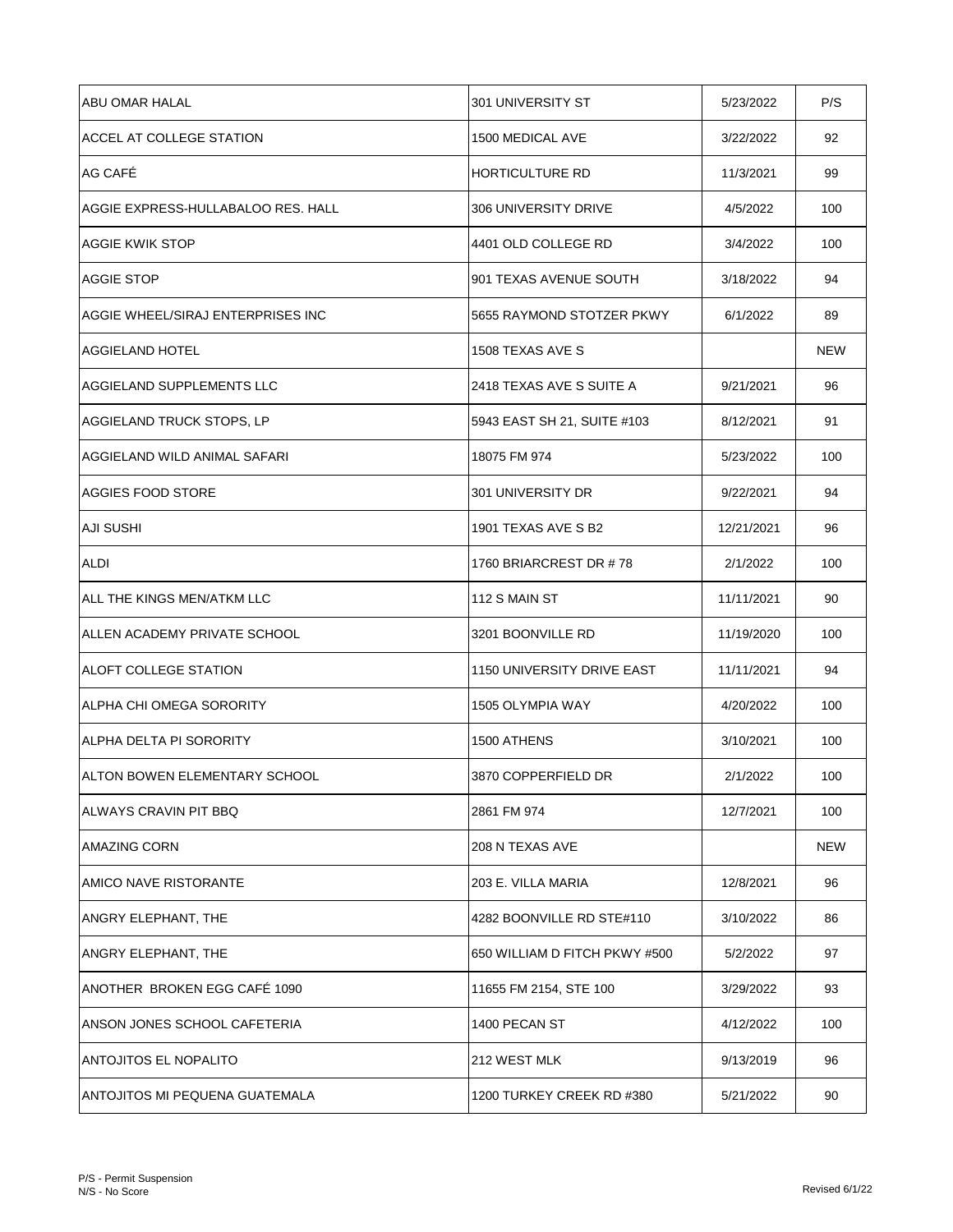| ABU OMAR HALAL | 301 UNIVERSITY ST | 5/23/2022 | P/S |
|---|---|---|---|
| ACCEL AT COLLEGE STATION | 1500 MEDICAL AVE | 3/22/2022 | 92 |
| AG CAFÉ | HORTICULTURE RD | 11/3/2021 | 99 |
| AGGIE EXPRESS-HULLABALOO RES. HALL | 306 UNIVERSITY DRIVE | 4/5/2022 | 100 |
| AGGIE KWIK STOP | 4401 OLD COLLEGE RD | 3/4/2022 | 100 |
| AGGIE STOP | 901 TEXAS AVENUE SOUTH | 3/18/2022 | 94 |
| AGGIE WHEEL/SIRAJ ENTERPRISES INC | 5655 RAYMOND STOTZER PKWY | 6/1/2022 | 89 |
| AGGIELAND HOTEL | 1508 TEXAS AVE S | | NEW |
| AGGIELAND SUPPLEMENTS LLC | 2418 TEXAS AVE S SUITE A | 9/21/2021 | 96 |
| AGGIELAND TRUCK STOPS, LP | 5943 EAST SH 21, SUITE #103 | 8/12/2021 | 91 |
| AGGIELAND WILD ANIMAL SAFARI | 18075 FM 974 | 5/23/2022 | 100 |
| AGGIES FOOD STORE | 301 UNIVERSITY DR | 9/22/2021 | 94 |
| AJI SUSHI | 1901 TEXAS AVE S B2 | 12/21/2021 | 96 |
| ALDI | 1760 BRIARCREST DR # 78 | 2/1/2022 | 100 |
| ALL THE KINGS MEN/ATKM LLC | 112 S MAIN ST | 11/11/2021 | 90 |
| ALLEN ACADEMY PRIVATE SCHOOL | 3201 BOONVILLE RD | 11/19/2020 | 100 |
| ALOFT COLLEGE STATION | 1150 UNIVERSITY DRIVE EAST | 11/11/2021 | 94 |
| ALPHA CHI OMEGA SORORITY | 1505 OLYMPIA WAY | 4/20/2022 | 100 |
| ALPHA DELTA PI SORORITY | 1500 ATHENS | 3/10/2021 | 100 |
| ALTON BOWEN ELEMENTARY SCHOOL | 3870 COPPERFIELD DR | 2/1/2022 | 100 |
| ALWAYS CRAVIN PIT BBQ | 2861 FM 974 | 12/7/2021 | 100 |
| AMAZING CORN | 208 N TEXAS AVE | | NEW |
| AMICO NAVE RISTORANTE | 203 E. VILLA MARIA | 12/8/2021 | 96 |
| ANGRY ELEPHANT, THE | 4282 BOONVILLE RD STE#110 | 3/10/2022 | 86 |
| ANGRY ELEPHANT, THE | 650 WILLIAM D FITCH PKWY #500 | 5/2/2022 | 97 |
| ANOTHER BROKEN EGG CAFÉ 1090 | 11655 FM 2154, STE 100 | 3/29/2022 | 93 |
| ANSON JONES SCHOOL CAFETERIA | 1400 PECAN ST | 4/12/2022 | 100 |
| ANTOJITOS EL NOPALITO | 212 WEST MLK | 9/13/2019 | 96 |
| ANTOJITOS MI PEQUENA GUATEMALA | 1200 TURKEY CREEK RD #380 | 5/21/2022 | 90 |

P/S - Permit Suspension
N/S - No Score

Revised 6/1/22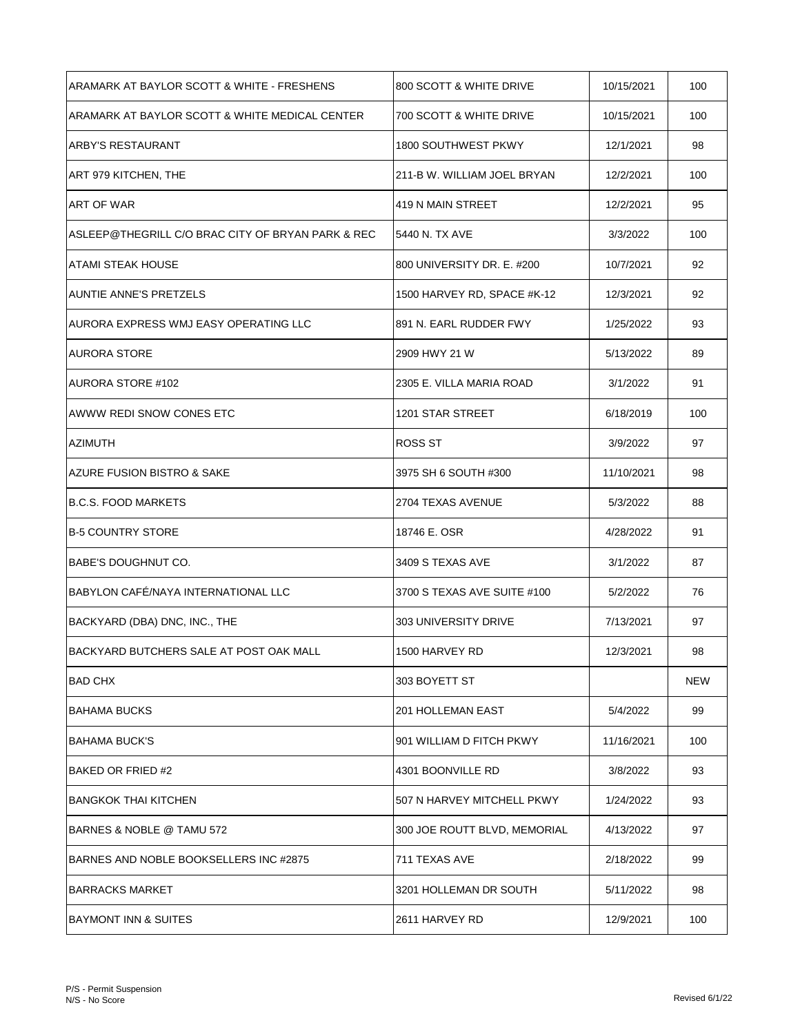| | | | |
|---|---|---|---|
| ARAMARK AT BAYLOR SCOTT & WHITE - FRESHENS | 800 SCOTT & WHITE DRIVE | 10/15/2021 | 100 |
| ARAMARK AT BAYLOR SCOTT & WHITE MEDICAL CENTER | 700 SCOTT & WHITE DRIVE | 10/15/2021 | 100 |
| ARBY'S RESTAURANT | 1800 SOUTHWEST PKWY | 12/1/2021 | 98 |
| ART 979 KITCHEN, THE | 211-B W. WILLIAM JOEL BRYAN | 12/2/2021 | 100 |
| ART OF WAR | 419 N MAIN STREET | 12/2/2021 | 95 |
| ASLEEP@THEGRILL C/O BRAC CITY OF BRYAN PARK & REC | 5440 N. TX AVE | 3/3/2022 | 100 |
| ATAMI STEAK HOUSE | 800 UNIVERSITY DR. E. #200 | 10/7/2021 | 92 |
| AUNTIE ANNE'S PRETZELS | 1500 HARVEY RD, SPACE #K-12 | 12/3/2021 | 92 |
| AURORA EXPRESS WMJ EASY OPERATING LLC | 891 N. EARL RUDDER FWY | 1/25/2022 | 93 |
| AURORA STORE | 2909 HWY 21 W | 5/13/2022 | 89 |
| AURORA STORE #102 | 2305 E. VILLA MARIA ROAD | 3/1/2022 | 91 |
| AWWW REDI SNOW CONES ETC | 1201 STAR STREET | 6/18/2019 | 100 |
| AZIMUTH | ROSS ST | 3/9/2022 | 97 |
| AZURE FUSION BISTRO & SAKE | 3975 SH 6 SOUTH #300 | 11/10/2021 | 98 |
| B.C.S. FOOD MARKETS | 2704 TEXAS AVENUE | 5/3/2022 | 88 |
| B-5 COUNTRY STORE | 18746 E. OSR | 4/28/2022 | 91 |
| BABE'S DOUGHNUT CO. | 3409 S TEXAS AVE | 3/1/2022 | 87 |
| BABYLON CAFÉ/NAYA INTERNATIONAL LLC | 3700 S TEXAS AVE SUITE #100 | 5/2/2022 | 76 |
| BACKYARD (DBA) DNC, INC., THE | 303 UNIVERSITY DRIVE | 7/13/2021 | 97 |
| BACKYARD BUTCHERS SALE AT POST OAK MALL | 1500 HARVEY RD | 12/3/2021 | 98 |
| BAD CHX | 303 BOYETT ST | | NEW |
| BAHAMA BUCKS | 201 HOLLEMAN EAST | 5/4/2022 | 99 |
| BAHAMA BUCK'S | 901 WILLIAM D FITCH PKWY | 11/16/2021 | 100 |
| BAKED OR FRIED #2 | 4301 BOONVILLE RD | 3/8/2022 | 93 |
| BANGKOK THAI KITCHEN | 507 N HARVEY MITCHELL PKWY | 1/24/2022 | 93 |
| BARNES & NOBLE @ TAMU 572 | 300 JOE ROUTT BLVD, MEMORIAL | 4/13/2022 | 97 |
| BARNES AND NOBLE BOOKSELLERS INC #2875 | 711 TEXAS AVE | 2/18/2022 | 99 |
| BARRACKS MARKET | 3201 HOLLEMAN DR SOUTH | 5/11/2022 | 98 |
| BAYMONT INN & SUITES | 2611 HARVEY RD | 12/9/2021 | 100 |

P/S - Permit Suspension
N/S - No Score

Revised 6/1/22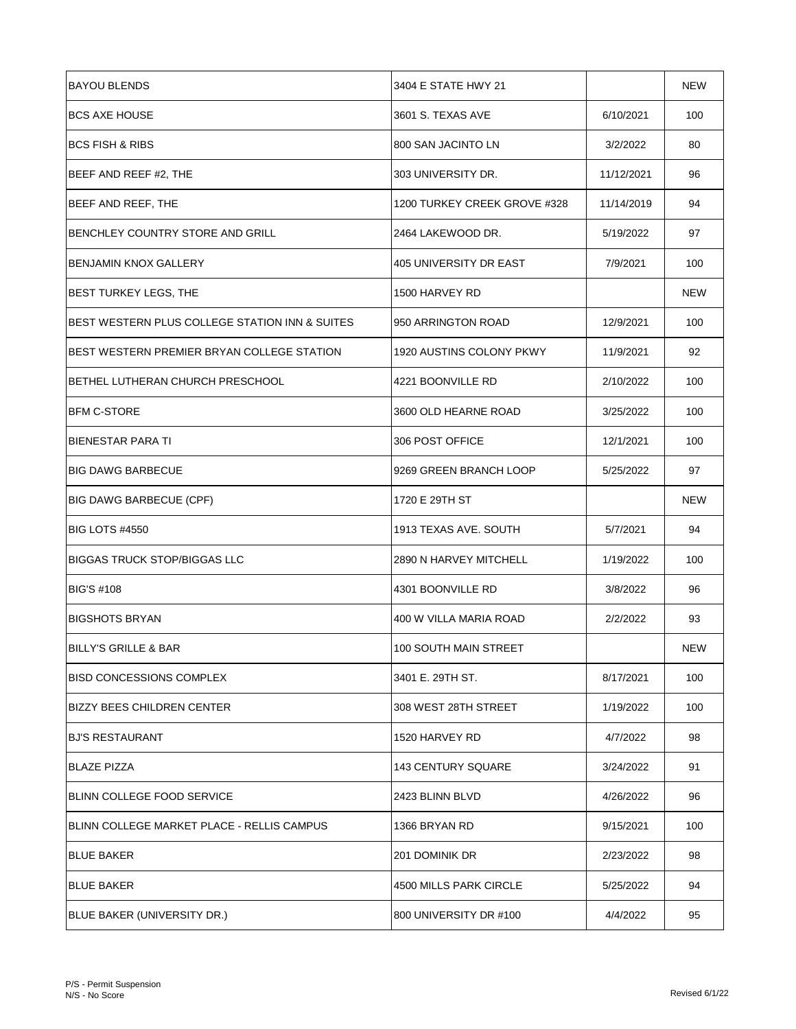| | | | |
|---|---|---|---|
| BAYOU BLENDS | 3404 E STATE HWY 21 | | NEW |
| BCS AXE HOUSE | 3601 S. TEXAS AVE | 6/10/2021 | 100 |
| BCS FISH & RIBS | 800 SAN JACINTO LN | 3/2/2022 | 80 |
| BEEF AND REEF #2, THE | 303 UNIVERSITY DR. | 11/12/2021 | 96 |
| BEEF AND REEF, THE | 1200 TURKEY CREEK GROVE #328 | 11/14/2019 | 94 |
| BENCHLEY COUNTRY STORE AND GRILL | 2464 LAKEWOOD DR. | 5/19/2022 | 97 |
| BENJAMIN KNOX GALLERY | 405 UNIVERSITY DR EAST | 7/9/2021 | 100 |
| BEST TURKEY LEGS, THE | 1500 HARVEY RD | | NEW |
| BEST WESTERN PLUS COLLEGE STATION INN & SUITES | 950 ARRINGTON ROAD | 12/9/2021 | 100 |
| BEST WESTERN PREMIER BRYAN COLLEGE STATION | 1920 AUSTINS COLONY PKWY | 11/9/2021 | 92 |
| BETHEL LUTHERAN CHURCH PRESCHOOL | 4221 BOONVILLE RD | 2/10/2022 | 100 |
| BFM C-STORE | 3600 OLD HEARNE ROAD | 3/25/2022 | 100 |
| BIENESTAR PARA TI | 306 POST OFFICE | 12/1/2021 | 100 |
| BIG DAWG BARBECUE | 9269 GREEN BRANCH LOOP | 5/25/2022 | 97 |
| BIG DAWG BARBECUE (CPF) | 1720 E 29TH ST | | NEW |
| BIG LOTS #4550 | 1913 TEXAS AVE. SOUTH | 5/7/2021 | 94 |
| BIGGAS TRUCK STOP/BIGGAS LLC | 2890 N HARVEY MITCHELL | 1/19/2022 | 100 |
| BIG'S #108 | 4301 BOONVILLE RD | 3/8/2022 | 96 |
| BIGSHOTS BRYAN | 400 W VILLA MARIA ROAD | 2/2/2022 | 93 |
| BILLY'S GRILLE & BAR | 100 SOUTH MAIN STREET | | NEW |
| BISD CONCESSIONS COMPLEX | 3401 E. 29TH ST. | 8/17/2021 | 100 |
| BIZZY BEES CHILDREN CENTER | 308 WEST 28TH STREET | 1/19/2022 | 100 |
| BJ'S RESTAURANT | 1520 HARVEY RD | 4/7/2022 | 98 |
| BLAZE PIZZA | 143 CENTURY SQUARE | 3/24/2022 | 91 |
| BLINN COLLEGE FOOD SERVICE | 2423 BLINN BLVD | 4/26/2022 | 96 |
| BLINN COLLEGE MARKET PLACE - RELLIS CAMPUS | 1366 BRYAN RD | 9/15/2021 | 100 |
| BLUE BAKER | 201 DOMINIK DR | 2/23/2022 | 98 |
| BLUE BAKER | 4500 MILLS PARK CIRCLE | 5/25/2022 | 94 |
| BLUE BAKER (UNIVERSITY DR.) | 800 UNIVERSITY DR #100 | 4/4/2022 | 95 |

P/S - Permit Suspension
N/S - No Score

Revised 6/1/22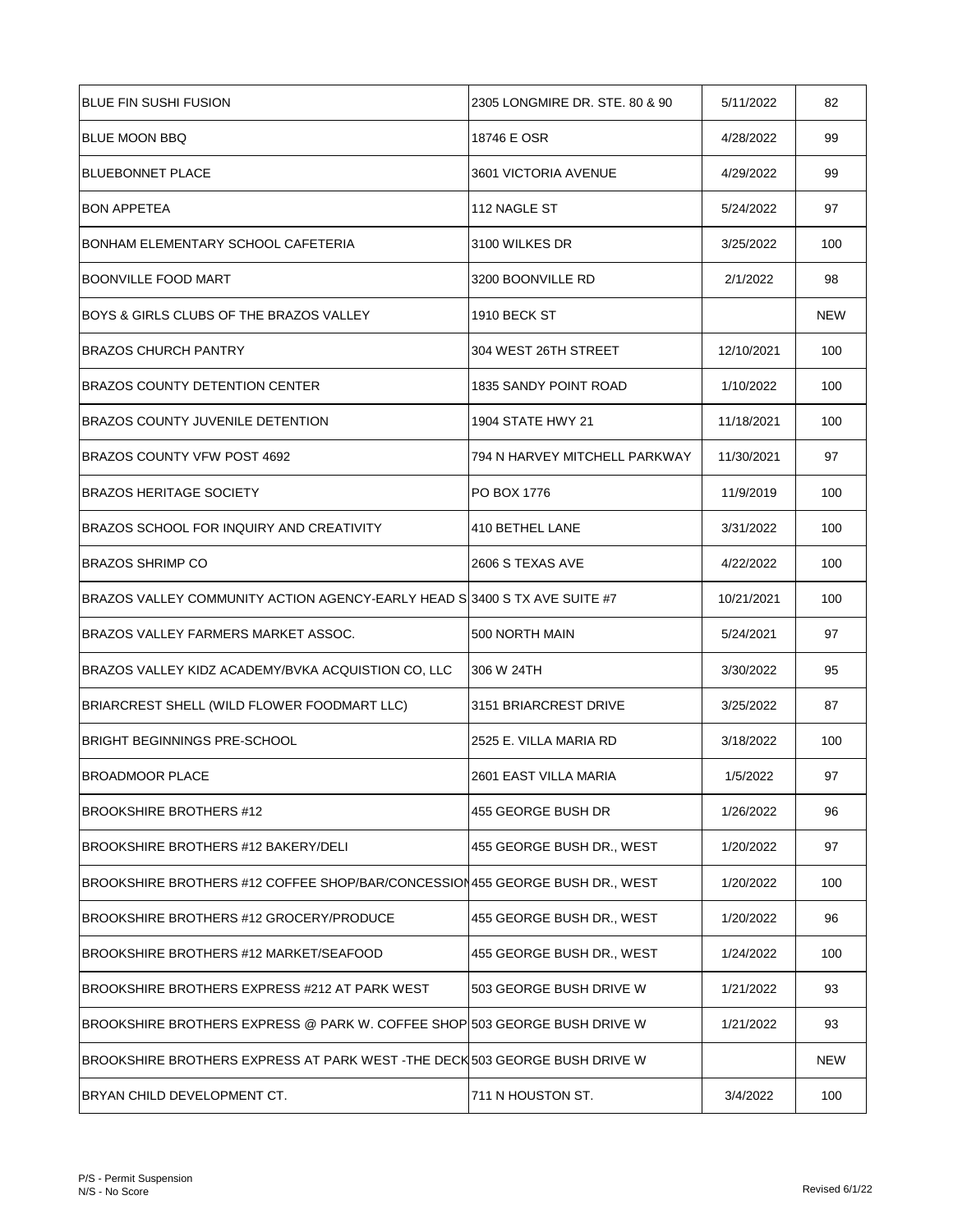| | | | |
|---|---|---|---|
| BLUE FIN SUSHI FUSION | 2305 LONGMIRE DR. STE. 80 & 90 | 5/11/2022 | 82 |
| BLUE MOON BBQ | 18746 E OSR | 4/28/2022 | 99 |
| BLUEBONNET PLACE | 3601 VICTORIA AVENUE | 4/29/2022 | 99 |
| BON APPETEA | 112 NAGLE ST | 5/24/2022 | 97 |
| BONHAM ELEMENTARY SCHOOL CAFETERIA | 3100 WILKES DR | 3/25/2022 | 100 |
| BOONVILLE FOOD MART | 3200 BOONVILLE RD | 2/1/2022 | 98 |
| BOYS & GIRLS CLUBS OF THE BRAZOS VALLEY | 1910 BECK ST | | NEW |
| BRAZOS CHURCH PANTRY | 304 WEST 26TH STREET | 12/10/2021 | 100 |
| BRAZOS COUNTY DETENTION CENTER | 1835 SANDY POINT ROAD | 1/10/2022 | 100 |
| BRAZOS COUNTY JUVENILE DETENTION | 1904 STATE HWY 21 | 11/18/2021 | 100 |
| BRAZOS COUNTY VFW POST 4692 | 794 N HARVEY MITCHELL PARKWAY | 11/30/2021 | 97 |
| BRAZOS HERITAGE SOCIETY | PO BOX 1776 | 11/9/2019 | 100 |
| BRAZOS SCHOOL FOR INQUIRY AND CREATIVITY | 410 BETHEL LANE | 3/31/2022 | 100 |
| BRAZOS SHRIMP CO | 2606 S TEXAS AVE | 4/22/2022 | 100 |
| BRAZOS VALLEY COMMUNITY ACTION AGENCY-EARLY HEAD S | 3400 S TX AVE SUITE #7 | 10/21/2021 | 100 |
| BRAZOS VALLEY FARMERS MARKET ASSOC. | 500 NORTH MAIN | 5/24/2021 | 97 |
| BRAZOS VALLEY KIDZ ACADEMY/BVKA ACQUISTION CO, LLC | 306 W 24TH | 3/30/2022 | 95 |
| BRIARCREST SHELL (WILD FLOWER FOODMART LLC) | 3151 BRIARCREST DRIVE | 3/25/2022 | 87 |
| BRIGHT BEGINNINGS PRE-SCHOOL | 2525 E. VILLA MARIA RD | 3/18/2022 | 100 |
| BROADMOOR PLACE | 2601 EAST VILLA MARIA | 1/5/2022 | 97 |
| BROOKSHIRE BROTHERS #12 | 455 GEORGE BUSH DR | 1/26/2022 | 96 |
| BROOKSHIRE BROTHERS #12 BAKERY/DELI | 455 GEORGE BUSH DR., WEST | 1/20/2022 | 97 |
| BROOKSHIRE BROTHERS #12 COFFEE SHOP/BAR/CONCESSION | 455 GEORGE BUSH DR., WEST | 1/20/2022 | 100 |
| BROOKSHIRE BROTHERS #12 GROCERY/PRODUCE | 455 GEORGE BUSH DR., WEST | 1/20/2022 | 96 |
| BROOKSHIRE BROTHERS #12 MARKET/SEAFOOD | 455 GEORGE BUSH DR., WEST | 1/24/2022 | 100 |
| BROOKSHIRE BROTHERS EXPRESS #212 AT PARK WEST | 503 GEORGE BUSH DRIVE W | 1/21/2022 | 93 |
| BROOKSHIRE BROTHERS EXPRESS @ PARK W. COFFEE SHOP | 503 GEORGE BUSH DRIVE W | 1/21/2022 | 93 |
| BROOKSHIRE BROTHERS EXPRESS AT PARK WEST -THE DECK | 503 GEORGE BUSH DRIVE W | | NEW |
| BRYAN CHILD DEVELOPMENT CT. | 711 N HOUSTON ST. | 3/4/2022 | 100 |

P/S - Permit Suspension
N/S - No Score

Revised 6/1/22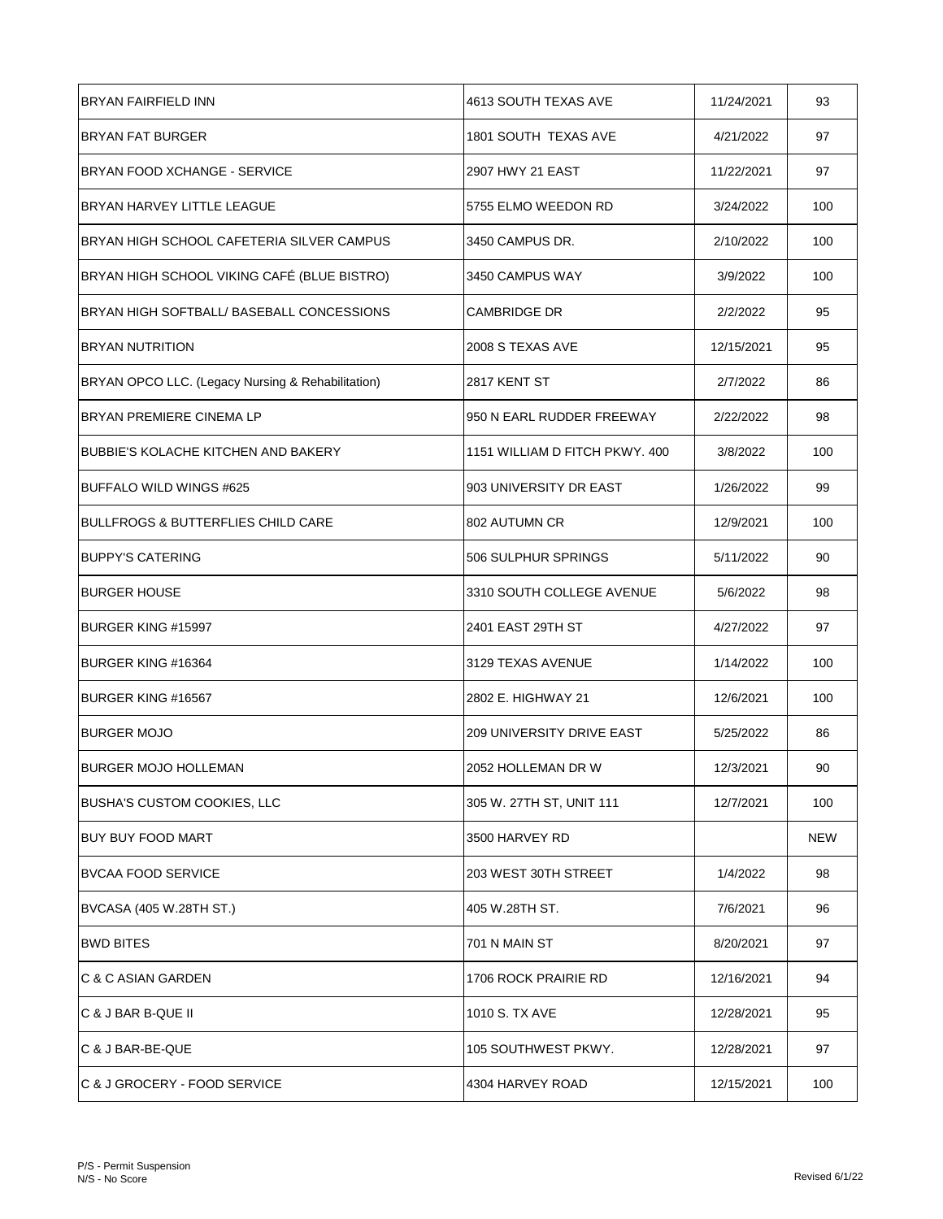| | | | |
|---|---|---|---|
| BRYAN FAIRFIELD INN | 4613 SOUTH TEXAS AVE | 11/24/2021 | 93 |
| BRYAN FAT BURGER | 1801 SOUTH TEXAS AVE | 4/21/2022 | 97 |
| BRYAN FOOD XCHANGE - SERVICE | 2907 HWY 21 EAST | 11/22/2021 | 97 |
| BRYAN HARVEY LITTLE LEAGUE | 5755 ELMO WEEDON RD | 3/24/2022 | 100 |
| BRYAN HIGH SCHOOL CAFETERIA SILVER CAMPUS | 3450 CAMPUS DR. | 2/10/2022 | 100 |
| BRYAN HIGH SCHOOL VIKING CAFÉ (BLUE BISTRO) | 3450 CAMPUS WAY | 3/9/2022 | 100 |
| BRYAN HIGH SOFTBALL/ BASEBALL CONCESSIONS | CAMBRIDGE DR | 2/2/2022 | 95 |
| BRYAN NUTRITION | 2008 S TEXAS AVE | 12/15/2021 | 95 |
| BRYAN OPCO LLC. (Legacy Nursing & Rehabilitation) | 2817 KENT ST | 2/7/2022 | 86 |
| BRYAN PREMIERE CINEMA LP | 950 N EARL RUDDER FREEWAY | 2/22/2022 | 98 |
| BUBBIE'S KOLACHE KITCHEN AND BAKERY | 1151 WILLIAM D FITCH PKWY. 400 | 3/8/2022 | 100 |
| BUFFALO WILD WINGS #625 | 903 UNIVERSITY DR EAST | 1/26/2022 | 99 |
| BULLFROGS & BUTTERFLIES CHILD CARE | 802 AUTUMN CR | 12/9/2021 | 100 |
| BUPPY'S CATERING | 506 SULPHUR SPRINGS | 5/11/2022 | 90 |
| BURGER HOUSE | 3310 SOUTH COLLEGE AVENUE | 5/6/2022 | 98 |
| BURGER KING #15997 | 2401 EAST 29TH ST | 4/27/2022 | 97 |
| BURGER KING #16364 | 3129 TEXAS AVENUE | 1/14/2022 | 100 |
| BURGER KING #16567 | 2802 E. HIGHWAY 21 | 12/6/2021 | 100 |
| BURGER MOJO | 209 UNIVERSITY DRIVE EAST | 5/25/2022 | 86 |
| BURGER MOJO HOLLEMAN | 2052 HOLLEMAN DR W | 12/3/2021 | 90 |
| BUSHA'S CUSTOM COOKIES, LLC | 305 W. 27TH ST, UNIT 111 | 12/7/2021 | 100 |
| BUY BUY FOOD MART | 3500 HARVEY RD | | NEW |
| BVCAA FOOD SERVICE | 203 WEST 30TH STREET | 1/4/2022 | 98 |
| BVCASA (405 W.28TH ST.) | 405 W.28TH ST. | 7/6/2021 | 96 |
| BWD BITES | 701 N MAIN ST | 8/20/2021 | 97 |
| C & C ASIAN GARDEN | 1706 ROCK PRAIRIE RD | 12/16/2021 | 94 |
| C & J BAR B-QUE II | 1010 S. TX AVE | 12/28/2021 | 95 |
| C & J BAR-BE-QUE | 105 SOUTHWEST PKWY. | 12/28/2021 | 97 |
| C & J GROCERY - FOOD SERVICE | 4304 HARVEY ROAD | 12/15/2021 | 100 |

P/S - Permit Suspension
N/S - No Score

Revised 6/1/22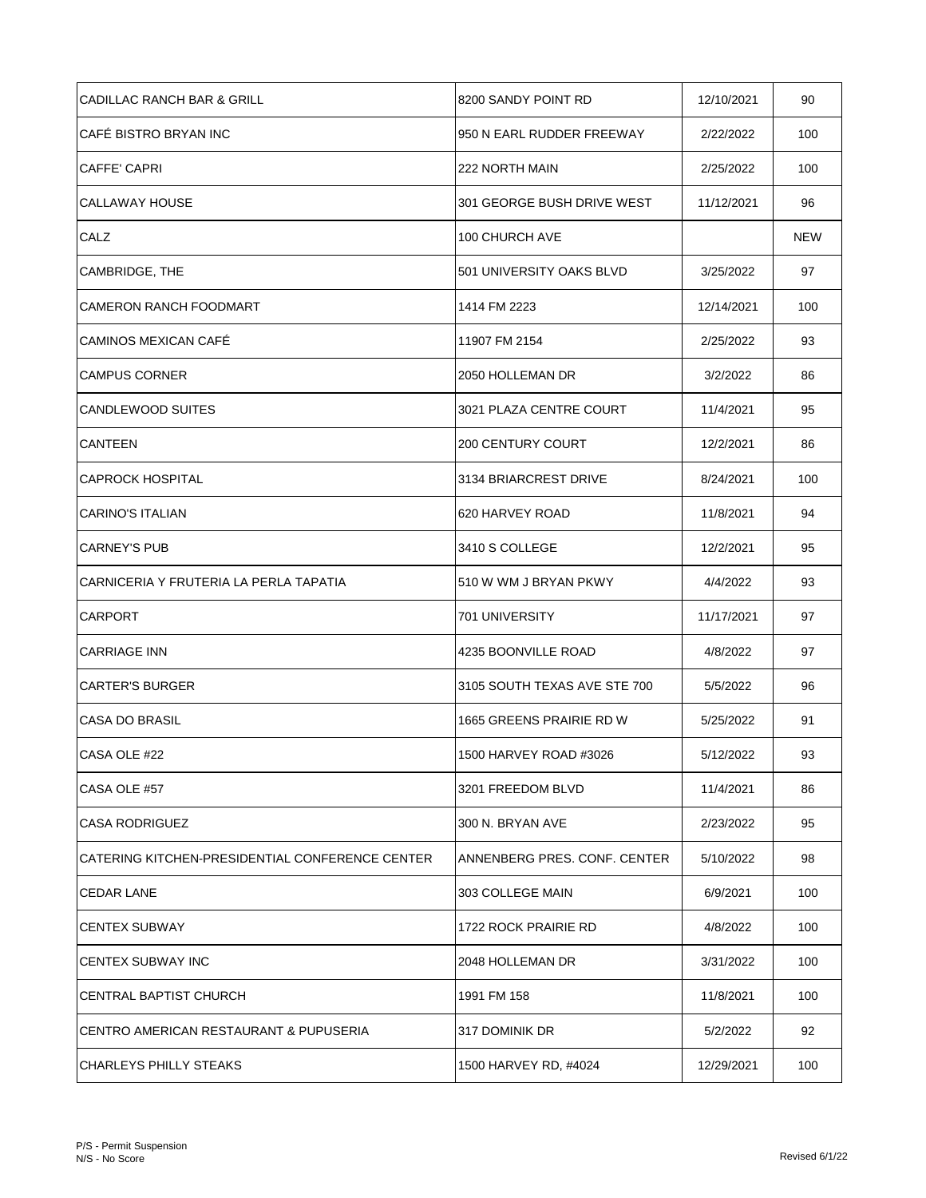| | | | |
|---|---|---|---|
| CADILLAC RANCH BAR & GRILL | 8200 SANDY POINT RD | 12/10/2021 | 90 |
| CAFÉ BISTRO BRYAN INC | 950 N EARL RUDDER FREEWAY | 2/22/2022 | 100 |
| CAFFE' CAPRI | 222 NORTH MAIN | 2/25/2022 | 100 |
| CALLAWAY HOUSE | 301 GEORGE BUSH DRIVE WEST | 11/12/2021 | 96 |
| CALZ | 100 CHURCH AVE | | NEW |
| CAMBRIDGE, THE | 501 UNIVERSITY OAKS BLVD | 3/25/2022 | 97 |
| CAMERON RANCH FOODMART | 1414 FM 2223 | 12/14/2021 | 100 |
| CAMINOS MEXICAN CAFÉ | 11907 FM 2154 | 2/25/2022 | 93 |
| CAMPUS CORNER | 2050 HOLLEMAN DR | 3/2/2022 | 86 |
| CANDLEWOOD SUITES | 3021 PLAZA CENTRE COURT | 11/4/2021 | 95 |
| CANTEEN | 200 CENTURY COURT | 12/2/2021 | 86 |
| CAPROCK HOSPITAL | 3134 BRIARCREST DRIVE | 8/24/2021 | 100 |
| CARINO'S ITALIAN | 620 HARVEY ROAD | 11/8/2021 | 94 |
| CARNEY'S PUB | 3410 S COLLEGE | 12/2/2021 | 95 |
| CARNICERIA Y FRUTERIA LA PERLA TAPATIA | 510 W WM J BRYAN PKWY | 4/4/2022 | 93 |
| CARPORT | 701 UNIVERSITY | 11/17/2021 | 97 |
| CARRIAGE INN | 4235 BOONVILLE ROAD | 4/8/2022 | 97 |
| CARTER'S BURGER | 3105 SOUTH TEXAS AVE STE 700 | 5/5/2022 | 96 |
| CASA DO BRASIL | 1665 GREENS PRAIRIE RD W | 5/25/2022 | 91 |
| CASA OLE #22 | 1500 HARVEY ROAD #3026 | 5/12/2022 | 93 |
| CASA OLE #57 | 3201 FREEDOM BLVD | 11/4/2021 | 86 |
| CASA RODRIGUEZ | 300 N. BRYAN AVE | 2/23/2022 | 95 |
| CATERING KITCHEN-PRESIDENTIAL CONFERENCE CENTER | ANNENBERG PRES. CONF. CENTER | 5/10/2022 | 98 |
| CEDAR LANE | 303 COLLEGE MAIN | 6/9/2021 | 100 |
| CENTEX SUBWAY | 1722 ROCK PRAIRIE RD | 4/8/2022 | 100 |
| CENTEX SUBWAY INC | 2048 HOLLEMAN DR | 3/31/2022 | 100 |
| CENTRAL BAPTIST CHURCH | 1991 FM 158 | 11/8/2021 | 100 |
| CENTRO AMERICAN RESTAURANT & PUPUSERIA | 317 DOMINIK DR | 5/2/2022 | 92 |
| CHARLEYS PHILLY STEAKS | 1500 HARVEY RD, #4024 | 12/29/2021 | 100 |

P/S - Permit Suspension
N/S - No Score

Revised 6/1/22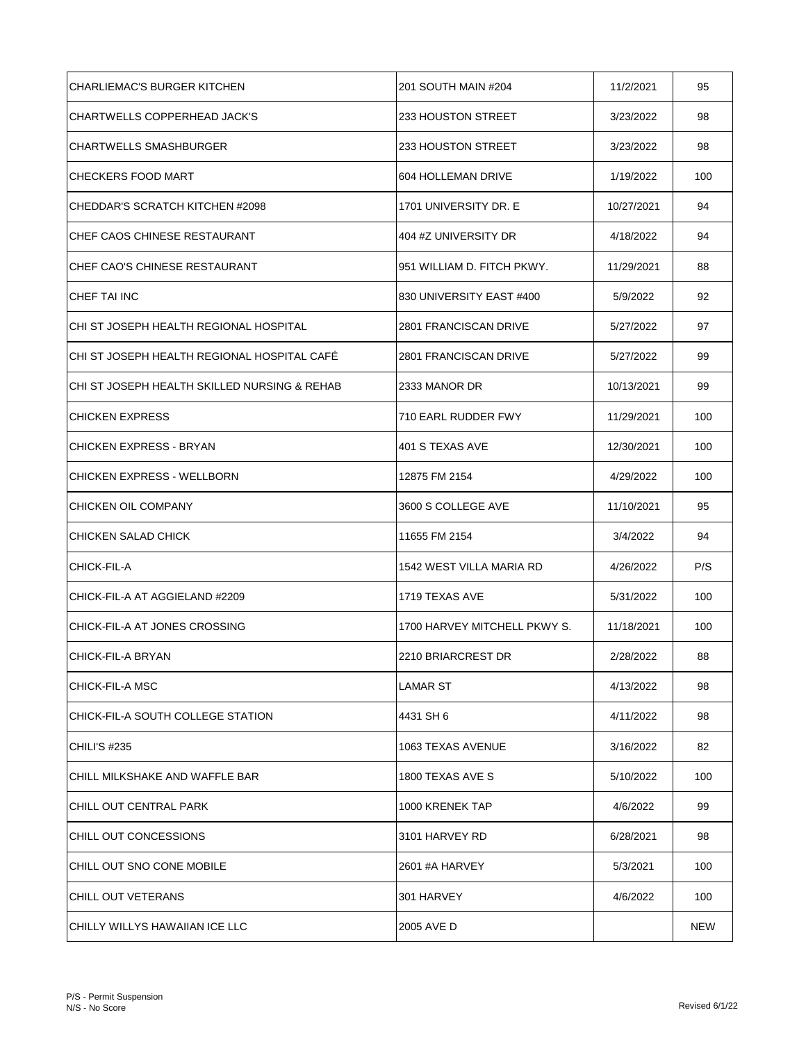| | | | |
|---|---|---|---|
| CHARLIEMAC'S BURGER KITCHEN | 201 SOUTH MAIN #204 | 11/2/2021 | 95 |
| CHARTWELLS COPPERHEAD JACK'S | 233 HOUSTON STREET | 3/23/2022 | 98 |
| CHARTWELLS SMASHBURGER | 233 HOUSTON STREET | 3/23/2022 | 98 |
| CHECKERS FOOD MART | 604 HOLLEMAN DRIVE | 1/19/2022 | 100 |
| CHEDDAR'S SCRATCH KITCHEN #2098 | 1701 UNIVERSITY DR. E | 10/27/2021 | 94 |
| CHEF CAOS CHINESE RESTAURANT | 404 #Z UNIVERSITY DR | 4/18/2022 | 94 |
| CHEF CAO'S CHINESE RESTAURANT | 951 WILLIAM D. FITCH PKWY. | 11/29/2021 | 88 |
| CHEF TAI INC | 830 UNIVERSITY EAST #400 | 5/9/2022 | 92 |
| CHI ST JOSEPH HEALTH REGIONAL HOSPITAL | 2801 FRANCISCAN DRIVE | 5/27/2022 | 97 |
| CHI ST JOSEPH HEALTH REGIONAL HOSPITAL CAFÉ | 2801 FRANCISCAN DRIVE | 5/27/2022 | 99 |
| CHI ST JOSEPH HEALTH SKILLED NURSING & REHAB | 2333 MANOR DR | 10/13/2021 | 99 |
| CHICKEN EXPRESS | 710 EARL RUDDER FWY | 11/29/2021 | 100 |
| CHICKEN EXPRESS - BRYAN | 401 S TEXAS AVE | 12/30/2021 | 100 |
| CHICKEN EXPRESS - WELLBORN | 12875 FM 2154 | 4/29/2022 | 100 |
| CHICKEN OIL COMPANY | 3600 S COLLEGE AVE | 11/10/2021 | 95 |
| CHICKEN SALAD CHICK | 11655 FM 2154 | 3/4/2022 | 94 |
| CHICK-FIL-A | 1542 WEST VILLA MARIA RD | 4/26/2022 | P/S |
| CHICK-FIL-A AT AGGIELAND #2209 | 1719 TEXAS AVE | 5/31/2022 | 100 |
| CHICK-FIL-A AT JONES CROSSING | 1700 HARVEY MITCHELL PKWY S. | 11/18/2021 | 100 |
| CHICK-FIL-A BRYAN | 2210 BRIARCREST DR | 2/28/2022 | 88 |
| CHICK-FIL-A MSC | LAMAR ST | 4/13/2022 | 98 |
| CHICK-FIL-A SOUTH COLLEGE STATION | 4431 SH 6 | 4/11/2022 | 98 |
| CHILI'S #235 | 1063 TEXAS AVENUE | 3/16/2022 | 82 |
| CHILL MILKSHAKE AND WAFFLE BAR | 1800 TEXAS AVE S | 5/10/2022 | 100 |
| CHILL OUT CENTRAL PARK | 1000 KRENEK TAP | 4/6/2022 | 99 |
| CHILL OUT CONCESSIONS | 3101 HARVEY RD | 6/28/2021 | 98 |
| CHILL OUT SNO CONE MOBILE | 2601 #A HARVEY | 5/3/2021 | 100 |
| CHILL OUT VETERANS | 301 HARVEY | 4/6/2022 | 100 |
| CHILLY WILLYS HAWAIIAN ICE LLC | 2005 AVE D | | NEW |

P/S - Permit Suspension
N/S - No Score

Revised 6/1/22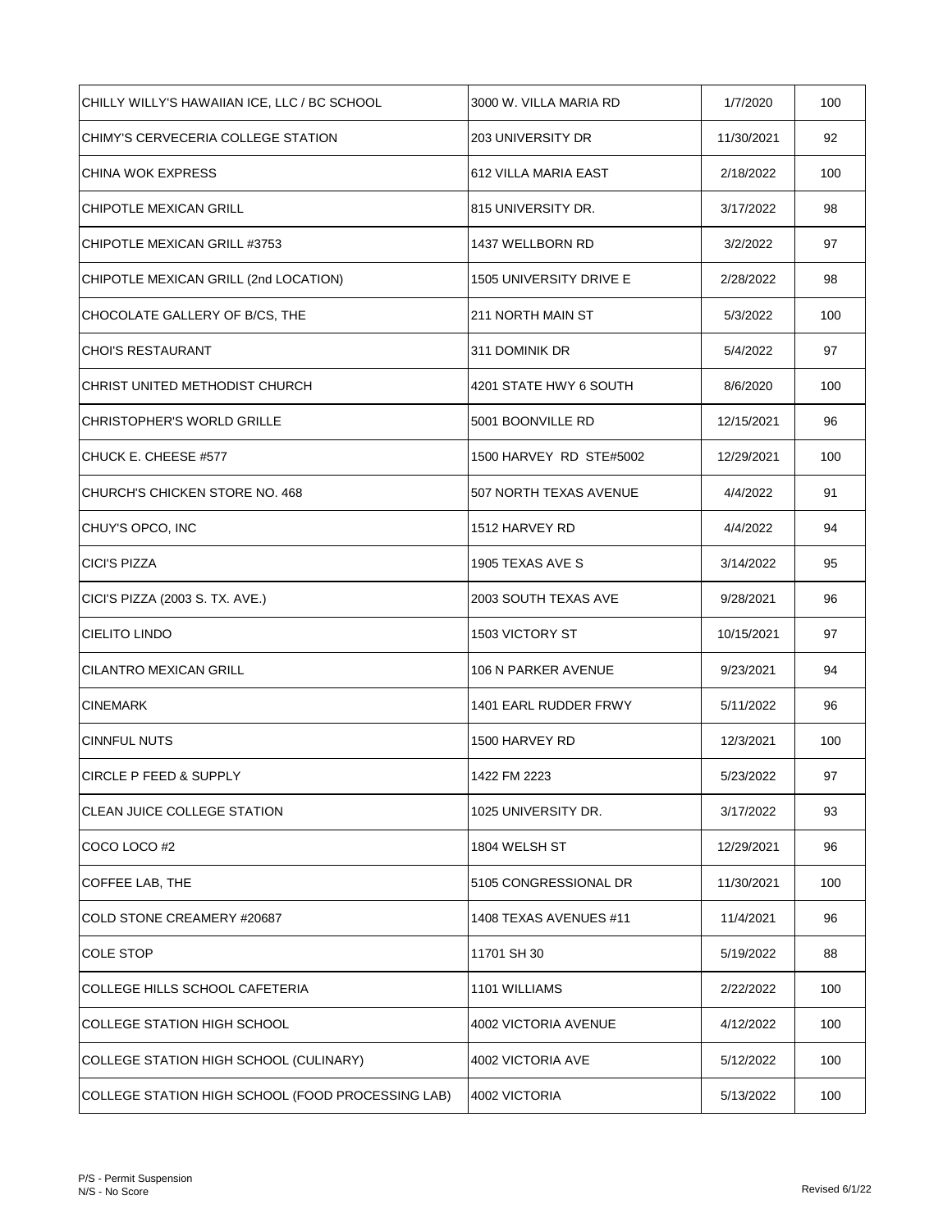| | | | |
|---|---|---|---|
| CHILLY WILLY'S HAWAIIAN ICE, LLC / BC SCHOOL | 3000 W. VILLA MARIA RD | 1/7/2020 | 100 |
| CHIMY'S CERVECERIA COLLEGE STATION | 203 UNIVERSITY DR | 11/30/2021 | 92 |
| CHINA WOK EXPRESS | 612 VILLA MARIA EAST | 2/18/2022 | 100 |
| CHIPOTLE MEXICAN GRILL | 815 UNIVERSITY DR. | 3/17/2022 | 98 |
| CHIPOTLE MEXICAN GRILL #3753 | 1437 WELLBORN RD | 3/2/2022 | 97 |
| CHIPOTLE MEXICAN GRILL (2nd LOCATION) | 1505 UNIVERSITY DRIVE E | 2/28/2022 | 98 |
| CHOCOLATE GALLERY OF B/CS, THE | 211 NORTH MAIN ST | 5/3/2022 | 100 |
| CHOI'S RESTAURANT | 311 DOMINIK DR | 5/4/2022 | 97 |
| CHRIST UNITED METHODIST CHURCH | 4201 STATE HWY 6 SOUTH | 8/6/2020 | 100 |
| CHRISTOPHER'S WORLD GRILLE | 5001 BOONVILLE RD | 12/15/2021 | 96 |
| CHUCK E. CHEESE #577 | 1500 HARVEY RD STE#5002 | 12/29/2021 | 100 |
| CHURCH'S CHICKEN STORE NO. 468 | 507 NORTH TEXAS AVENUE | 4/4/2022 | 91 |
| CHUY'S OPCO, INC | 1512 HARVEY RD | 4/4/2022 | 94 |
| CICI'S PIZZA | 1905 TEXAS AVE S | 3/14/2022 | 95 |
| CICI'S PIZZA (2003 S. TX. AVE.) | 2003 SOUTH TEXAS AVE | 9/28/2021 | 96 |
| CIELITO LINDO | 1503 VICTORY ST | 10/15/2021 | 97 |
| CILANTRO MEXICAN GRILL | 106 N PARKER AVENUE | 9/23/2021 | 94 |
| CINEMARK | 1401 EARL RUDDER FRWY | 5/11/2022 | 96 |
| CINNFUL NUTS | 1500 HARVEY RD | 12/3/2021 | 100 |
| CIRCLE P FEED & SUPPLY | 1422 FM 2223 | 5/23/2022 | 97 |
| CLEAN JUICE COLLEGE STATION | 1025 UNIVERSITY DR. | 3/17/2022 | 93 |
| COCO LOCO #2 | 1804 WELSH ST | 12/29/2021 | 96 |
| COFFEE LAB, THE | 5105 CONGRESSIONAL DR | 11/30/2021 | 100 |
| COLD STONE CREAMERY #20687 | 1408 TEXAS AVENUES #11 | 11/4/2021 | 96 |
| COLE STOP | 11701 SH 30 | 5/19/2022 | 88 |
| COLLEGE HILLS SCHOOL CAFETERIA | 1101 WILLIAMS | 2/22/2022 | 100 |
| COLLEGE STATION HIGH SCHOOL | 4002 VICTORIA AVENUE | 4/12/2022 | 100 |
| COLLEGE STATION HIGH SCHOOL (CULINARY) | 4002 VICTORIA AVE | 5/12/2022 | 100 |
| COLLEGE STATION HIGH SCHOOL (FOOD PROCESSING LAB) | 4002 VICTORIA | 5/13/2022 | 100 |

P/S - Permit Suspension
N/S - No Score

Revised 6/1/22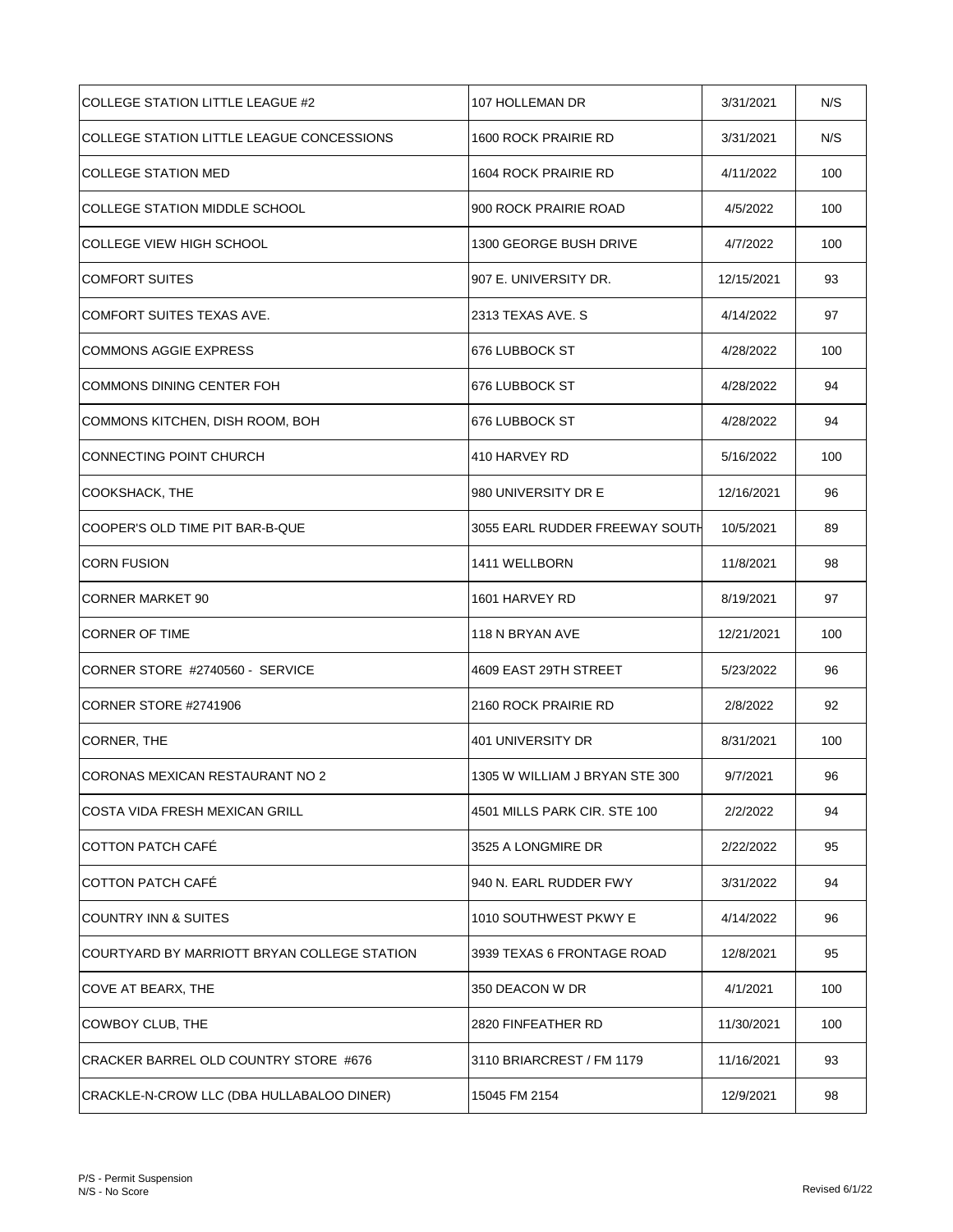| | | | |
|---|---|---|---|
| COLLEGE STATION LITTLE LEAGUE #2 | 107 HOLLEMAN DR | 3/31/2021 | N/S |
| COLLEGE STATION LITTLE LEAGUE CONCESSIONS | 1600 ROCK PRAIRIE RD | 3/31/2021 | N/S |
| COLLEGE STATION MED | 1604 ROCK PRAIRIE RD | 4/11/2022 | 100 |
| COLLEGE STATION MIDDLE SCHOOL | 900 ROCK PRAIRIE ROAD | 4/5/2022 | 100 |
| COLLEGE VIEW HIGH SCHOOL | 1300 GEORGE BUSH DRIVE | 4/7/2022 | 100 |
| COMFORT SUITES | 907 E. UNIVERSITY DR. | 12/15/2021 | 93 |
| COMFORT SUITES TEXAS AVE. | 2313 TEXAS AVE. S | 4/14/2022 | 97 |
| COMMONS AGGIE EXPRESS | 676 LUBBOCK ST | 4/28/2022 | 100 |
| COMMONS DINING CENTER FOH | 676 LUBBOCK ST | 4/28/2022 | 94 |
| COMMONS KITCHEN, DISH ROOM, BOH | 676 LUBBOCK ST | 4/28/2022 | 94 |
| CONNECTING POINT CHURCH | 410 HARVEY RD | 5/16/2022 | 100 |
| COOKSHACK, THE | 980 UNIVERSITY DR E | 12/16/2021 | 96 |
| COOPER'S OLD TIME PIT BAR-B-QUE | 3055 EARL RUDDER FREEWAY SOUTH | 10/5/2021 | 89 |
| CORN FUSION | 1411 WELLBORN | 11/8/2021 | 98 |
| CORNER MARKET 90 | 1601 HARVEY RD | 8/19/2021 | 97 |
| CORNER OF TIME | 118 N BRYAN AVE | 12/21/2021 | 100 |
| CORNER STORE #2740560 - SERVICE | 4609 EAST 29TH STREET | 5/23/2022 | 96 |
| CORNER STORE #2741906 | 2160 ROCK PRAIRIE RD | 2/8/2022 | 92 |
| CORNER, THE | 401 UNIVERSITY DR | 8/31/2021 | 100 |
| CORONAS MEXICAN RESTAURANT NO 2 | 1305 W WILLIAM J BRYAN STE 300 | 9/7/2021 | 96 |
| COSTA VIDA FRESH MEXICAN GRILL | 4501 MILLS PARK CIR. STE 100 | 2/2/2022 | 94 |
| COTTON PATCH CAFÉ | 3525 A LONGMIRE DR | 2/22/2022 | 95 |
| COTTON PATCH CAFÉ | 940 N. EARL RUDDER FWY | 3/31/2022 | 94 |
| COUNTRY INN & SUITES | 1010 SOUTHWEST PKWY E | 4/14/2022 | 96 |
| COURTYARD BY MARRIOTT BRYAN COLLEGE STATION | 3939 TEXAS 6 FRONTAGE ROAD | 12/8/2021 | 95 |
| COVE AT BEARX, THE | 350 DEACON W DR | 4/1/2021 | 100 |
| COWBOY CLUB, THE | 2820 FINFEATHER RD | 11/30/2021 | 100 |
| CRACKER BARREL OLD COUNTRY STORE #676 | 3110 BRIARCREST / FM 1179 | 11/16/2021 | 93 |
| CRACKLE-N-CROW LLC (DBA HULLABALOO DINER) | 15045 FM 2154 | 12/9/2021 | 98 |

P/S - Permit Suspension
N/S - No Score

Revised 6/1/22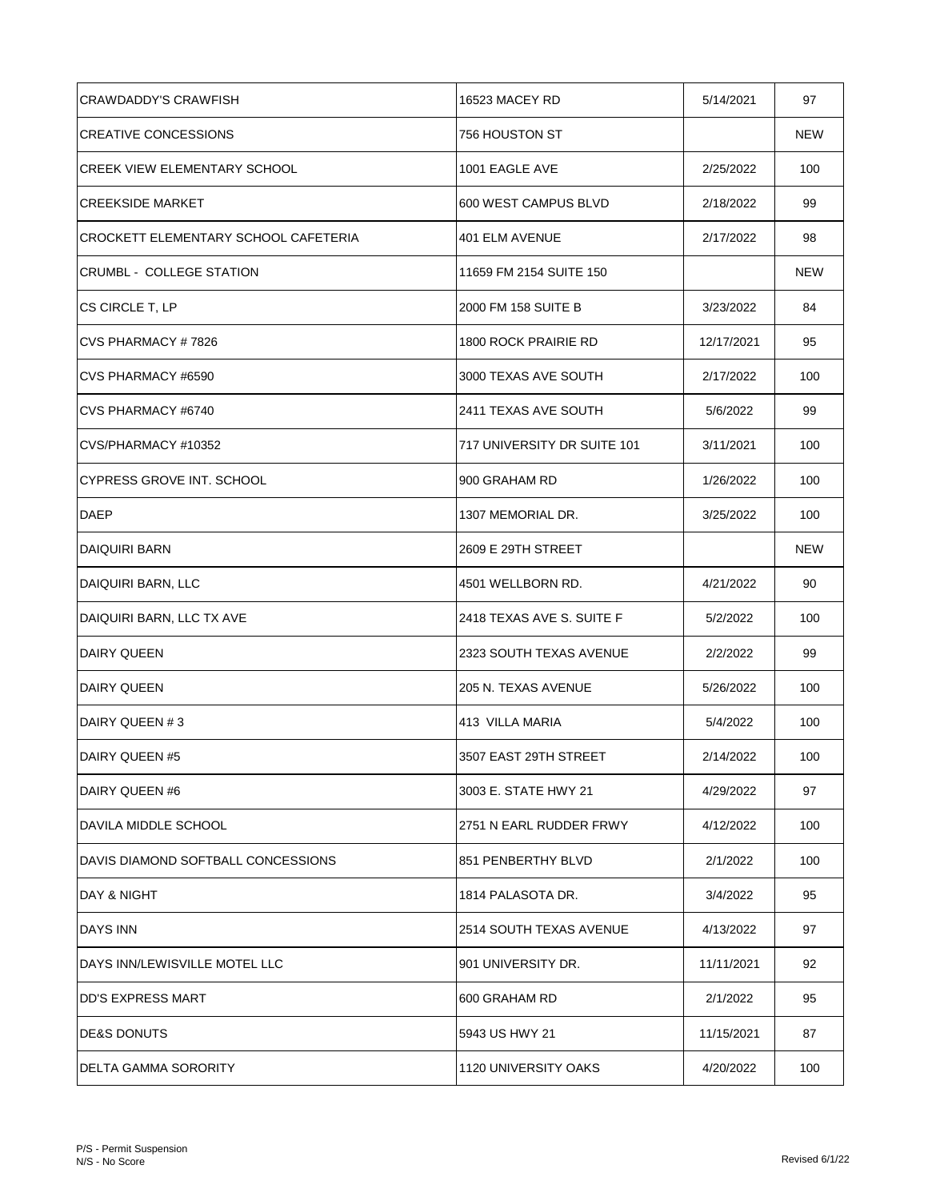| | | | |
|---|---|---|---|
| CRAWDADDY'S CRAWFISH | 16523 MACEY RD | 5/14/2021 | 97 |
| CREATIVE CONCESSIONS | 756 HOUSTON ST | | NEW |
| CREEK VIEW ELEMENTARY SCHOOL | 1001 EAGLE AVE | 2/25/2022 | 100 |
| CREEKSIDE MARKET | 600 WEST CAMPUS BLVD | 2/18/2022 | 99 |
| CROCKETT ELEMENTARY SCHOOL CAFETERIA | 401 ELM AVENUE | 2/17/2022 | 98 |
| CRUMBL - COLLEGE STATION | 11659 FM 2154 SUITE 150 | | NEW |
| CS CIRCLE T, LP | 2000 FM 158 SUITE B | 3/23/2022 | 84 |
| CVS PHARMACY # 7826 | 1800 ROCK PRAIRIE RD | 12/17/2021 | 95 |
| CVS PHARMACY #6590 | 3000 TEXAS AVE SOUTH | 2/17/2022 | 100 |
| CVS PHARMACY #6740 | 2411 TEXAS AVE SOUTH | 5/6/2022 | 99 |
| CVS/PHARMACY #10352 | 717 UNIVERSITY DR SUITE 101 | 3/11/2021 | 100 |
| CYPRESS GROVE INT. SCHOOL | 900 GRAHAM RD | 1/26/2022 | 100 |
| DAEP | 1307 MEMORIAL DR. | 3/25/2022 | 100 |
| DAIQUIRI BARN | 2609 E 29TH STREET | | NEW |
| DAIQUIRI BARN, LLC | 4501 WELLBORN RD. | 4/21/2022 | 90 |
| DAIQUIRI BARN, LLC TX AVE | 2418 TEXAS AVE S. SUITE F | 5/2/2022 | 100 |
| DAIRY QUEEN | 2323 SOUTH TEXAS AVENUE | 2/2/2022 | 99 |
| DAIRY QUEEN | 205 N. TEXAS AVENUE | 5/26/2022 | 100 |
| DAIRY QUEEN # 3 | 413 VILLA MARIA | 5/4/2022 | 100 |
| DAIRY QUEEN #5 | 3507 EAST 29TH STREET | 2/14/2022 | 100 |
| DAIRY QUEEN #6 | 3003 E. STATE HWY 21 | 4/29/2022 | 97 |
| DAVILA MIDDLE SCHOOL | 2751 N EARL RUDDER FRWY | 4/12/2022 | 100 |
| DAVIS DIAMOND SOFTBALL CONCESSIONS | 851 PENBERTHY BLVD | 2/1/2022 | 100 |
| DAY & NIGHT | 1814 PALASOTA DR. | 3/4/2022 | 95 |
| DAYS INN | 2514 SOUTH TEXAS AVENUE | 4/13/2022 | 97 |
| DAYS INN/LEWISVILLE MOTEL LLC | 901 UNIVERSITY DR. | 11/11/2021 | 92 |
| DD'S EXPRESS MART | 600 GRAHAM RD | 2/1/2022 | 95 |
| DE&S DONUTS | 5943 US HWY 21 | 11/15/2021 | 87 |
| DELTA GAMMA SORORITY | 1120 UNIVERSITY OAKS | 4/20/2022 | 100 |

P/S - Permit Suspension
N/S - No Score

Revised 6/1/22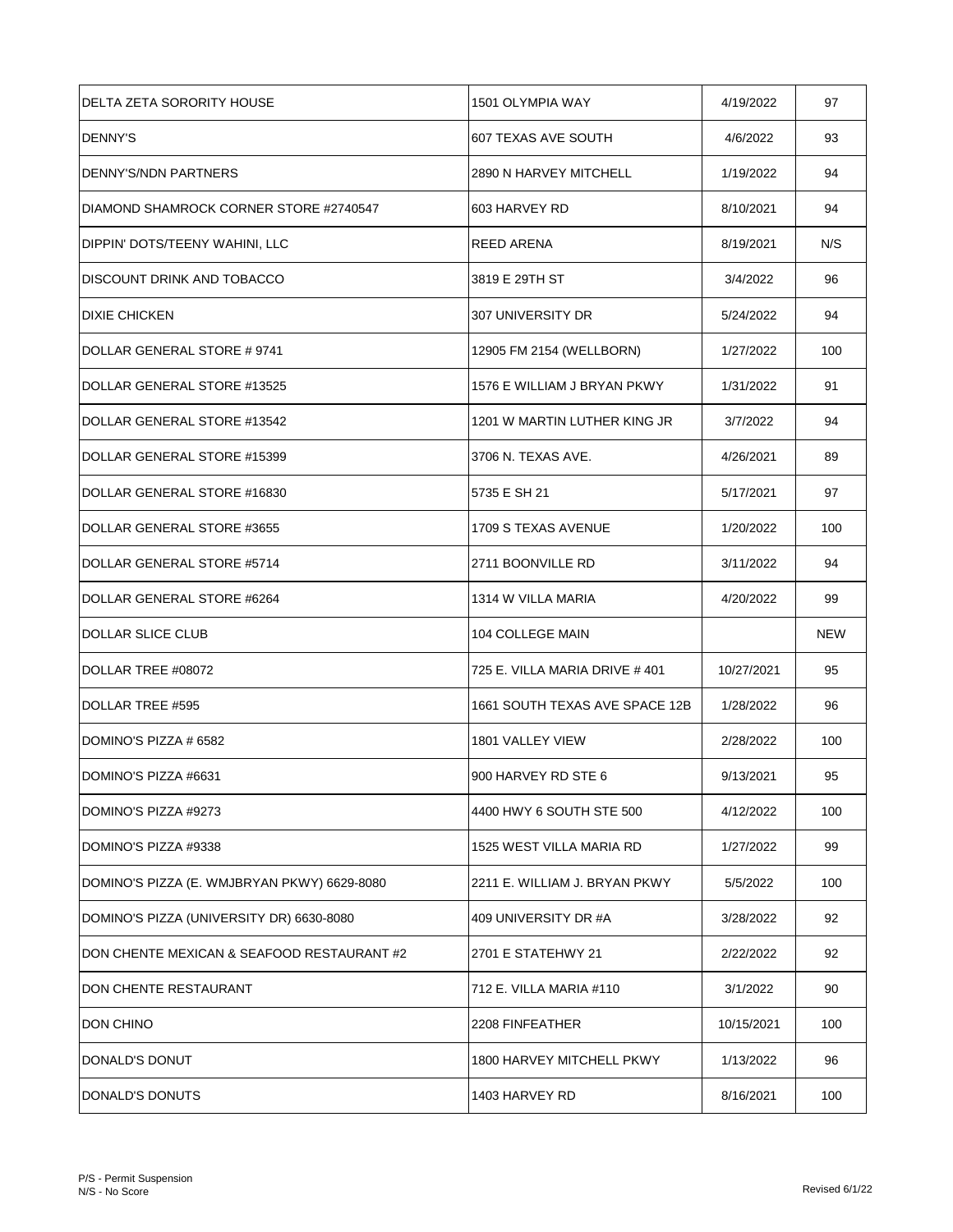| DELTA ZETA SORORITY HOUSE | 1501 OLYMPIA WAY | 4/19/2022 | 97 |
|---|---|---|---|
| DENNY'S | 607 TEXAS AVE SOUTH | 4/6/2022 | 93 |
| DENNY'S/NDN PARTNERS | 2890 N HARVEY MITCHELL | 1/19/2022 | 94 |
| DIAMOND SHAMROCK CORNER STORE #2740547 | 603 HARVEY RD | 8/10/2021 | 94 |
| DIPPIN' DOTS/TEENY WAHINI, LLC | REED ARENA | 8/19/2021 | N/S |
| DISCOUNT DRINK AND TOBACCO | 3819 E 29TH ST | 3/4/2022 | 96 |
| DIXIE CHICKEN | 307 UNIVERSITY DR | 5/24/2022 | 94 |
| DOLLAR GENERAL STORE # 9741 | 12905 FM 2154 (WELLBORN) | 1/27/2022 | 100 |
| DOLLAR GENERAL STORE #13525 | 1576 E WILLIAM J BRYAN PKWY | 1/31/2022 | 91 |
| DOLLAR GENERAL STORE #13542 | 1201 W MARTIN LUTHER KING JR | 3/7/2022 | 94 |
| DOLLAR GENERAL STORE #15399 | 3706 N. TEXAS AVE. | 4/26/2021 | 89 |
| DOLLAR GENERAL STORE #16830 | 5735 E SH 21 | 5/17/2021 | 97 |
| DOLLAR GENERAL STORE #3655 | 1709 S TEXAS AVENUE | 1/20/2022 | 100 |
| DOLLAR GENERAL STORE #5714 | 2711 BOONVILLE RD | 3/11/2022 | 94 |
| DOLLAR GENERAL STORE #6264 | 1314 W VILLA MARIA | 4/20/2022 | 99 |
| DOLLAR SLICE CLUB | 104 COLLEGE MAIN | | NEW |
| DOLLAR TREE #08072 | 725 E. VILLA MARIA DRIVE # 401 | 10/27/2021 | 95 |
| DOLLAR TREE #595 | 1661 SOUTH TEXAS AVE SPACE 12B | 1/28/2022 | 96 |
| DOMINO'S PIZZA # 6582 | 1801 VALLEY VIEW | 2/28/2022 | 100 |
| DOMINO'S PIZZA #6631 | 900 HARVEY RD STE 6 | 9/13/2021 | 95 |
| DOMINO'S PIZZA #9273 | 4400 HWY 6 SOUTH STE 500 | 4/12/2022 | 100 |
| DOMINO'S PIZZA #9338 | 1525 WEST VILLA MARIA RD | 1/27/2022 | 99 |
| DOMINO'S PIZZA (E. WMJBRYAN PKWY) 6629-8080 | 2211 E. WILLIAM J. BRYAN PKWY | 5/5/2022 | 100 |
| DOMINO'S PIZZA (UNIVERSITY DR) 6630-8080 | 409 UNIVERSITY DR #A | 3/28/2022 | 92 |
| DON CHENTE MEXICAN & SEAFOOD RESTAURANT #2 | 2701 E STATEHWY 21 | 2/22/2022 | 92 |
| DON CHENTE RESTAURANT | 712 E. VILLA MARIA #110 | 3/1/2022 | 90 |
| DON CHINO | 2208 FINFEATHER | 10/15/2021 | 100 |
| DONALD'S DONUT | 1800 HARVEY MITCHELL PKWY | 1/13/2022 | 96 |
| DONALD'S DONUTS | 1403 HARVEY RD | 8/16/2021 | 100 |

P/S - Permit Suspension
N/S - No Score

Revised 6/1/22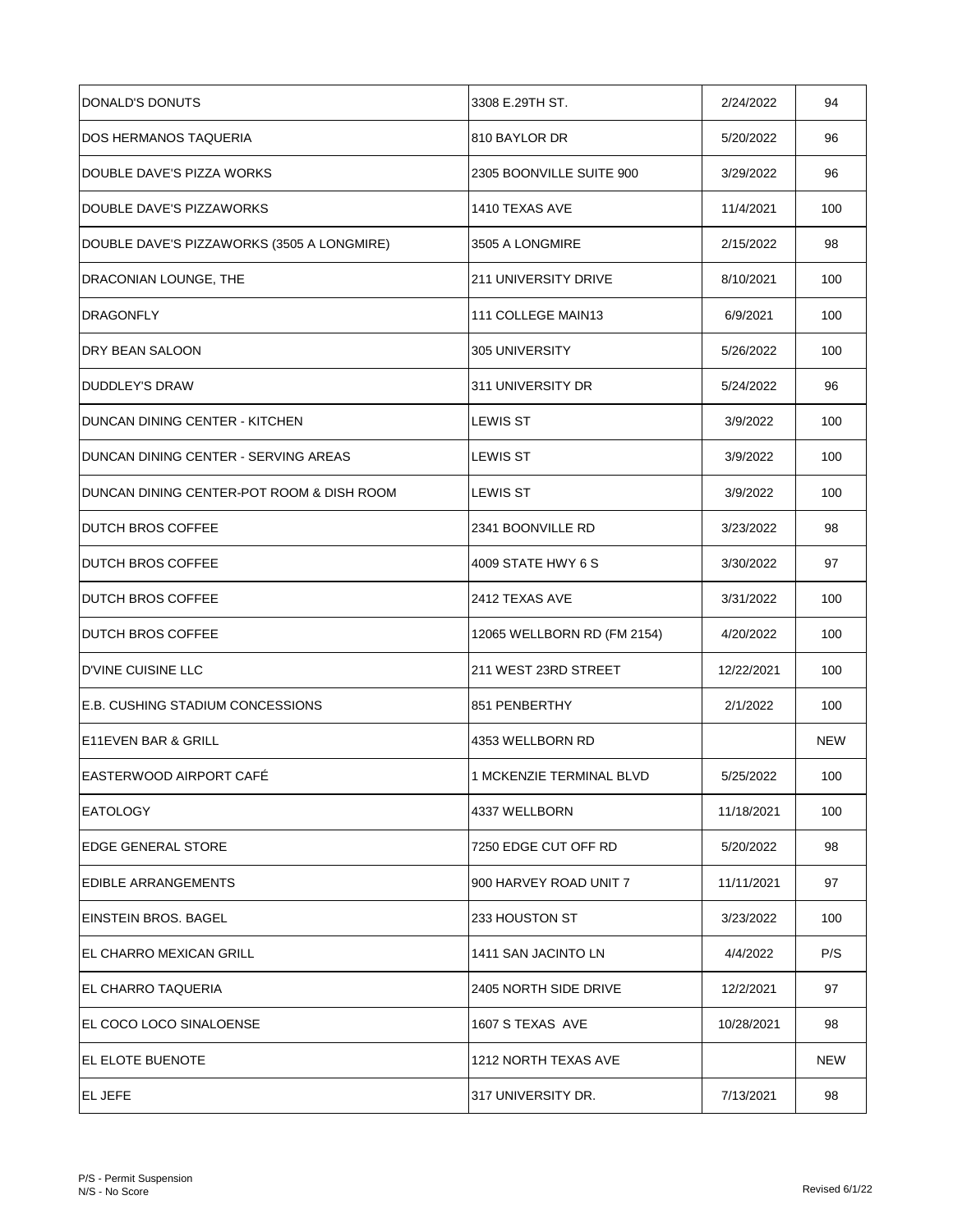| | | | |
|---|---|---|---|
| DONALD'S DONUTS | 3308 E.29TH ST. | 2/24/2022 | 94 |
| DOS HERMANOS TAQUERIA | 810 BAYLOR DR | 5/20/2022 | 96 |
| DOUBLE DAVE'S PIZZA WORKS | 2305 BOONVILLE SUITE 900 | 3/29/2022 | 96 |
| DOUBLE DAVE'S PIZZAWORKS | 1410 TEXAS AVE | 11/4/2021 | 100 |
| DOUBLE DAVE'S PIZZAWORKS (3505 A LONGMIRE) | 3505 A LONGMIRE | 2/15/2022 | 98 |
| DRACONIAN LOUNGE, THE | 211 UNIVERSITY DRIVE | 8/10/2021 | 100 |
| DRAGONFLY | 111 COLLEGE MAIN13 | 6/9/2021 | 100 |
| DRY BEAN SALOON | 305 UNIVERSITY | 5/26/2022 | 100 |
| DUDDLEY'S DRAW | 311 UNIVERSITY DR | 5/24/2022 | 96 |
| DUNCAN DINING CENTER - KITCHEN | LEWIS ST | 3/9/2022 | 100 |
| DUNCAN DINING CENTER - SERVING AREAS | LEWIS ST | 3/9/2022 | 100 |
| DUNCAN DINING CENTER-POT ROOM & DISH ROOM | LEWIS ST | 3/9/2022 | 100 |
| DUTCH BROS COFFEE | 2341 BOONVILLE RD | 3/23/2022 | 98 |
| DUTCH BROS COFFEE | 4009 STATE HWY 6 S | 3/30/2022 | 97 |
| DUTCH BROS COFFEE | 2412 TEXAS AVE | 3/31/2022 | 100 |
| DUTCH BROS COFFEE | 12065 WELLBORN RD (FM 2154) | 4/20/2022 | 100 |
| D'VINE CUISINE LLC | 211 WEST 23RD STREET | 12/22/2021 | 100 |
| E.B. CUSHING STADIUM CONCESSIONS | 851 PENBERTHY | 2/1/2022 | 100 |
| E11EVEN BAR & GRILL | 4353 WELLBORN RD | | NEW |
| EASTERWOOD AIRPORT CAFÉ | 1 MCKENZIE TERMINAL BLVD | 5/25/2022 | 100 |
| EATOLOGY | 4337 WELLBORN | 11/18/2021 | 100 |
| EDGE GENERAL STORE | 7250 EDGE CUT OFF RD | 5/20/2022 | 98 |
| EDIBLE ARRANGEMENTS | 900 HARVEY ROAD UNIT 7 | 11/11/2021 | 97 |
| EINSTEIN BROS. BAGEL | 233 HOUSTON ST | 3/23/2022 | 100 |
| EL CHARRO MEXICAN GRILL | 1411 SAN JACINTO LN | 4/4/2022 | P/S |
| EL CHARRO TAQUERIA | 2405 NORTH SIDE DRIVE | 12/2/2021 | 97 |
| EL COCO LOCO SINALOENSE | 1607 S TEXAS AVE | 10/28/2021 | 98 |
| EL ELOTE BUENOTE | 1212 NORTH TEXAS AVE | | NEW |
| EL JEFE | 317 UNIVERSITY DR. | 7/13/2021 | 98 |

P/S - Permit Suspension
N/S - No Score

Revised 6/1/22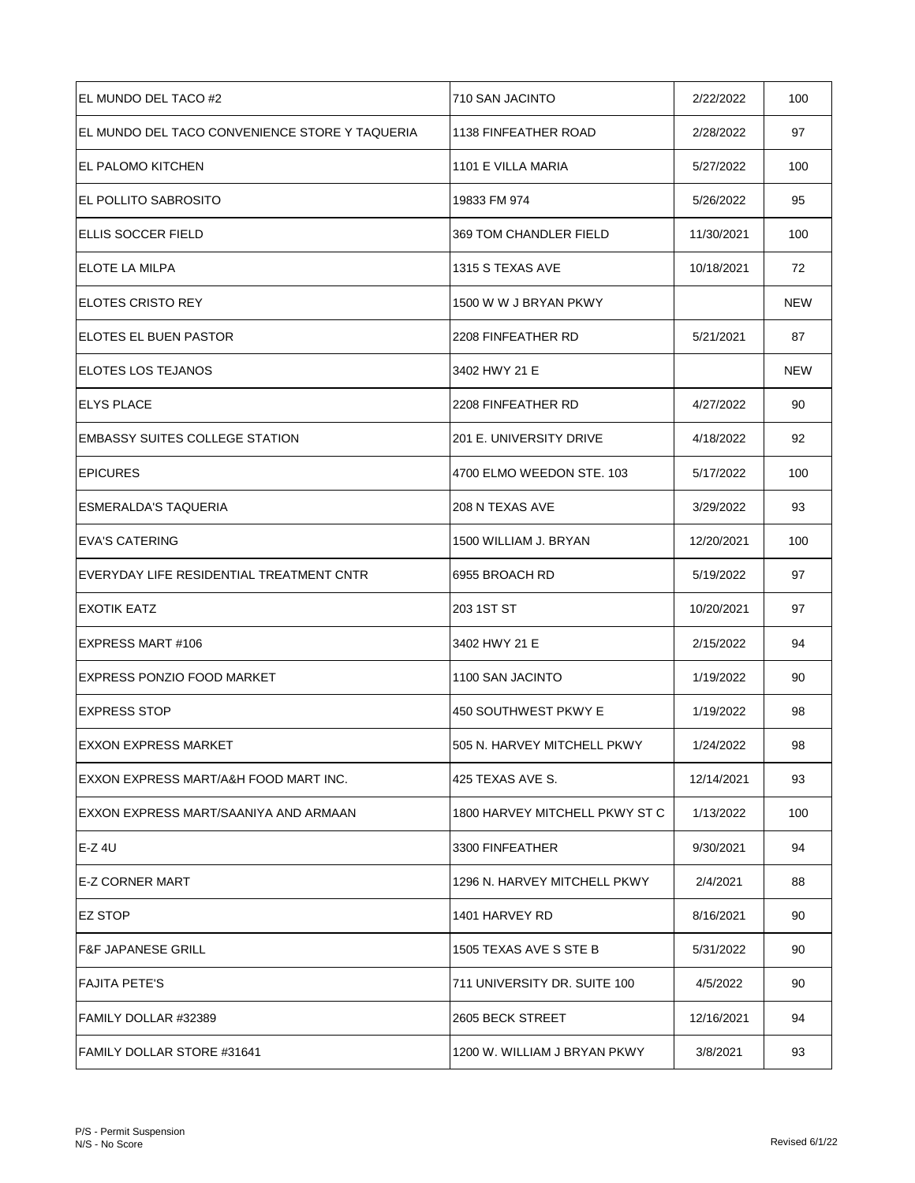| | | | |
|---|---|---|---|
| EL MUNDO DEL TACO #2 | 710 SAN JACINTO | 2/22/2022 | 100 |
| EL MUNDO DEL TACO CONVENIENCE STORE Y TAQUERIA | 1138 FINFEATHER ROAD | 2/28/2022 | 97 |
| EL PALOMO KITCHEN | 1101 E VILLA MARIA | 5/27/2022 | 100 |
| EL POLLITO SABROSITO | 19833 FM 974 | 5/26/2022 | 95 |
| ELLIS SOCCER FIELD | 369 TOM CHANDLER FIELD | 11/30/2021 | 100 |
| ELOTE LA MILPA | 1315 S TEXAS AVE | 10/18/2021 | 72 |
| ELOTES CRISTO REY | 1500 W W J BRYAN PKWY | | NEW |
| ELOTES EL BUEN PASTOR | 2208 FINFEATHER RD | 5/21/2021 | 87 |
| ELOTES LOS TEJANOS | 3402 HWY 21 E | | NEW |
| ELYS PLACE | 2208 FINFEATHER RD | 4/27/2022 | 90 |
| EMBASSY SUITES COLLEGE STATION | 201 E. UNIVERSITY DRIVE | 4/18/2022 | 92 |
| EPICURES | 4700 ELMO WEEDON STE. 103 | 5/17/2022 | 100 |
| ESMERALDA'S TAQUERIA | 208 N TEXAS AVE | 3/29/2022 | 93 |
| EVA'S CATERING | 1500 WILLIAM J. BRYAN | 12/20/2021 | 100 |
| EVERYDAY LIFE RESIDENTIAL TREATMENT CNTR | 6955 BROACH RD | 5/19/2022 | 97 |
| EXOTIK EATZ | 203 1ST ST | 10/20/2021 | 97 |
| EXPRESS MART #106 | 3402 HWY 21 E | 2/15/2022 | 94 |
| EXPRESS PONZIO FOOD MARKET | 1100 SAN JACINTO | 1/19/2022 | 90 |
| EXPRESS STOP | 450 SOUTHWEST PKWY E | 1/19/2022 | 98 |
| EXXON EXPRESS MARKET | 505 N. HARVEY MITCHELL PKWY | 1/24/2022 | 98 |
| EXXON EXPRESS MART/A&H FOOD MART INC. | 425 TEXAS AVE S. | 12/14/2021 | 93 |
| EXXON EXPRESS MART/SAANIYA AND ARMAAN | 1800 HARVEY MITCHELL PKWY ST C | 1/13/2022 | 100 |
| E-Z 4U | 3300 FINFEATHER | 9/30/2021 | 94 |
| E-Z CORNER MART | 1296 N. HARVEY MITCHELL PKWY | 2/4/2021 | 88 |
| EZ STOP | 1401 HARVEY RD | 8/16/2021 | 90 |
| F&F JAPANESE GRILL | 1505 TEXAS AVE S STE B | 5/31/2022 | 90 |
| FAJITA PETE'S | 711 UNIVERSITY DR. SUITE 100 | 4/5/2022 | 90 |
| FAMILY DOLLAR #32389 | 2605 BECK STREET | 12/16/2021 | 94 |
| FAMILY DOLLAR STORE #31641 | 1200 W. WILLIAM J BRYAN PKWY | 3/8/2021 | 93 |

P/S - Permit Suspension
N/S - No Score

Revised 6/1/22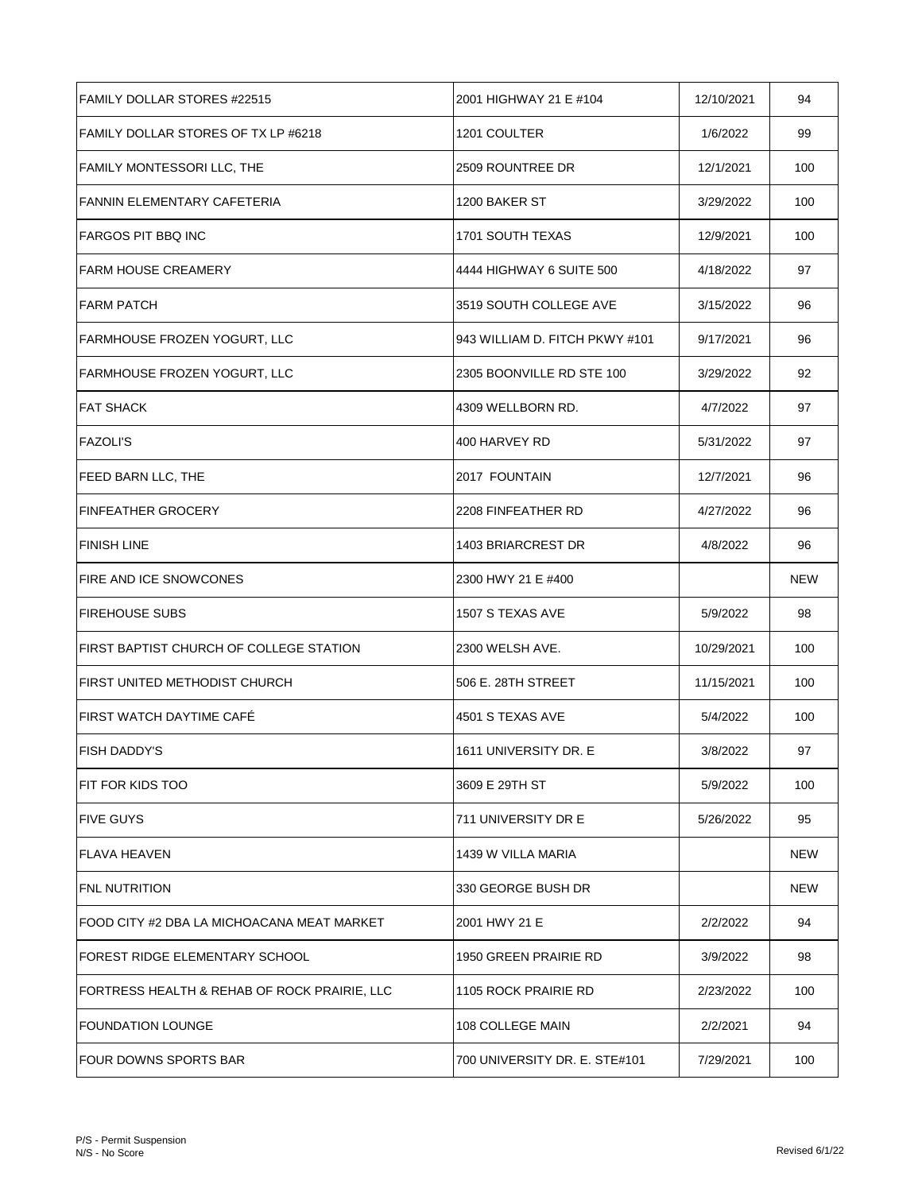| | | | |
|---|---|---|---|
| FAMILY DOLLAR STORES #22515 | 2001 HIGHWAY 21 E #104 | 12/10/2021 | 94 |
| FAMILY DOLLAR STORES OF TX LP #6218 | 1201 COULTER | 1/6/2022 | 99 |
| FAMILY MONTESSORI LLC, THE | 2509 ROUNTREE DR | 12/1/2021 | 100 |
| FANNIN ELEMENTARY CAFETERIA | 1200 BAKER ST | 3/29/2022 | 100 |
| FARGOS PIT BBQ INC | 1701 SOUTH TEXAS | 12/9/2021 | 100 |
| FARM HOUSE CREAMERY | 4444 HIGHWAY 6 SUITE 500 | 4/18/2022 | 97 |
| FARM PATCH | 3519 SOUTH COLLEGE AVE | 3/15/2022 | 96 |
| FARMHOUSE FROZEN YOGURT, LLC | 943 WILLIAM D. FITCH PKWY #101 | 9/17/2021 | 96 |
| FARMHOUSE FROZEN YOGURT, LLC | 2305 BOONVILLE RD STE 100 | 3/29/2022 | 92 |
| FAT SHACK | 4309 WELLBORN RD. | 4/7/2022 | 97 |
| FAZOLI'S | 400 HARVEY RD | 5/31/2022 | 97 |
| FEED BARN LLC, THE | 2017 FOUNTAIN | 12/7/2021 | 96 |
| FINFEATHER GROCERY | 2208 FINFEATHER RD | 4/27/2022 | 96 |
| FINISH LINE | 1403 BRIARCREST DR | 4/8/2022 | 96 |
| FIRE AND ICE SNOWCONES | 2300 HWY 21 E #400 | | NEW |
| FIREHOUSE SUBS | 1507 S TEXAS AVE | 5/9/2022 | 98 |
| FIRST BAPTIST CHURCH OF COLLEGE STATION | 2300 WELSH AVE. | 10/29/2021 | 100 |
| FIRST UNITED METHODIST CHURCH | 506 E. 28TH STREET | 11/15/2021 | 100 |
| FIRST WATCH DAYTIME CAFÉ | 4501 S TEXAS AVE | 5/4/2022 | 100 |
| FISH DADDY'S | 1611 UNIVERSITY DR. E | 3/8/2022 | 97 |
| FIT FOR KIDS TOO | 3609 E 29TH ST | 5/9/2022 | 100 |
| FIVE GUYS | 711 UNIVERSITY DR E | 5/26/2022 | 95 |
| FLAVA HEAVEN | 1439 W VILLA MARIA | | NEW |
| FNL NUTRITION | 330 GEORGE BUSH DR | | NEW |
| FOOD CITY #2 DBA LA MICHOACANA MEAT MARKET | 2001 HWY 21 E | 2/2/2022 | 94 |
| FOREST RIDGE ELEMENTARY SCHOOL | 1950 GREEN PRAIRIE RD | 3/9/2022 | 98 |
| FORTRESS HEALTH & REHAB OF ROCK PRAIRIE, LLC | 1105 ROCK PRAIRIE RD | 2/23/2022 | 100 |
| FOUNDATION LOUNGE | 108 COLLEGE MAIN | 2/2/2021 | 94 |
| FOUR DOWNS SPORTS BAR | 700 UNIVERSITY DR. E. STE#101 | 7/29/2021 | 100 |

P/S - Permit Suspension
N/S - No Score

Revised 6/1/22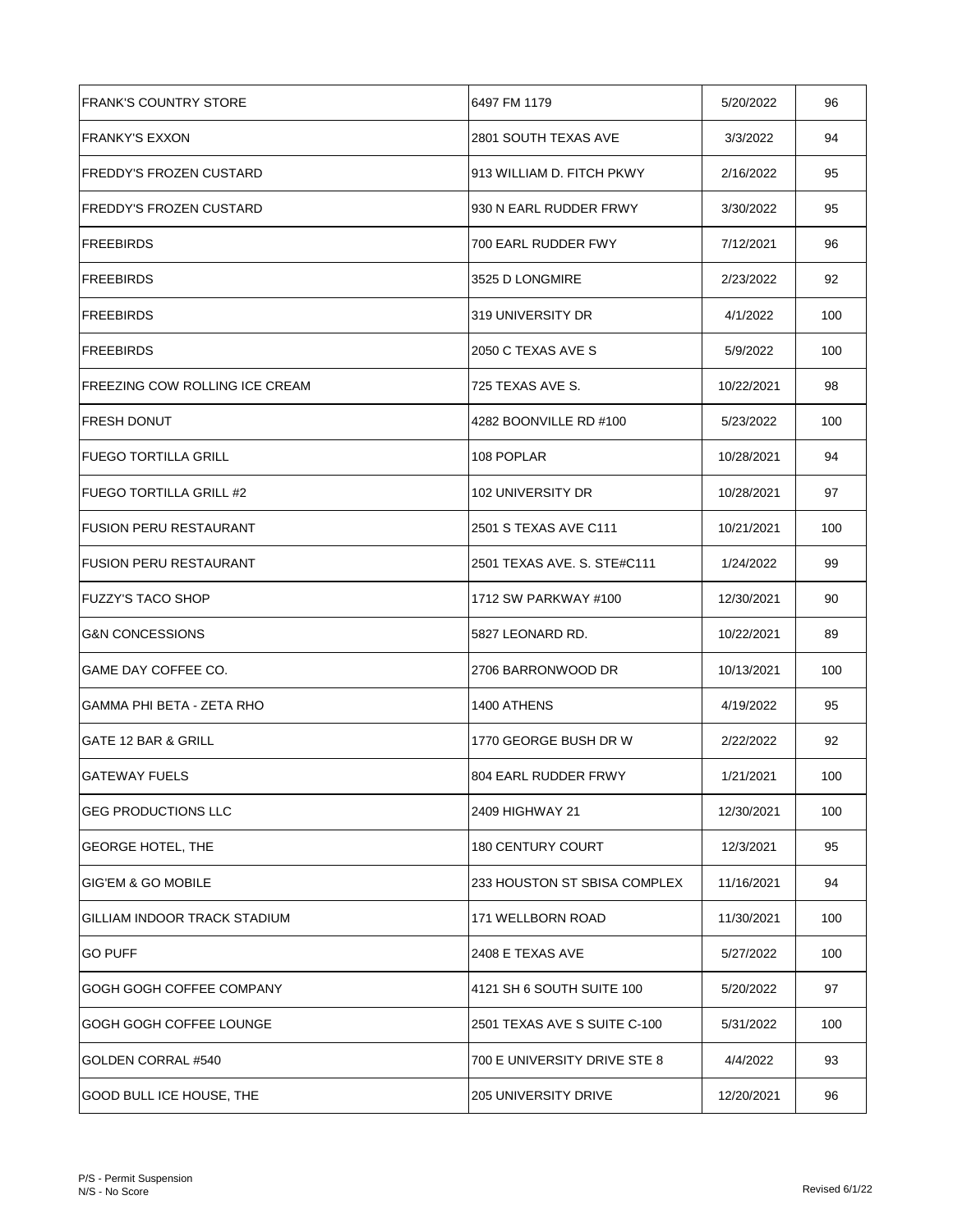| | | | |
|---|---|---|---|
| FRANK'S COUNTRY STORE | 6497 FM 1179 | 5/20/2022 | 96 |
| FRANKY'S EXXON | 2801 SOUTH TEXAS AVE | 3/3/2022 | 94 |
| FREDDY'S FROZEN CUSTARD | 913 WILLIAM D. FITCH PKWY | 2/16/2022 | 95 |
| FREDDY'S FROZEN CUSTARD | 930 N EARL RUDDER FRWY | 3/30/2022 | 95 |
| FREEBIRDS | 700 EARL RUDDER FWY | 7/12/2021 | 96 |
| FREEBIRDS | 3525 D LONGMIRE | 2/23/2022 | 92 |
| FREEBIRDS | 319 UNIVERSITY DR | 4/1/2022 | 100 |
| FREEBIRDS | 2050 C TEXAS AVE S | 5/9/2022 | 100 |
| FREEZING COW ROLLING ICE CREAM | 725 TEXAS AVE S. | 10/22/2021 | 98 |
| FRESH DONUT | 4282 BOONVILLE RD #100 | 5/23/2022 | 100 |
| FUEGO TORTILLA GRILL | 108 POPLAR | 10/28/2021 | 94 |
| FUEGO TORTILLA GRILL #2 | 102 UNIVERSITY DR | 10/28/2021 | 97 |
| FUSION PERU RESTAURANT | 2501 S TEXAS AVE C111 | 10/21/2021 | 100 |
| FUSION PERU RESTAURANT | 2501 TEXAS AVE. S. STE#C111 | 1/24/2022 | 99 |
| FUZZY'S TACO SHOP | 1712 SW PARKWAY #100 | 12/30/2021 | 90 |
| G&N CONCESSIONS | 5827 LEONARD RD. | 10/22/2021 | 89 |
| GAME DAY COFFEE CO. | 2706 BARRONWOOD DR | 10/13/2021 | 100 |
| GAMMA PHI BETA - ZETA RHO | 1400 ATHENS | 4/19/2022 | 95 |
| GATE 12 BAR & GRILL | 1770 GEORGE BUSH DR W | 2/22/2022 | 92 |
| GATEWAY FUELS | 804 EARL RUDDER FRWY | 1/21/2021 | 100 |
| GEG PRODUCTIONS LLC | 2409 HIGHWAY 21 | 12/30/2021 | 100 |
| GEORGE HOTEL, THE | 180 CENTURY COURT | 12/3/2021 | 95 |
| GIG'EM & GO MOBILE | 233 HOUSTON ST SBISA COMPLEX | 11/16/2021 | 94 |
| GILLIAM INDOOR TRACK STADIUM | 171 WELLBORN ROAD | 11/30/2021 | 100 |
| GO PUFF | 2408 E TEXAS AVE | 5/27/2022 | 100 |
| GOGH GOGH COFFEE COMPANY | 4121 SH 6 SOUTH SUITE 100 | 5/20/2022 | 97 |
| GOGH GOGH COFFEE LOUNGE | 2501 TEXAS AVE S SUITE C-100 | 5/31/2022 | 100 |
| GOLDEN CORRAL #540 | 700 E UNIVERSITY DRIVE STE 8 | 4/4/2022 | 93 |
| GOOD BULL ICE HOUSE, THE | 205 UNIVERSITY DRIVE | 12/20/2021 | 96 |

P/S - Permit Suspension
N/S - No Score

Revised 6/1/22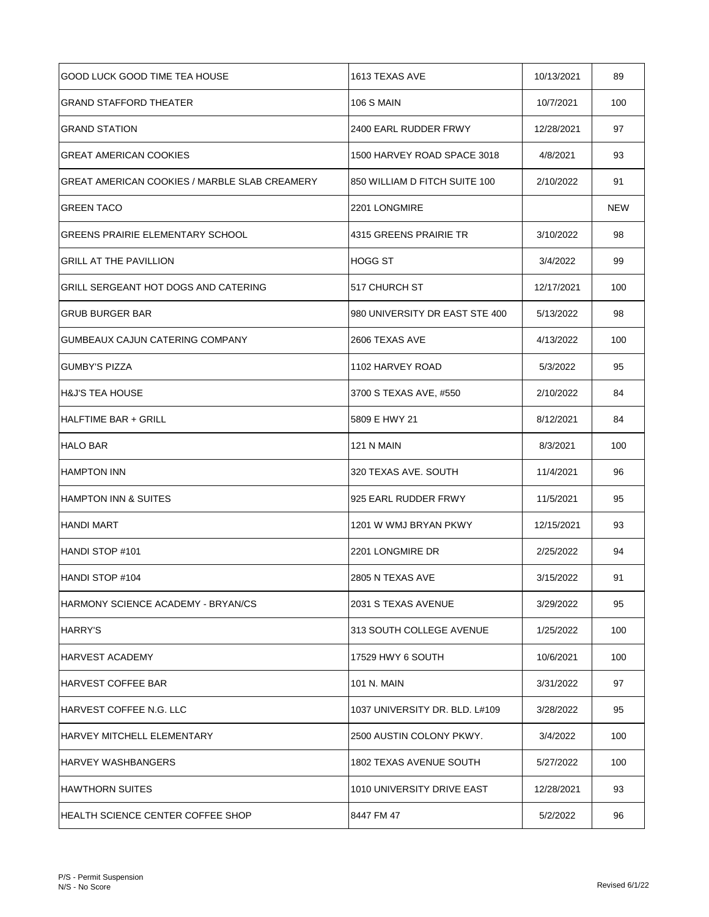| | | | |
|---|---|---|---|
| GOOD LUCK GOOD TIME TEA HOUSE | 1613 TEXAS AVE | 10/13/2021 | 89 |
| GRAND STAFFORD THEATER | 106 S MAIN | 10/7/2021 | 100 |
| GRAND STATION | 2400 EARL RUDDER FRWY | 12/28/2021 | 97 |
| GREAT AMERICAN COOKIES | 1500 HARVEY ROAD SPACE 3018 | 4/8/2021 | 93 |
| GREAT AMERICAN COOKIES / MARBLE SLAB CREAMERY | 850 WILLIAM D FITCH SUITE 100 | 2/10/2022 | 91 |
| GREEN TACO | 2201 LONGMIRE | | NEW |
| GREENS PRAIRIE ELEMENTARY SCHOOL | 4315 GREENS PRAIRIE TR | 3/10/2022 | 98 |
| GRILL AT THE PAVILLION | HOGG ST | 3/4/2022 | 99 |
| GRILL SERGEANT HOT DOGS AND CATERING | 517 CHURCH ST | 12/17/2021 | 100 |
| GRUB BURGER BAR | 980 UNIVERSITY DR EAST STE 400 | 5/13/2022 | 98 |
| GUMBEAUX CAJUN CATERING COMPANY | 2606 TEXAS AVE | 4/13/2022 | 100 |
| GUMBY'S PIZZA | 1102 HARVEY ROAD | 5/3/2022 | 95 |
| H&J'S TEA HOUSE | 3700 S TEXAS AVE, #550 | 2/10/2022 | 84 |
| HALFTIME BAR + GRILL | 5809 E HWY 21 | 8/12/2021 | 84 |
| HALO BAR | 121 N MAIN | 8/3/2021 | 100 |
| HAMPTON INN | 320 TEXAS AVE. SOUTH | 11/4/2021 | 96 |
| HAMPTON INN & SUITES | 925 EARL RUDDER FRWY | 11/5/2021 | 95 |
| HANDI MART | 1201 W WMJ BRYAN PKWY | 12/15/2021 | 93 |
| HANDI STOP #101 | 2201 LONGMIRE DR | 2/25/2022 | 94 |
| HANDI STOP #104 | 2805 N TEXAS AVE | 3/15/2022 | 91 |
| HARMONY SCIENCE ACADEMY - BRYAN/CS | 2031 S TEXAS AVENUE | 3/29/2022 | 95 |
| HARRY'S | 313 SOUTH COLLEGE AVENUE | 1/25/2022 | 100 |
| HARVEST ACADEMY | 17529 HWY 6 SOUTH | 10/6/2021 | 100 |
| HARVEST COFFEE BAR | 101 N. MAIN | 3/31/2022 | 97 |
| HARVEST COFFEE N.G. LLC | 1037 UNIVERSITY DR. BLD. L#109 | 3/28/2022 | 95 |
| HARVEY MITCHELL ELEMENTARY | 2500 AUSTIN COLONY PKWY. | 3/4/2022 | 100 |
| HARVEY WASHBANGERS | 1802 TEXAS AVENUE SOUTH | 5/27/2022 | 100 |
| HAWTHORN SUITES | 1010 UNIVERSITY DRIVE EAST | 12/28/2021 | 93 |
| HEALTH SCIENCE CENTER COFFEE SHOP | 8447 FM 47 | 5/2/2022 | 96 |

P/S - Permit Suspension
N/S - No Score

Revised 6/1/22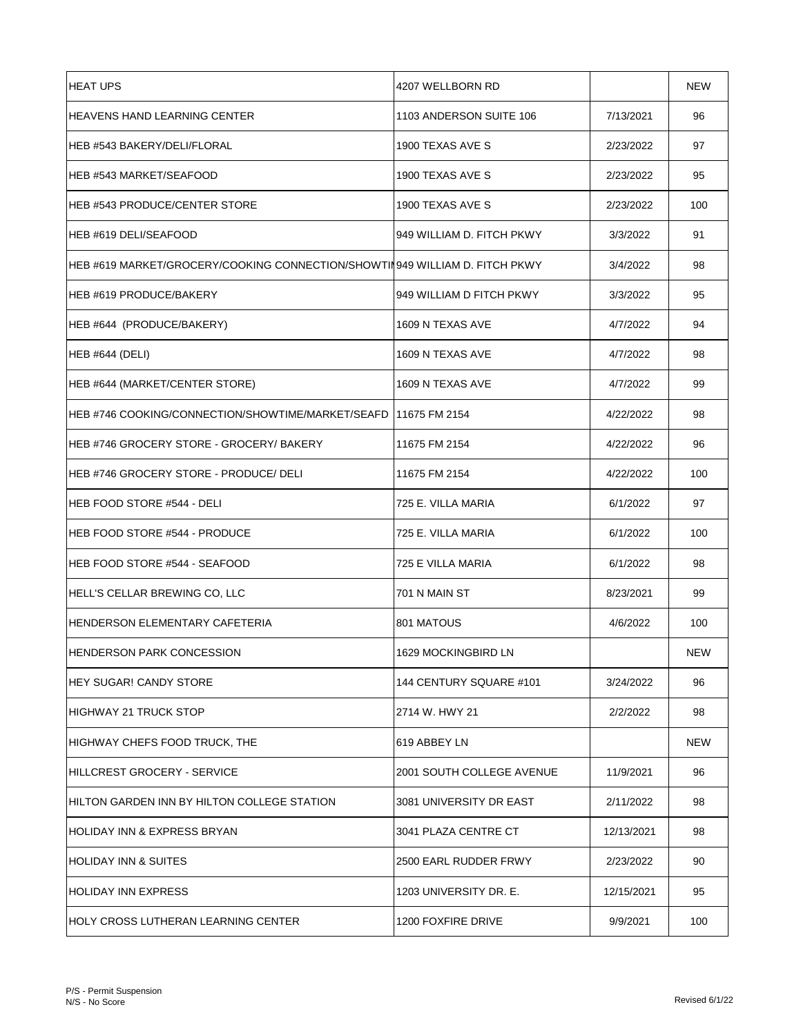| | | | |
|---|---|---|---|
| HEAT UPS | 4207 WELLBORN RD | | NEW |
| HEAVENS HAND LEARNING CENTER | 1103 ANDERSON SUITE 106 | 7/13/2021 | 96 |
| HEB #543 BAKERY/DELI/FLORAL | 1900 TEXAS AVE S | 2/23/2022 | 97 |
| HEB #543 MARKET/SEAFOOD | 1900 TEXAS AVE S | 2/23/2022 | 95 |
| HEB #543 PRODUCE/CENTER STORE | 1900 TEXAS AVE S | 2/23/2022 | 100 |
| HEB #619 DELI/SEAFOOD | 949 WILLIAM D. FITCH PKWY | 3/3/2022 | 91 |
| HEB #619 MARKET/GROCERY/COOKING CONNECTION/SHOWTI | 949 WILLIAM D. FITCH PKWY | 3/4/2022 | 98 |
| HEB #619 PRODUCE/BAKERY | 949 WILLIAM D FITCH PKWY | 3/3/2022 | 95 |
| HEB #644 (PRODUCE/BAKERY) | 1609 N TEXAS AVE | 4/7/2022 | 94 |
| HEB #644 (DELI) | 1609 N TEXAS AVE | 4/7/2022 | 98 |
| HEB #644 (MARKET/CENTER STORE) | 1609 N TEXAS AVE | 4/7/2022 | 99 |
| HEB #746 COOKING/CONNECTION/SHOWTIME/MARKET/SEAFD | 11675 FM 2154 | 4/22/2022 | 98 |
| HEB #746 GROCERY STORE - GROCERY/ BAKERY | 11675 FM 2154 | 4/22/2022 | 96 |
| HEB #746 GROCERY STORE - PRODUCE/ DELI | 11675 FM 2154 | 4/22/2022 | 100 |
| HEB FOOD STORE #544 - DELI | 725 E. VILLA MARIA | 6/1/2022 | 97 |
| HEB FOOD STORE #544 - PRODUCE | 725 E. VILLA MARIA | 6/1/2022 | 100 |
| HEB FOOD STORE #544 - SEAFOOD | 725 E VILLA MARIA | 6/1/2022 | 98 |
| HELL'S CELLAR BREWING CO, LLC | 701 N MAIN ST | 8/23/2021 | 99 |
| HENDERSON ELEMENTARY CAFETERIA | 801 MATOUS | 4/6/2022 | 100 |
| HENDERSON PARK CONCESSION | 1629 MOCKINGBIRD LN | | NEW |
| HEY SUGAR! CANDY STORE | 144 CENTURY SQUARE #101 | 3/24/2022 | 96 |
| HIGHWAY 21 TRUCK STOP | 2714 W. HWY 21 | 2/2/2022 | 98 |
| HIGHWAY CHEFS FOOD TRUCK, THE | 619 ABBEY LN | | NEW |
| HILLCREST GROCERY - SERVICE | 2001 SOUTH COLLEGE AVENUE | 11/9/2021 | 96 |
| HILTON GARDEN INN BY HILTON COLLEGE STATION | 3081 UNIVERSITY DR EAST | 2/11/2022 | 98 |
| HOLIDAY INN & EXPRESS BRYAN | 3041 PLAZA CENTRE CT | 12/13/2021 | 98 |
| HOLIDAY INN & SUITES | 2500 EARL RUDDER FRWY | 2/23/2022 | 90 |
| HOLIDAY INN EXPRESS | 1203 UNIVERSITY DR. E. | 12/15/2021 | 95 |
| HOLY CROSS LUTHERAN LEARNING CENTER | 1200 FOXFIRE DRIVE | 9/9/2021 | 100 |

P/S - Permit Suspension
N/S - No Score

Revised 6/1/22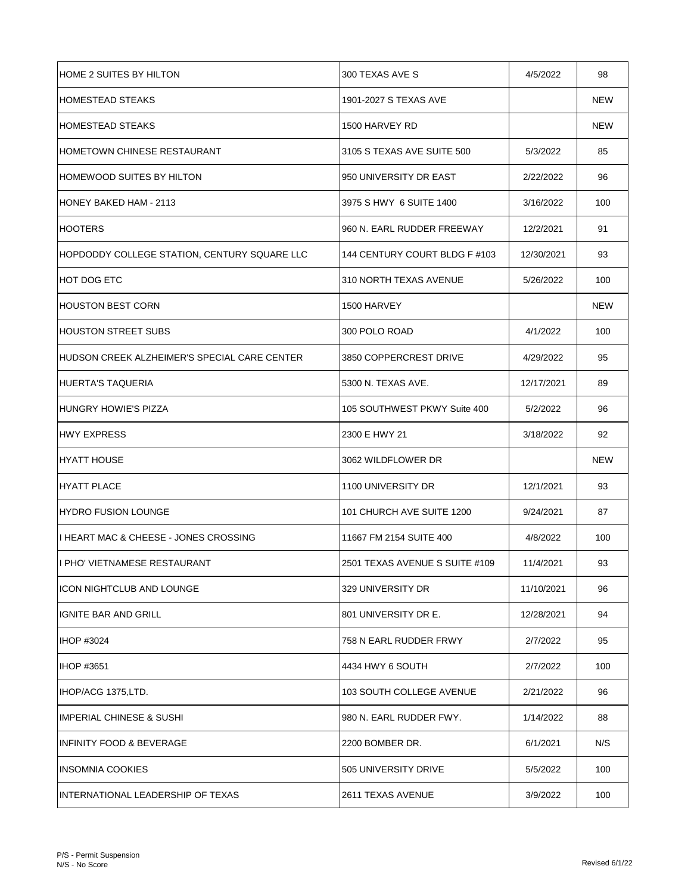| | | | |
|---|---|---|---|
| HOME 2 SUITES BY HILTON | 300 TEXAS AVE S | 4/5/2022 | 98 |
| HOMESTEAD STEAKS | 1901-2027 S TEXAS AVE | | NEW |
| HOMESTEAD STEAKS | 1500 HARVEY RD | | NEW |
| HOMETOWN CHINESE RESTAURANT | 3105 S TEXAS AVE SUITE 500 | 5/3/2022 | 85 |
| HOMEWOOD SUITES BY HILTON | 950 UNIVERSITY DR EAST | 2/22/2022 | 96 |
| HONEY BAKED HAM - 2113 | 3975 S HWY 6 SUITE 1400 | 3/16/2022 | 100 |
| HOOTERS | 960 N. EARL RUDDER FREEWAY | 12/2/2021 | 91 |
| HOPDODDY COLLEGE STATION, CENTURY SQUARE LLC | 144 CENTURY COURT BLDG F #103 | 12/30/2021 | 93 |
| HOT DOG ETC | 310 NORTH TEXAS AVENUE | 5/26/2022 | 100 |
| HOUSTON BEST CORN | 1500 HARVEY | | NEW |
| HOUSTON STREET SUBS | 300 POLO ROAD | 4/1/2022 | 100 |
| HUDSON CREEK ALZHEIMER'S SPECIAL CARE CENTER | 3850 COPPERCREST DRIVE | 4/29/2022 | 95 |
| HUERTA'S TAQUERIA | 5300 N. TEXAS AVE. | 12/17/2021 | 89 |
| HUNGRY HOWIE'S PIZZA | 105 SOUTHWEST PKWY Suite 400 | 5/2/2022 | 96 |
| HWY EXPRESS | 2300 E HWY 21 | 3/18/2022 | 92 |
| HYATT HOUSE | 3062 WILDFLOWER DR | | NEW |
| HYATT PLACE | 1100 UNIVERSITY DR | 12/1/2021 | 93 |
| HYDRO FUSION LOUNGE | 101 CHURCH AVE SUITE 1200 | 9/24/2021 | 87 |
| I HEART MAC & CHEESE - JONES CROSSING | 11667 FM 2154 SUITE 400 | 4/8/2022 | 100 |
| I PHO' VIETNAMESE RESTAURANT | 2501 TEXAS AVENUE S SUITE #109 | 11/4/2021 | 93 |
| ICON NIGHTCLUB AND LOUNGE | 329 UNIVERSITY DR | 11/10/2021 | 96 |
| IGNITE BAR AND GRILL | 801 UNIVERSITY DR E. | 12/28/2021 | 94 |
| IHOP #3024 | 758 N EARL RUDDER FRWY | 2/7/2022 | 95 |
| IHOP #3651 | 4434 HWY 6 SOUTH | 2/7/2022 | 100 |
| IHOP/ACG 1375,LTD. | 103 SOUTH COLLEGE AVENUE | 2/21/2022 | 96 |
| IMPERIAL CHINESE & SUSHI | 980 N. EARL RUDDER FWY. | 1/14/2022 | 88 |
| INFINITY FOOD & BEVERAGE | 2200 BOMBER DR. | 6/1/2021 | N/S |
| INSOMNIA COOKIES | 505 UNIVERSITY DRIVE | 5/5/2022 | 100 |
| INTERNATIONAL LEADERSHIP OF TEXAS | 2611 TEXAS AVENUE | 3/9/2022 | 100 |

P/S - Permit Suspension
N/S - No Score

Revised 6/1/22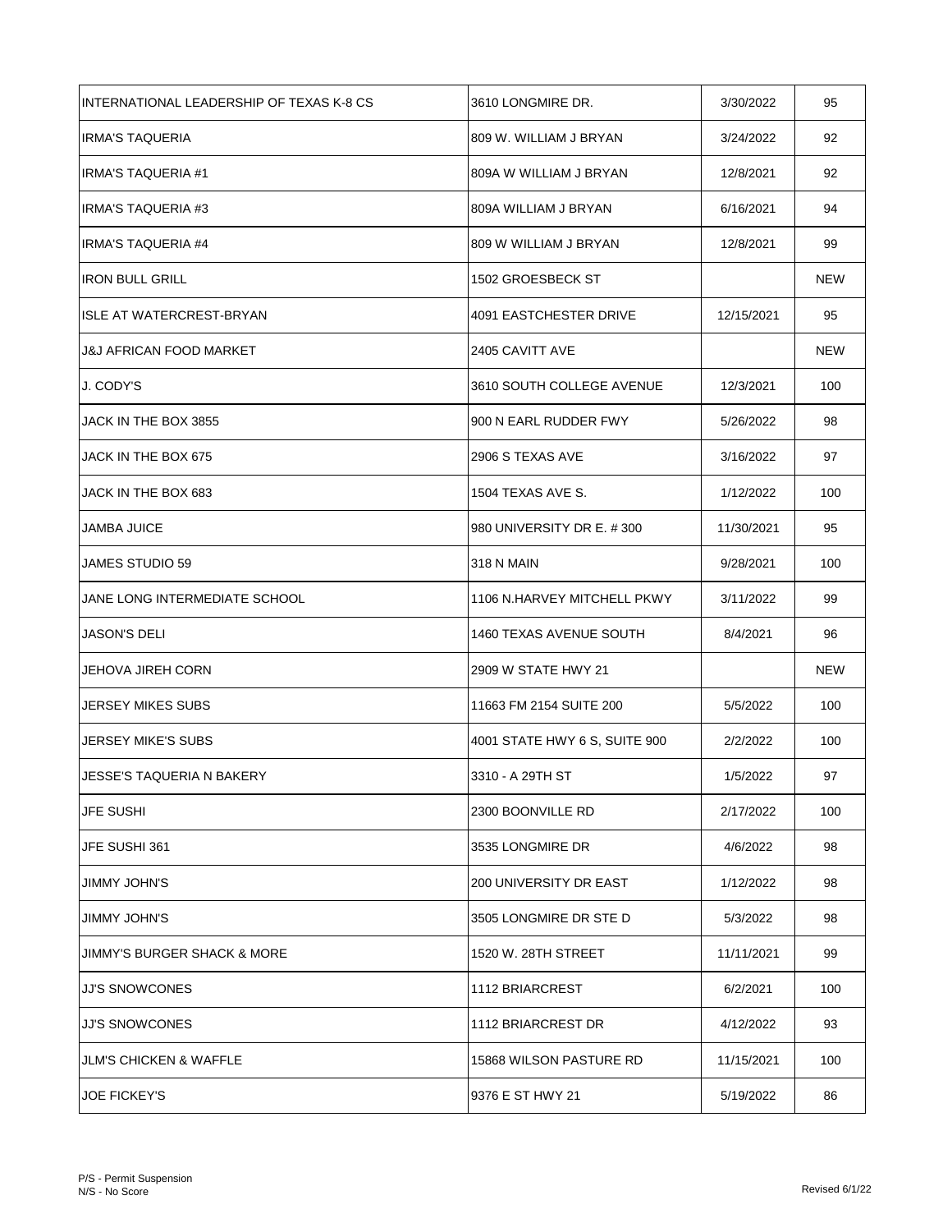| | | | |
|---|---|---|---|
| INTERNATIONAL LEADERSHIP OF TEXAS K-8 CS | 3610 LONGMIRE DR. | 3/30/2022 | 95 |
| IRMA'S TAQUERIA | 809 W. WILLIAM J BRYAN | 3/24/2022 | 92 |
| IRMA'S TAQUERIA #1 | 809A W WILLIAM J BRYAN | 12/8/2021 | 92 |
| IRMA'S TAQUERIA #3 | 809A WILLIAM J BRYAN | 6/16/2021 | 94 |
| IRMA'S TAQUERIA #4 | 809 W WILLIAM J BRYAN | 12/8/2021 | 99 |
| IRON BULL GRILL | 1502 GROESBECK ST | | NEW |
| ISLE AT WATERCREST-BRYAN | 4091 EASTCHESTER DRIVE | 12/15/2021 | 95 |
| J&J AFRICAN FOOD MARKET | 2405 CAVITT AVE | | NEW |
| J. CODY'S | 3610 SOUTH COLLEGE AVENUE | 12/3/2021 | 100 |
| JACK IN THE BOX 3855 | 900 N EARL RUDDER FWY | 5/26/2022 | 98 |
| JACK IN THE BOX 675 | 2906 S TEXAS AVE | 3/16/2022 | 97 |
| JACK IN THE BOX 683 | 1504 TEXAS AVE S. | 1/12/2022 | 100 |
| JAMBA JUICE | 980 UNIVERSITY DR E. # 300 | 11/30/2021 | 95 |
| JAMES STUDIO 59 | 318 N MAIN | 9/28/2021 | 100 |
| JANE LONG INTERMEDIATE SCHOOL | 1106 N.HARVEY MITCHELL PKWY | 3/11/2022 | 99 |
| JASON'S DELI | 1460 TEXAS AVENUE SOUTH | 8/4/2021 | 96 |
| JEHOVA JIREH CORN | 2909 W STATE HWY 21 | | NEW |
| JERSEY MIKES SUBS | 11663 FM 2154 SUITE 200 | 5/5/2022 | 100 |
| JERSEY MIKE'S SUBS | 4001 STATE HWY 6 S, SUITE 900 | 2/2/2022 | 100 |
| JESSE'S TAQUERIA N BAKERY | 3310 - A 29TH ST | 1/5/2022 | 97 |
| JFE SUSHI | 2300 BOONVILLE RD | 2/17/2022 | 100 |
| JFE SUSHI 361 | 3535 LONGMIRE DR | 4/6/2022 | 98 |
| JIMMY JOHN'S | 200 UNIVERSITY DR EAST | 1/12/2022 | 98 |
| JIMMY JOHN'S | 3505 LONGMIRE DR STE D | 5/3/2022 | 98 |
| JIMMY'S BURGER SHACK & MORE | 1520 W. 28TH STREET | 11/11/2021 | 99 |
| JJ'S SNOWCONES | 1112 BRIARCREST | 6/2/2021 | 100 |
| JJ'S SNOWCONES | 1112 BRIARCREST DR | 4/12/2022 | 93 |
| JLM'S CHICKEN & WAFFLE | 15868 WILSON PASTURE RD | 11/15/2021 | 100 |
| JOE FICKEY'S | 9376 E ST HWY 21 | 5/19/2022 | 86 |

P/S - Permit Suspension
N/S - No Score

Revised 6/1/22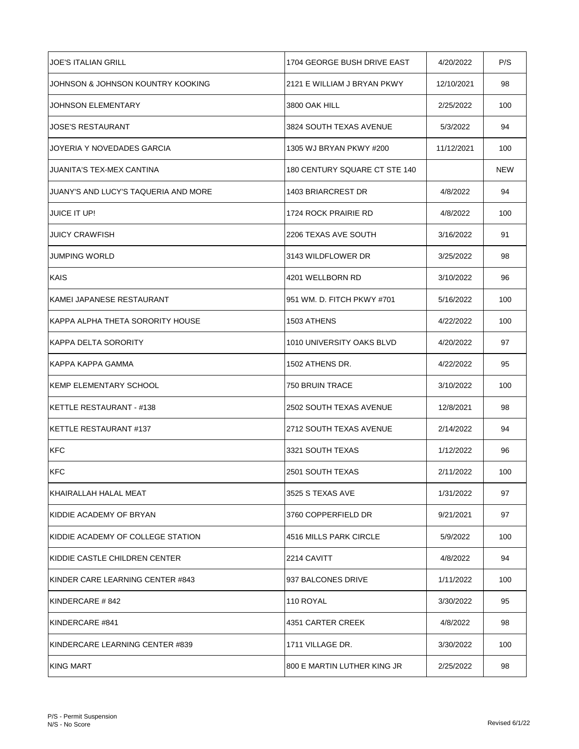| | | | |
|---|---|---|---|
| JOE'S ITALIAN GRILL | 1704 GEORGE BUSH DRIVE EAST | 4/20/2022 | P/S |
| JOHNSON & JOHNSON KOUNTRY KOOKING | 2121 E WILLIAM J BRYAN PKWY | 12/10/2021 | 98 |
| JOHNSON ELEMENTARY | 3800 OAK HILL | 2/25/2022 | 100 |
| JOSE'S RESTAURANT | 3824 SOUTH TEXAS AVENUE | 5/3/2022 | 94 |
| JOYERIA Y NOVEDADES GARCIA | 1305 WJ BRYAN PKWY #200 | 11/12/2021 | 100 |
| JUANITA'S TEX-MEX CANTINA | 180 CENTURY SQUARE CT STE 140 | | NEW |
| JUANY'S AND LUCY'S TAQUERIA AND MORE | 1403 BRIARCREST DR | 4/8/2022 | 94 |
| JUICE IT UP! | 1724 ROCK PRAIRIE RD | 4/8/2022 | 100 |
| JUICY CRAWFISH | 2206 TEXAS AVE SOUTH | 3/16/2022 | 91 |
| JUMPING WORLD | 3143 WILDFLOWER DR | 3/25/2022 | 98 |
| KAIS | 4201 WELLBORN RD | 3/10/2022 | 96 |
| KAMEI JAPANESE RESTAURANT | 951 WM. D. FITCH PKWY #701 | 5/16/2022 | 100 |
| KAPPA ALPHA THETA SORORITY HOUSE | 1503 ATHENS | 4/22/2022 | 100 |
| KAPPA DELTA SORORITY | 1010 UNIVERSITY OAKS BLVD | 4/20/2022 | 97 |
| KAPPA KAPPA GAMMA | 1502 ATHENS DR. | 4/22/2022 | 95 |
| KEMP ELEMENTARY SCHOOL | 750 BRUIN TRACE | 3/10/2022 | 100 |
| KETTLE RESTAURANT - #138 | 2502 SOUTH TEXAS AVENUE | 12/8/2021 | 98 |
| KETTLE RESTAURANT #137 | 2712 SOUTH TEXAS AVENUE | 2/14/2022 | 94 |
| KFC | 3321 SOUTH TEXAS | 1/12/2022 | 96 |
| KFC | 2501 SOUTH TEXAS | 2/11/2022 | 100 |
| KHAIRALLAH HALAL MEAT | 3525 S TEXAS AVE | 1/31/2022 | 97 |
| KIDDIE ACADEMY OF BRYAN | 3760 COPPERFIELD DR | 9/21/2021 | 97 |
| KIDDIE ACADEMY OF COLLEGE STATION | 4516 MILLS PARK CIRCLE | 5/9/2022 | 100 |
| KIDDIE CASTLE CHILDREN CENTER | 2214 CAVITT | 4/8/2022 | 94 |
| KINDER CARE LEARNING CENTER #843 | 937 BALCONES DRIVE | 1/11/2022 | 100 |
| KINDERCARE # 842 | 110 ROYAL | 3/30/2022 | 95 |
| KINDERCARE #841 | 4351 CARTER CREEK | 4/8/2022 | 98 |
| KINDERCARE LEARNING CENTER #839 | 1711 VILLAGE DR. | 3/30/2022 | 100 |
| KING MART | 800 E MARTIN LUTHER KING JR | 2/25/2022 | 98 |

P/S - Permit Suspension
N/S - No Score

Revised 6/1/22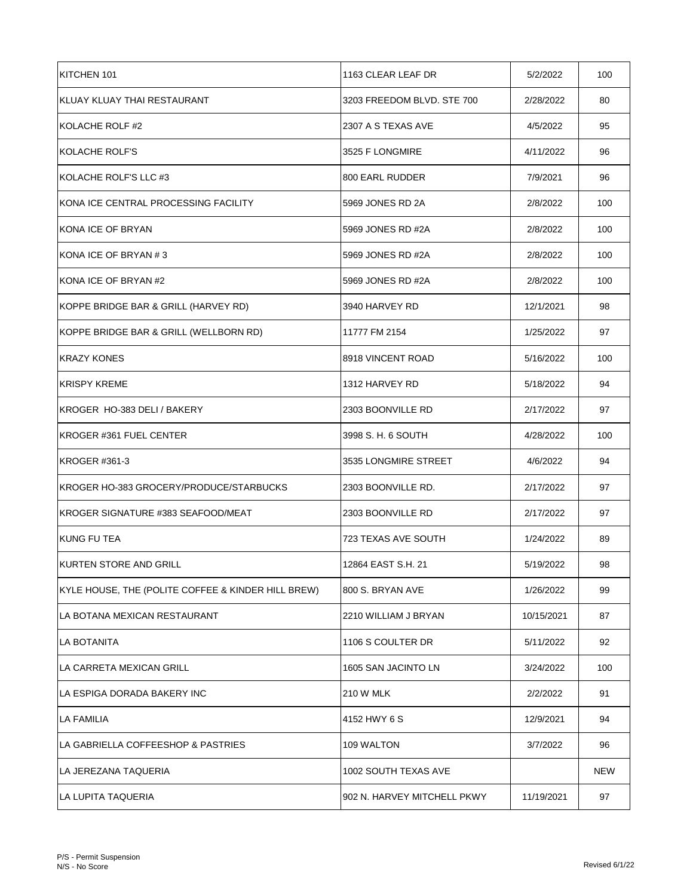| | | | |
|---|---|---|---|
| KITCHEN 101 | 1163 CLEAR LEAF DR | 5/2/2022 | 100 |
| KLUAY KLUAY THAI RESTAURANT | 3203 FREEDOM BLVD. STE 700 | 2/28/2022 | 80 |
| KOLACHE ROLF #2 | 2307 A S TEXAS AVE | 4/5/2022 | 95 |
| KOLACHE ROLF'S | 3525 F LONGMIRE | 4/11/2022 | 96 |
| KOLACHE ROLF'S LLC #3 | 800 EARL RUDDER | 7/9/2021 | 96 |
| KONA ICE CENTRAL PROCESSING FACILITY | 5969 JONES RD 2A | 2/8/2022 | 100 |
| KONA ICE OF BRYAN | 5969 JONES RD #2A | 2/8/2022 | 100 |
| KONA ICE OF BRYAN # 3 | 5969 JONES RD #2A | 2/8/2022 | 100 |
| KONA ICE OF BRYAN #2 | 5969 JONES RD #2A | 2/8/2022 | 100 |
| KOPPE BRIDGE BAR & GRILL (HARVEY RD) | 3940 HARVEY RD | 12/1/2021 | 98 |
| KOPPE BRIDGE BAR & GRILL (WELLBORN RD) | 11777 FM 2154 | 1/25/2022 | 97 |
| KRAZY KONES | 8918 VINCENT ROAD | 5/16/2022 | 100 |
| KRISPY KREME | 1312 HARVEY RD | 5/18/2022 | 94 |
| KROGER HO-383 DELI / BAKERY | 2303 BOONVILLE RD | 2/17/2022 | 97 |
| KROGER #361 FUEL CENTER | 3998 S. H. 6 SOUTH | 4/28/2022 | 100 |
| KROGER #361-3 | 3535 LONGMIRE STREET | 4/6/2022 | 94 |
| KROGER HO-383 GROCERY/PRODUCE/STARBUCKS | 2303 BOONVILLE RD. | 2/17/2022 | 97 |
| KROGER SIGNATURE #383 SEAFOOD/MEAT | 2303 BOONVILLE RD | 2/17/2022 | 97 |
| KUNG FU TEA | 723 TEXAS AVE SOUTH | 1/24/2022 | 89 |
| KURTEN STORE AND GRILL | 12864 EAST S.H. 21 | 5/19/2022 | 98 |
| KYLE HOUSE, THE (POLITE COFFEE & KINDER HILL BREW) | 800 S. BRYAN AVE | 1/26/2022 | 99 |
| LA BOTANA MEXICAN RESTAURANT | 2210 WILLIAM J BRYAN | 10/15/2021 | 87 |
| LA BOTANITA | 1106 S COULTER DR | 5/11/2022 | 92 |
| LA CARRETA MEXICAN GRILL | 1605 SAN JACINTO LN | 3/24/2022 | 100 |
| LA ESPIGA DORADA BAKERY INC | 210 W MLK | 2/2/2022 | 91 |
| LA FAMILIA | 4152 HWY 6 S | 12/9/2021 | 94 |
| LA GABRIELLA COFFEESHOP & PASTRIES | 109 WALTON | 3/7/2022 | 96 |
| LA JEREZANA TAQUERIA | 1002 SOUTH TEXAS AVE | | NEW |
| LA LUPITA TAQUERIA | 902 N. HARVEY MITCHELL PKWY | 11/19/2021 | 97 |

P/S - Permit Suspension
N/S - No Score

Revised 6/1/22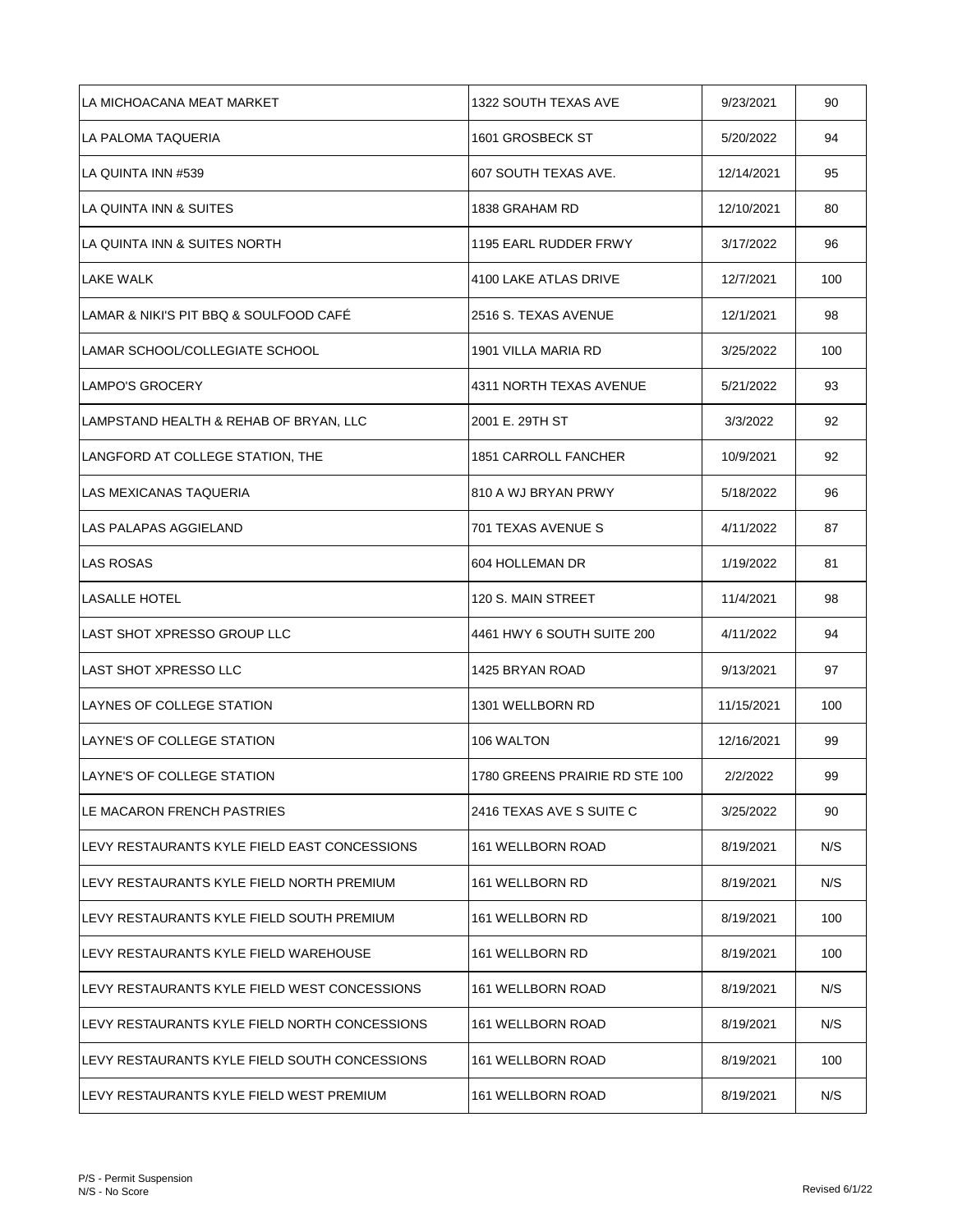| | | | |
|---|---|---|---|
| LA MICHOACANA MEAT MARKET | 1322 SOUTH TEXAS AVE | 9/23/2021 | 90 |
| LA PALOMA TAQUERIA | 1601 GROSBECK ST | 5/20/2022 | 94 |
| LA QUINTA INN #539 | 607 SOUTH TEXAS AVE. | 12/14/2021 | 95 |
| LA QUINTA INN & SUITES | 1838 GRAHAM RD | 12/10/2021 | 80 |
| LA QUINTA INN & SUITES NORTH | 1195 EARL RUDDER FRWY | 3/17/2022 | 96 |
| LAKE WALK | 4100 LAKE ATLAS DRIVE | 12/7/2021 | 100 |
| LAMAR & NIKI'S PIT BBQ & SOULFOOD CAFÉ | 2516 S. TEXAS AVENUE | 12/1/2021 | 98 |
| LAMAR SCHOOL/COLLEGIATE SCHOOL | 1901 VILLA MARIA RD | 3/25/2022 | 100 |
| LAMPO'S GROCERY | 4311 NORTH TEXAS AVENUE | 5/21/2022 | 93 |
| LAMPSTAND HEALTH & REHAB OF BRYAN, LLC | 2001 E. 29TH ST | 3/3/2022 | 92 |
| LANGFORD AT COLLEGE STATION, THE | 1851 CARROLL FANCHER | 10/9/2021 | 92 |
| LAS MEXICANAS TAQUERIA | 810 A WJ BRYAN PRWY | 5/18/2022 | 96 |
| LAS PALAPAS AGGIELAND | 701 TEXAS AVENUE S | 4/11/2022 | 87 |
| LAS ROSAS | 604 HOLLEMAN DR | 1/19/2022 | 81 |
| LASALLE HOTEL | 120 S. MAIN STREET | 11/4/2021 | 98 |
| LAST SHOT XPRESSO GROUP LLC | 4461 HWY 6 SOUTH SUITE 200 | 4/11/2022 | 94 |
| LAST SHOT XPRESSO LLC | 1425 BRYAN ROAD | 9/13/2021 | 97 |
| LAYNES OF COLLEGE STATION | 1301 WELLBORN RD | 11/15/2021 | 100 |
| LAYNE'S OF COLLEGE STATION | 106 WALTON | 12/16/2021 | 99 |
| LAYNE'S OF COLLEGE STATION | 1780 GREENS PRAIRIE RD STE 100 | 2/2/2022 | 99 |
| LE MACARON FRENCH PASTRIES | 2416 TEXAS AVE S SUITE C | 3/25/2022 | 90 |
| LEVY RESTAURANTS KYLE FIELD EAST CONCESSIONS | 161 WELLBORN ROAD | 8/19/2021 | N/S |
| LEVY RESTAURANTS KYLE FIELD NORTH PREMIUM | 161 WELLBORN RD | 8/19/2021 | N/S |
| LEVY RESTAURANTS KYLE FIELD SOUTH PREMIUM | 161 WELLBORN RD | 8/19/2021 | 100 |
| LEVY RESTAURANTS KYLE FIELD WAREHOUSE | 161 WELLBORN RD | 8/19/2021 | 100 |
| LEVY RESTAURANTS KYLE FIELD WEST CONCESSIONS | 161 WELLBORN ROAD | 8/19/2021 | N/S |
| LEVY RESTAURANTS KYLE FIELD NORTH CONCESSIONS | 161 WELLBORN ROAD | 8/19/2021 | N/S |
| LEVY RESTAURANTS KYLE FIELD SOUTH CONCESSIONS | 161 WELLBORN ROAD | 8/19/2021 | 100 |
| LEVY RESTAURANTS KYLE FIELD WEST PREMIUM | 161 WELLBORN ROAD | 8/19/2021 | N/S |

P/S - Permit Suspension
N/S - No Score

Revised 6/1/22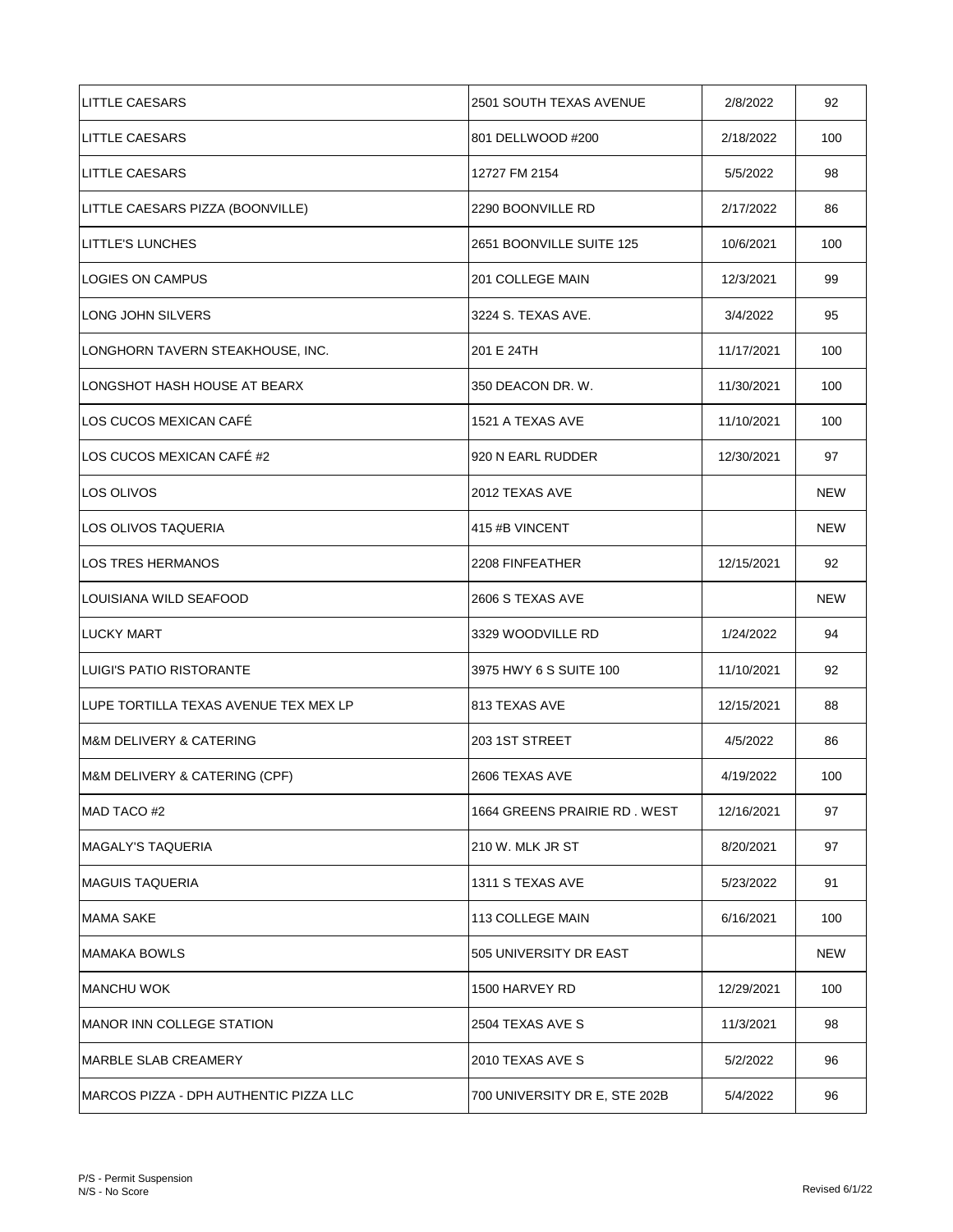| | | | |
|---|---|---|---|
| LITTLE CAESARS | 2501 SOUTH TEXAS AVENUE | 2/8/2022 | 92 |
| LITTLE CAESARS | 801 DELLWOOD #200 | 2/18/2022 | 100 |
| LITTLE CAESARS | 12727 FM 2154 | 5/5/2022 | 98 |
| LITTLE CAESARS PIZZA (BOONVILLE) | 2290 BOONVILLE RD | 2/17/2022 | 86 |
| LITTLE'S LUNCHES | 2651 BOONVILLE SUITE 125 | 10/6/2021 | 100 |
| LOGIES ON CAMPUS | 201 COLLEGE MAIN | 12/3/2021 | 99 |
| LONG JOHN SILVERS | 3224 S. TEXAS AVE. | 3/4/2022 | 95 |
| LONGHORN TAVERN STEAKHOUSE, INC. | 201 E 24TH | 11/17/2021 | 100 |
| LONGSHOT HASH HOUSE AT BEARX | 350 DEACON DR. W. | 11/30/2021 | 100 |
| LOS CUCOS MEXICAN CAFÉ | 1521 A TEXAS AVE | 11/10/2021 | 100 |
| LOS CUCOS MEXICAN CAFÉ #2 | 920 N EARL RUDDER | 12/30/2021 | 97 |
| LOS OLIVOS | 2012 TEXAS AVE | | NEW |
| LOS OLIVOS TAQUERIA | 415 #B VINCENT | | NEW |
| LOS TRES HERMANOS | 2208 FINFEATHER | 12/15/2021 | 92 |
| LOUISIANA WILD SEAFOOD | 2606 S TEXAS AVE | | NEW |
| LUCKY MART | 3329 WOODVILLE RD | 1/24/2022 | 94 |
| LUIGI'S PATIO RISTORANTE | 3975 HWY 6 S SUITE 100 | 11/10/2021 | 92 |
| LUPE TORTILLA TEXAS AVENUE TEX MEX LP | 813 TEXAS AVE | 12/15/2021 | 88 |
| M&M DELIVERY & CATERING | 203 1ST STREET | 4/5/2022 | 86 |
| M&M DELIVERY & CATERING (CPF) | 2606 TEXAS AVE | 4/19/2022 | 100 |
| MAD TACO #2 | 1664 GREENS PRAIRIE RD . WEST | 12/16/2021 | 97 |
| MAGALY'S TAQUERIA | 210 W. MLK JR ST | 8/20/2021 | 97 |
| MAGUIS TAQUERIA | 1311 S TEXAS AVE | 5/23/2022 | 91 |
| MAMA SAKE | 113 COLLEGE MAIN | 6/16/2021 | 100 |
| MAMAKA BOWLS | 505 UNIVERSITY DR EAST | | NEW |
| MANCHU WOK | 1500 HARVEY RD | 12/29/2021 | 100 |
| MANOR INN COLLEGE STATION | 2504 TEXAS AVE S | 11/3/2021 | 98 |
| MARBLE SLAB CREAMERY | 2010 TEXAS AVE S | 5/2/2022 | 96 |
| MARCOS PIZZA - DPH AUTHENTIC PIZZA LLC | 700 UNIVERSITY DR E, STE 202B | 5/4/2022 | 96 |

P/S - Permit Suspension
N/S - No Score

Revised 6/1/22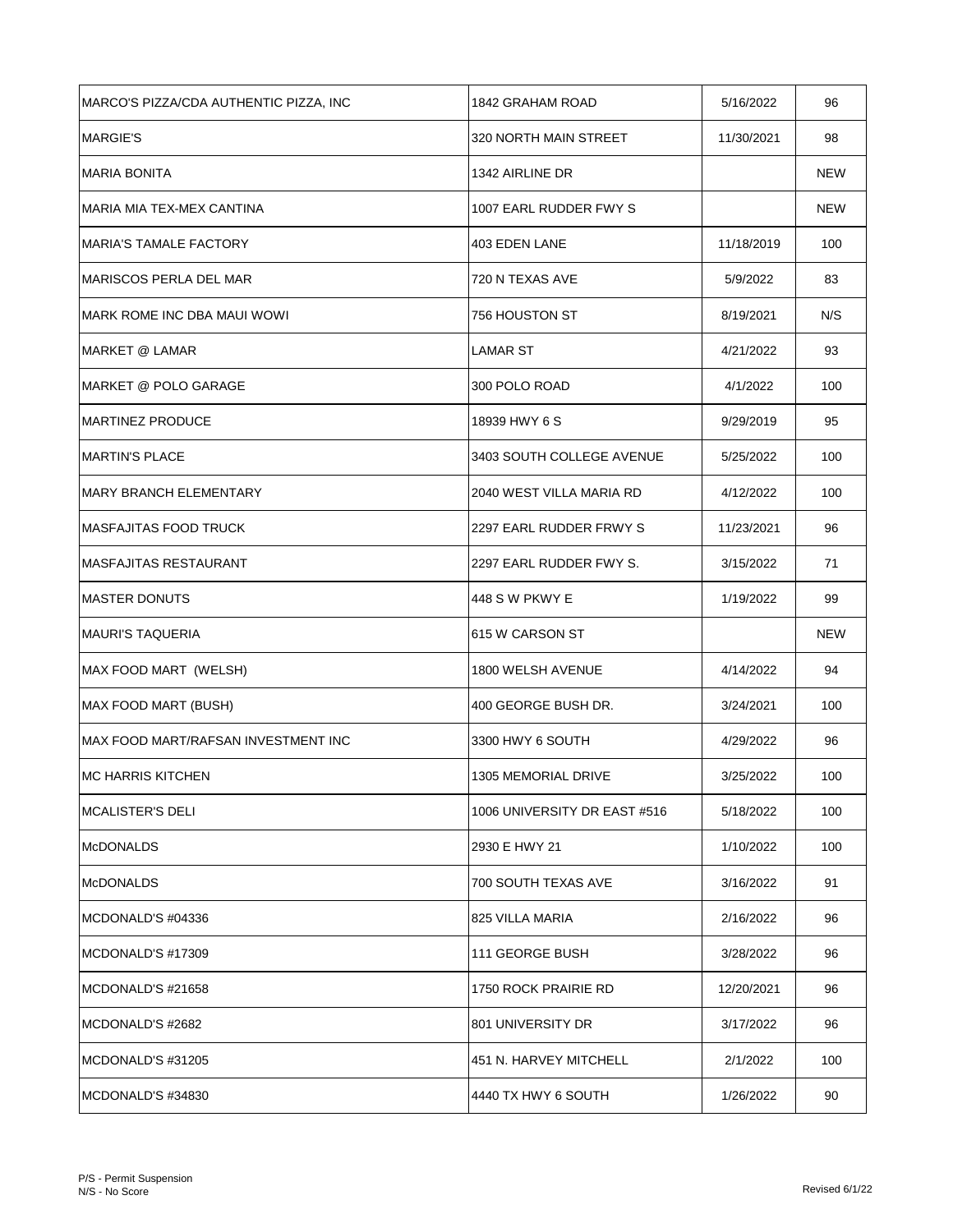| | | | |
|---|---|---|---|
| MARCO'S PIZZA/CDA AUTHENTIC PIZZA, INC | 1842 GRAHAM ROAD | 5/16/2022 | 96 |
| MARGIE'S | 320 NORTH MAIN STREET | 11/30/2021 | 98 |
| MARIA BONITA | 1342 AIRLINE DR | | NEW |
| MARIA MIA TEX-MEX CANTINA | 1007 EARL RUDDER FWY S | | NEW |
| MARIA'S TAMALE FACTORY | 403 EDEN LANE | 11/18/2019 | 100 |
| MARISCOS PERLA DEL MAR | 720 N TEXAS AVE | 5/9/2022 | 83 |
| MARK ROME INC DBA MAUI WOWI | 756 HOUSTON ST | 8/19/2021 | N/S |
| MARKET @ LAMAR | LAMAR ST | 4/21/2022 | 93 |
| MARKET @ POLO GARAGE | 300 POLO ROAD | 4/1/2022 | 100 |
| MARTINEZ PRODUCE | 18939 HWY 6 S | 9/29/2019 | 95 |
| MARTIN'S PLACE | 3403 SOUTH COLLEGE AVENUE | 5/25/2022 | 100 |
| MARY BRANCH ELEMENTARY | 2040 WEST VILLA MARIA RD | 4/12/2022 | 100 |
| MASFAJITAS FOOD TRUCK | 2297 EARL RUDDER FRWY S | 11/23/2021 | 96 |
| MASFAJITAS RESTAURANT | 2297 EARL RUDDER FWY S. | 3/15/2022 | 71 |
| MASTER DONUTS | 448 S W PKWY E | 1/19/2022 | 99 |
| MAURI'S TAQUERIA | 615 W CARSON ST | | NEW |
| MAX FOOD MART (WELSH) | 1800 WELSH AVENUE | 4/14/2022 | 94 |
| MAX FOOD MART (BUSH) | 400 GEORGE BUSH DR. | 3/24/2021 | 100 |
| MAX FOOD MART/RAFSAN INVESTMENT INC | 3300 HWY 6 SOUTH | 4/29/2022 | 96 |
| MC HARRIS KITCHEN | 1305 MEMORIAL DRIVE | 3/25/2022 | 100 |
| MCALISTER'S DELI | 1006 UNIVERSITY DR EAST #516 | 5/18/2022 | 100 |
| McDONALDS | 2930 E HWY 21 | 1/10/2022 | 100 |
| McDONALDS | 700 SOUTH TEXAS AVE | 3/16/2022 | 91 |
| MCDONALD'S #04336 | 825 VILLA MARIA | 2/16/2022 | 96 |
| MCDONALD'S #17309 | 111 GEORGE BUSH | 3/28/2022 | 96 |
| MCDONALD'S #21658 | 1750 ROCK PRAIRIE RD | 12/20/2021 | 96 |
| MCDONALD'S #2682 | 801 UNIVERSITY DR | 3/17/2022 | 96 |
| MCDONALD'S #31205 | 451 N. HARVEY MITCHELL | 2/1/2022 | 100 |
| MCDONALD'S #34830 | 4440 TX HWY 6 SOUTH | 1/26/2022 | 90 |

P/S - Permit Suspension
N/S - No Score

Revised 6/1/22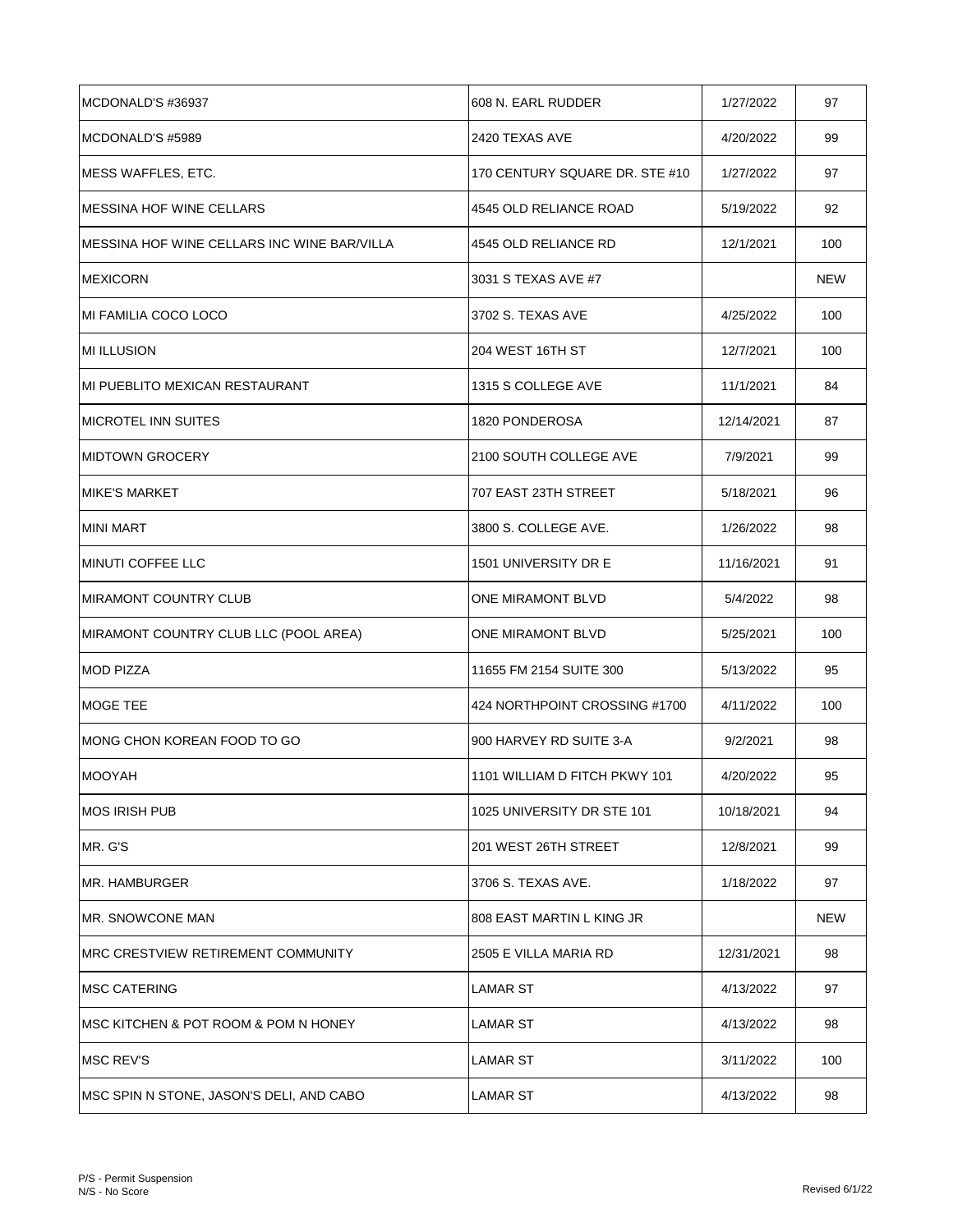| | | | |
|---|---|---|---|
| MCDONALD'S #36937 | 608 N. EARL RUDDER | 1/27/2022 | 97 |
| MCDONALD'S #5989 | 2420 TEXAS AVE | 4/20/2022 | 99 |
| MESS WAFFLES, ETC. | 170 CENTURY SQUARE DR. STE #10 | 1/27/2022 | 97 |
| MESSINA HOF WINE CELLARS | 4545 OLD RELIANCE ROAD | 5/19/2022 | 92 |
| MESSINA HOF WINE CELLARS INC WINE BAR/VILLA | 4545 OLD RELIANCE RD | 12/1/2021 | 100 |
| MEXICORN | 3031 S TEXAS AVE #7 | | NEW |
| MI FAMILIA COCO LOCO | 3702 S. TEXAS AVE | 4/25/2022 | 100 |
| MI ILLUSION | 204 WEST 16TH ST | 12/7/2021 | 100 |
| MI PUEBLITO MEXICAN RESTAURANT | 1315 S COLLEGE AVE | 11/1/2021 | 84 |
| MICROTEL INN SUITES | 1820 PONDEROSA | 12/14/2021 | 87 |
| MIDTOWN GROCERY | 2100 SOUTH COLLEGE AVE | 7/9/2021 | 99 |
| MIKE'S MARKET | 707 EAST 23TH STREET | 5/18/2021 | 96 |
| MINI MART | 3800 S. COLLEGE AVE. | 1/26/2022 | 98 |
| MINUTI COFFEE LLC | 1501 UNIVERSITY DR E | 11/16/2021 | 91 |
| MIRAMONT COUNTRY CLUB | ONE MIRAMONT BLVD | 5/4/2022 | 98 |
| MIRAMONT COUNTRY CLUB LLC (POOL AREA) | ONE MIRAMONT BLVD | 5/25/2021 | 100 |
| MOD PIZZA | 11655 FM 2154 SUITE 300 | 5/13/2022 | 95 |
| MOGE TEE | 424 NORTHPOINT CROSSING #1700 | 4/11/2022 | 100 |
| MONG CHON KOREAN FOOD TO GO | 900 HARVEY RD SUITE 3-A | 9/2/2021 | 98 |
| MOOYAH | 1101 WILLIAM D FITCH PKWY 101 | 4/20/2022 | 95 |
| MOS IRISH PUB | 1025 UNIVERSITY DR STE 101 | 10/18/2021 | 94 |
| MR. G'S | 201 WEST 26TH STREET | 12/8/2021 | 99 |
| MR. HAMBURGER | 3706 S. TEXAS AVE. | 1/18/2022 | 97 |
| MR. SNOWCONE MAN | 808 EAST MARTIN L KING JR | | NEW |
| MRC CRESTVIEW RETIREMENT COMMUNITY | 2505 E VILLA MARIA RD | 12/31/2021 | 98 |
| MSC CATERING | LAMAR ST | 4/13/2022 | 97 |
| MSC KITCHEN & POT ROOM & POM N HONEY | LAMAR ST | 4/13/2022 | 98 |
| MSC REV'S | LAMAR ST | 3/11/2022 | 100 |
| MSC SPIN N STONE, JASON'S DELI, AND CABO | LAMAR ST | 4/13/2022 | 98 |

P/S - Permit Suspension
N/S - No Score

Revised 6/1/22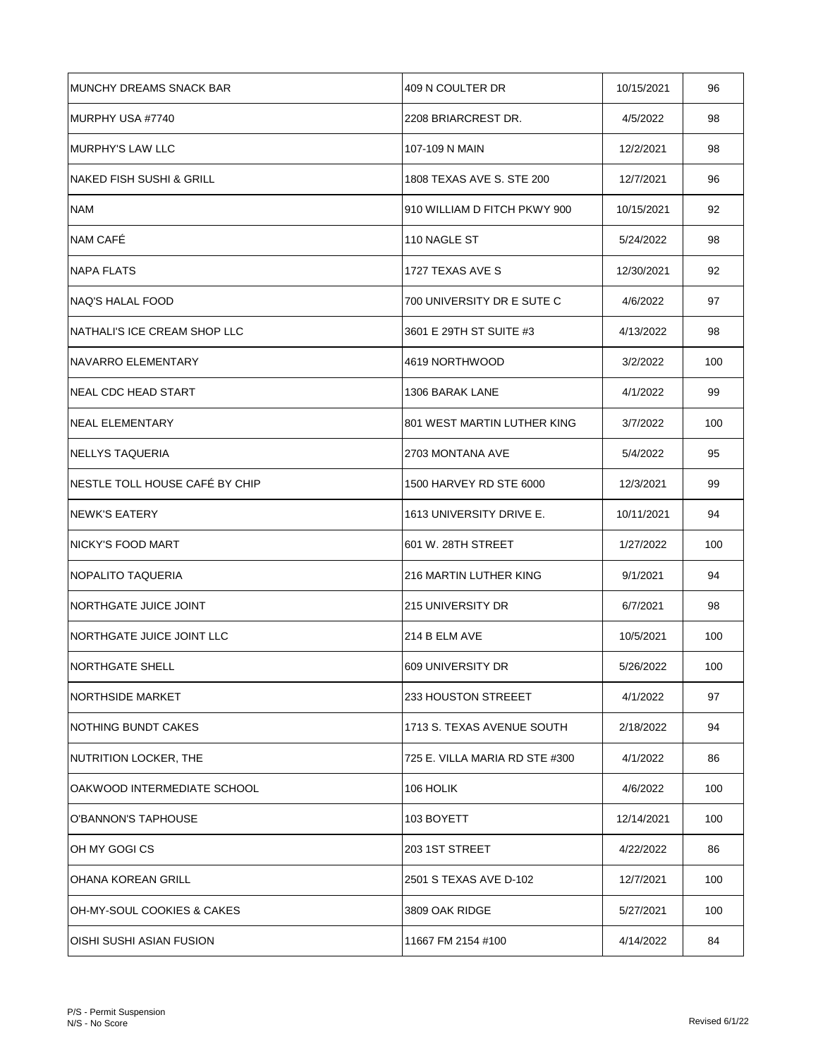| | | | |
|---|---|---|---|
| MUNCHY DREAMS SNACK BAR | 409 N COULTER DR | 10/15/2021 | 96 |
| MURPHY USA #7740 | 2208 BRIARCREST DR. | 4/5/2022 | 98 |
| MURPHY'S LAW LLC | 107-109 N MAIN | 12/2/2021 | 98 |
| NAKED FISH SUSHI & GRILL | 1808 TEXAS AVE S. STE 200 | 12/7/2021 | 96 |
| NAM | 910 WILLIAM D FITCH PKWY 900 | 10/15/2021 | 92 |
| NAM CAFÉ | 110 NAGLE ST | 5/24/2022 | 98 |
| NAPA FLATS | 1727 TEXAS AVE S | 12/30/2021 | 92 |
| NAQ'S HALAL FOOD | 700 UNIVERSITY DR E SUTE C | 4/6/2022 | 97 |
| NATHALI'S ICE CREAM SHOP LLC | 3601 E 29TH ST SUITE #3 | 4/13/2022 | 98 |
| NAVARRO ELEMENTARY | 4619 NORTHWOOD | 3/2/2022 | 100 |
| NEAL CDC HEAD START | 1306 BARAK LANE | 4/1/2022 | 99 |
| NEAL ELEMENTARY | 801 WEST MARTIN LUTHER KING | 3/7/2022 | 100 |
| NELLYS TAQUERIA | 2703 MONTANA AVE | 5/4/2022 | 95 |
| NESTLE TOLL HOUSE CAFÉ BY CHIP | 1500 HARVEY RD STE 6000 | 12/3/2021 | 99 |
| NEWK'S EATERY | 1613 UNIVERSITY DRIVE E. | 10/11/2021 | 94 |
| NICKY'S FOOD MART | 601 W. 28TH STREET | 1/27/2022 | 100 |
| NOPALITO TAQUERIA | 216 MARTIN LUTHER KING | 9/1/2021 | 94 |
| NORTHGATE JUICE JOINT | 215 UNIVERSITY DR | 6/7/2021 | 98 |
| NORTHGATE JUICE JOINT LLC | 214 B ELM AVE | 10/5/2021 | 100 |
| NORTHGATE SHELL | 609 UNIVERSITY DR | 5/26/2022 | 100 |
| NORTHSIDE MARKET | 233 HOUSTON STREEET | 4/1/2022 | 97 |
| NOTHING BUNDT CAKES | 1713 S. TEXAS AVENUE SOUTH | 2/18/2022 | 94 |
| NUTRITION LOCKER, THE | 725 E. VILLA MARIA RD STE #300 | 4/1/2022 | 86 |
| OAKWOOD INTERMEDIATE SCHOOL | 106 HOLIK | 4/6/2022 | 100 |
| O'BANNON'S TAPHOUSE | 103 BOYETT | 12/14/2021 | 100 |
| OH MY GOGI CS | 203 1ST STREET | 4/22/2022 | 86 |
| OHANA KOREAN GRILL | 2501 S TEXAS AVE D-102 | 12/7/2021 | 100 |
| OH-MY-SOUL COOKIES & CAKES | 3809 OAK RIDGE | 5/27/2021 | 100 |
| OISHI SUSHI ASIAN FUSION | 11667 FM 2154 #100 | 4/14/2022 | 84 |

P/S - Permit Suspension
N/S - No Score

Revised 6/1/22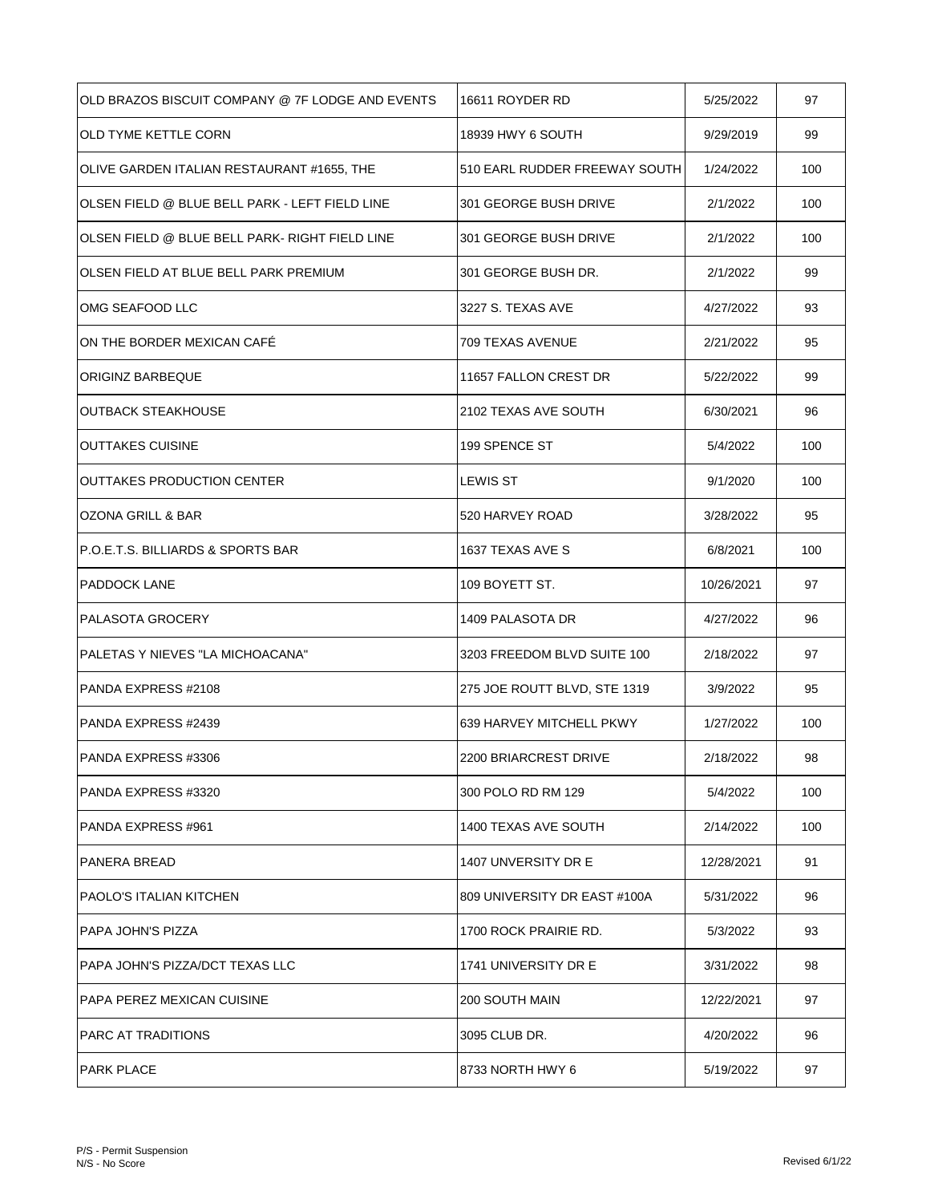| | | | |
|---|---|---|---|
| OLD BRAZOS BISCUIT COMPANY @ 7F LODGE AND EVENTS | 16611 ROYDER RD | 5/25/2022 | 97 |
| OLD TYME KETTLE CORN | 18939 HWY 6 SOUTH | 9/29/2019 | 99 |
| OLIVE GARDEN ITALIAN RESTAURANT #1655, THE | 510 EARL RUDDER FREEWAY SOUTH | 1/24/2022 | 100 |
| OLSEN FIELD @ BLUE BELL PARK - LEFT FIELD LINE | 301 GEORGE BUSH DRIVE | 2/1/2022 | 100 |
| OLSEN FIELD @ BLUE BELL PARK- RIGHT FIELD LINE | 301 GEORGE BUSH DRIVE | 2/1/2022 | 100 |
| OLSEN FIELD AT BLUE BELL PARK PREMIUM | 301 GEORGE BUSH DR. | 2/1/2022 | 99 |
| OMG SEAFOOD LLC | 3227 S. TEXAS AVE | 4/27/2022 | 93 |
| ON THE BORDER MEXICAN CAFÉ | 709 TEXAS AVENUE | 2/21/2022 | 95 |
| ORIGINZ BARBEQUE | 11657 FALLON CREST DR | 5/22/2022 | 99 |
| OUTBACK STEAKHOUSE | 2102 TEXAS AVE SOUTH | 6/30/2021 | 96 |
| OUTTAKES CUISINE | 199 SPENCE ST | 5/4/2022 | 100 |
| OUTTAKES PRODUCTION CENTER | LEWIS ST | 9/1/2020 | 100 |
| OZONA GRILL & BAR | 520 HARVEY ROAD | 3/28/2022 | 95 |
| P.O.E.T.S. BILLIARDS & SPORTS BAR | 1637 TEXAS AVE S | 6/8/2021 | 100 |
| PADDOCK LANE | 109 BOYETT ST. | 10/26/2021 | 97 |
| PALASOTA GROCERY | 1409 PALASOTA DR | 4/27/2022 | 96 |
| PALETAS Y NIEVES "LA MICHOACANA" | 3203 FREEDOM BLVD SUITE 100 | 2/18/2022 | 97 |
| PANDA EXPRESS #2108 | 275 JOE ROUTT BLVD, STE 1319 | 3/9/2022 | 95 |
| PANDA EXPRESS #2439 | 639 HARVEY MITCHELL PKWY | 1/27/2022 | 100 |
| PANDA EXPRESS #3306 | 2200 BRIARCREST DRIVE | 2/18/2022 | 98 |
| PANDA EXPRESS #3320 | 300 POLO RD RM 129 | 5/4/2022 | 100 |
| PANDA EXPRESS #961 | 1400 TEXAS AVE SOUTH | 2/14/2022 | 100 |
| PANERA BREAD | 1407 UNVERSITY DR E | 12/28/2021 | 91 |
| PAOLO'S ITALIAN KITCHEN | 809 UNIVERSITY DR EAST #100A | 5/31/2022 | 96 |
| PAPA JOHN'S PIZZA | 1700 ROCK PRAIRIE RD. | 5/3/2022 | 93 |
| PAPA JOHN'S PIZZA/DCT TEXAS LLC | 1741 UNIVERSITY DR E | 3/31/2022 | 98 |
| PAPA PEREZ MEXICAN CUISINE | 200 SOUTH MAIN | 12/22/2021 | 97 |
| PARC AT TRADITIONS | 3095 CLUB DR. | 4/20/2022 | 96 |
| PARK PLACE | 8733 NORTH HWY 6 | 5/19/2022 | 97 |

P/S - Permit Suspension
N/S - No Score

Revised 6/1/22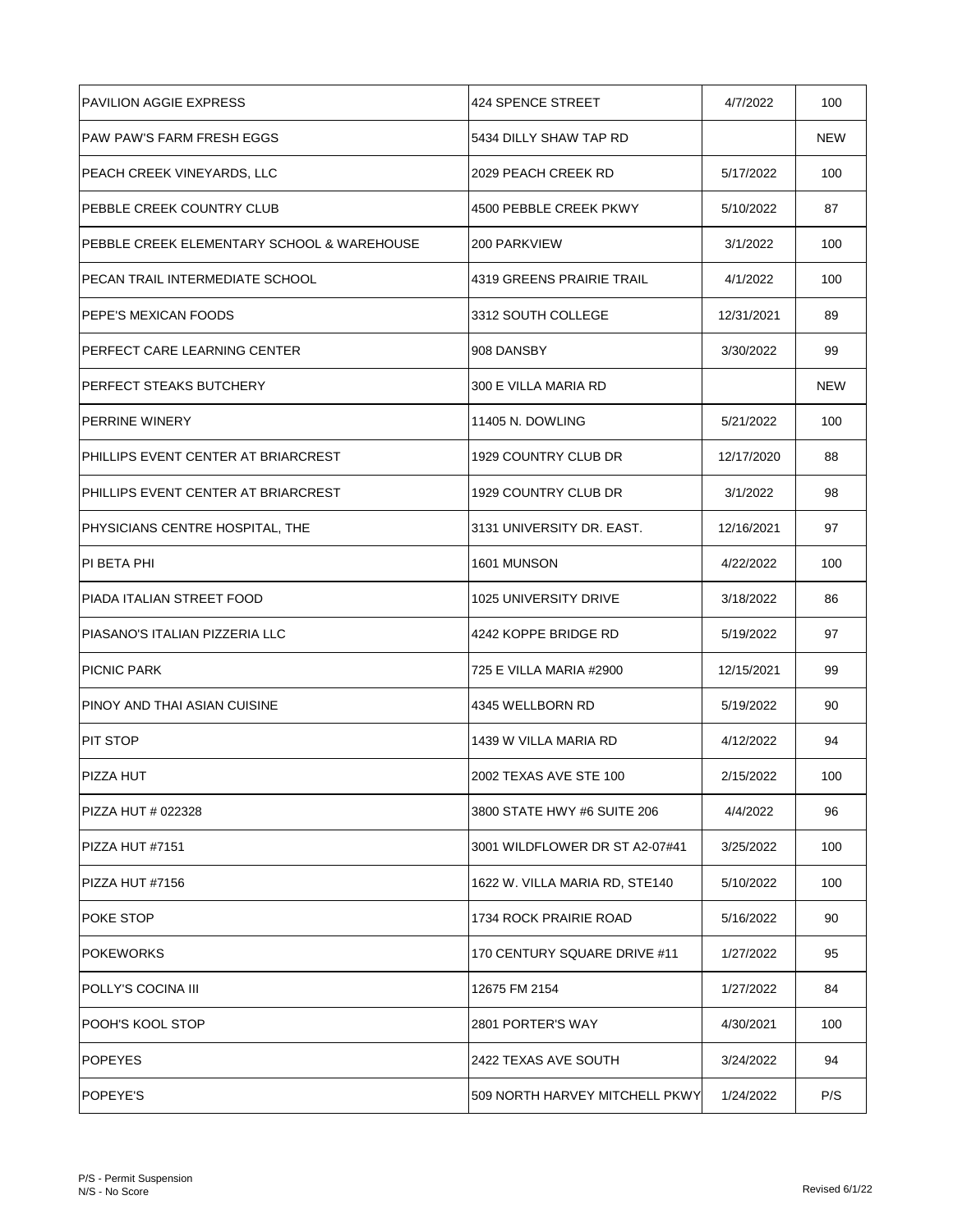| | | | |
|---|---|---|---|
| PAVILION AGGIE EXPRESS | 424 SPENCE STREET | 4/7/2022 | 100 |
| PAW PAW'S FARM FRESH EGGS | 5434 DILLY SHAW TAP RD | | NEW |
| PEACH CREEK VINEYARDS, LLC | 2029 PEACH CREEK RD | 5/17/2022 | 100 |
| PEBBLE CREEK COUNTRY CLUB | 4500 PEBBLE CREEK PKWY | 5/10/2022 | 87 |
| PEBBLE CREEK ELEMENTARY SCHOOL & WAREHOUSE | 200 PARKVIEW | 3/1/2022 | 100 |
| PECAN TRAIL INTERMEDIATE SCHOOL | 4319 GREENS PRAIRIE TRAIL | 4/1/2022 | 100 |
| PEPE'S MEXICAN FOODS | 3312 SOUTH COLLEGE | 12/31/2021 | 89 |
| PERFECT CARE LEARNING CENTER | 908 DANSBY | 3/30/2022 | 99 |
| PERFECT STEAKS BUTCHERY | 300 E VILLA MARIA RD | | NEW |
| PERRINE WINERY | 11405 N. DOWLING | 5/21/2022 | 100 |
| PHILLIPS EVENT CENTER AT BRIARCREST | 1929 COUNTRY CLUB DR | 12/17/2020 | 88 |
| PHILLIPS EVENT CENTER AT BRIARCREST | 1929 COUNTRY CLUB DR | 3/1/2022 | 98 |
| PHYSICIANS CENTRE HOSPITAL, THE | 3131 UNIVERSITY DR. EAST. | 12/16/2021 | 97 |
| PI BETA PHI | 1601 MUNSON | 4/22/2022 | 100 |
| PIADA ITALIAN STREET FOOD | 1025 UNIVERSITY DRIVE | 3/18/2022 | 86 |
| PIASANO'S ITALIAN PIZZERIA LLC | 4242 KOPPE BRIDGE RD | 5/19/2022 | 97 |
| PICNIC PARK | 725 E VILLA MARIA #2900 | 12/15/2021 | 99 |
| PINOY AND THAI ASIAN CUISINE | 4345 WELLBORN RD | 5/19/2022 | 90 |
| PIT STOP | 1439 W VILLA MARIA RD | 4/12/2022 | 94 |
| PIZZA HUT | 2002 TEXAS AVE STE 100 | 2/15/2022 | 100 |
| PIZZA HUT # 022328 | 3800 STATE HWY #6 SUITE 206 | 4/4/2022 | 96 |
| PIZZA HUT #7151 | 3001 WILDFLOWER DR ST A2-07#41 | 3/25/2022 | 100 |
| PIZZA HUT #7156 | 1622 W. VILLA MARIA RD, STE140 | 5/10/2022 | 100 |
| POKE STOP | 1734 ROCK PRAIRIE ROAD | 5/16/2022 | 90 |
| POKEWORKS | 170 CENTURY SQUARE DRIVE #11 | 1/27/2022 | 95 |
| POLLY'S COCINA III | 12675 FM 2154 | 1/27/2022 | 84 |
| POOH'S KOOL STOP | 2801 PORTER'S WAY | 4/30/2021 | 100 |
| POPEYES | 2422 TEXAS AVE SOUTH | 3/24/2022 | 94 |
| POPEYE'S | 509 NORTH HARVEY MITCHELL PKWY | 1/24/2022 | P/S |

P/S - Permit Suspension
N/S - No Score

Revised 6/1/22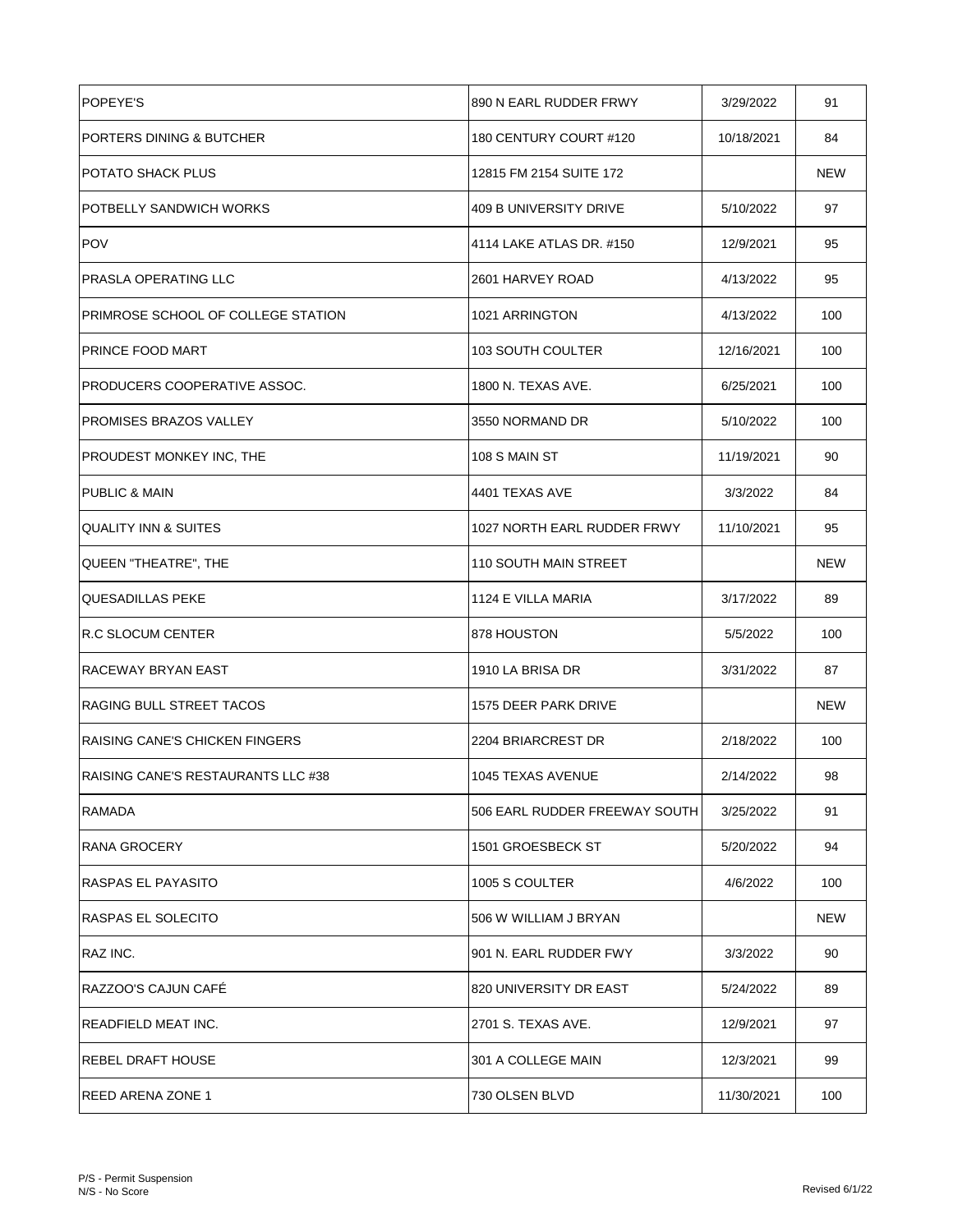| POPEYE'S | 890 N EARL RUDDER FRWY | 3/29/2022 | 91 |
|---|---|---|---|
| PORTERS DINING & BUTCHER | 180 CENTURY COURT #120 | 10/18/2021 | 84 |
| POTATO SHACK PLUS | 12815 FM 2154 SUITE 172 | | NEW |
| POTBELLY SANDWICH WORKS | 409 B UNIVERSITY DRIVE | 5/10/2022 | 97 |
| POV | 4114 LAKE ATLAS DR. #150 | 12/9/2021 | 95 |
| PRASLA OPERATING LLC | 2601 HARVEY ROAD | 4/13/2022 | 95 |
| PRIMROSE SCHOOL OF COLLEGE STATION | 1021 ARRINGTON | 4/13/2022 | 100 |
| PRINCE FOOD MART | 103 SOUTH COULTER | 12/16/2021 | 100 |
| PRODUCERS COOPERATIVE ASSOC. | 1800 N. TEXAS AVE. | 6/25/2021 | 100 |
| PROMISES BRAZOS VALLEY | 3550 NORMAND DR | 5/10/2022 | 100 |
| PROUDEST MONKEY INC, THE | 108 S MAIN ST | 11/19/2021 | 90 |
| PUBLIC & MAIN | 4401 TEXAS AVE | 3/3/2022 | 84 |
| QUALITY INN & SUITES | 1027 NORTH EARL RUDDER FRWY | 11/10/2021 | 95 |
| QUEEN "THEATRE", THE | 110 SOUTH MAIN STREET | | NEW |
| QUESADILLAS PEKE | 1124 E VILLA MARIA | 3/17/2022 | 89 |
| R.C SLOCUM CENTER | 878 HOUSTON | 5/5/2022 | 100 |
| RACEWAY BRYAN EAST | 1910 LA BRISA DR | 3/31/2022 | 87 |
| RAGING BULL STREET TACOS | 1575 DEER PARK DRIVE | | NEW |
| RAISING CANE'S CHICKEN FINGERS | 2204 BRIARCREST DR | 2/18/2022 | 100 |
| RAISING CANE'S RESTAURANTS LLC #38 | 1045 TEXAS AVENUE | 2/14/2022 | 98 |
| RAMADA | 506 EARL RUDDER FREEWAY SOUTH | 3/25/2022 | 91 |
| RANA GROCERY | 1501 GROESBECK ST | 5/20/2022 | 94 |
| RASPAS EL PAYASITO | 1005 S COULTER | 4/6/2022 | 100 |
| RASPAS EL SOLECITO | 506 W WILLIAM J BRYAN | | NEW |
| RAZ INC. | 901 N. EARL RUDDER FWY | 3/3/2022 | 90 |
| RAZZOO'S CAJUN CAFÉ | 820 UNIVERSITY DR EAST | 5/24/2022 | 89 |
| READFIELD MEAT INC. | 2701 S. TEXAS AVE. | 12/9/2021 | 97 |
| REBEL DRAFT HOUSE | 301 A COLLEGE MAIN | 12/3/2021 | 99 |
| REED ARENA ZONE 1 | 730 OLSEN BLVD | 11/30/2021 | 100 |

P/S - Permit Suspension
N/S - No Score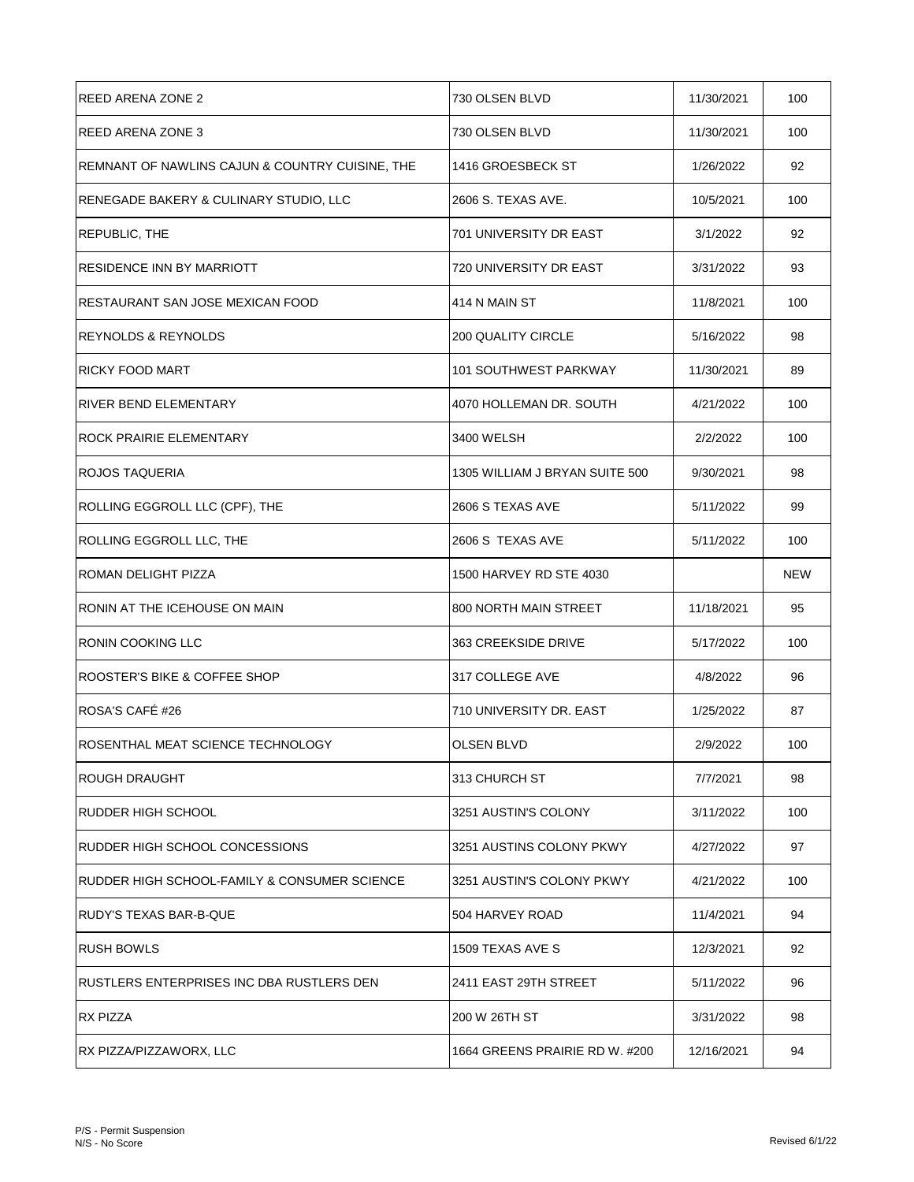| | | | |
|---|---|---|---|
| REED ARENA ZONE 2 | 730 OLSEN BLVD | 11/30/2021 | 100 |
| REED ARENA ZONE 3 | 730 OLSEN BLVD | 11/30/2021 | 100 |
| REMNANT OF NAWLINS CAJUN & COUNTRY CUISINE, THE | 1416 GROESBECK ST | 1/26/2022 | 92 |
| RENEGADE BAKERY & CULINARY STUDIO, LLC | 2606 S. TEXAS AVE. | 10/5/2021 | 100 |
| REPUBLIC, THE | 701 UNIVERSITY DR EAST | 3/1/2022 | 92 |
| RESIDENCE INN BY MARRIOTT | 720 UNIVERSITY DR EAST | 3/31/2022 | 93 |
| RESTAURANT SAN JOSE MEXICAN FOOD | 414 N MAIN ST | 11/8/2021 | 100 |
| REYNOLDS & REYNOLDS | 200 QUALITY CIRCLE | 5/16/2022 | 98 |
| RICKY FOOD MART | 101 SOUTHWEST PARKWAY | 11/30/2021 | 89 |
| RIVER BEND ELEMENTARY | 4070 HOLLEMAN DR. SOUTH | 4/21/2022 | 100 |
| ROCK PRAIRIE ELEMENTARY | 3400 WELSH | 2/2/2022 | 100 |
| ROJOS TAQUERIA | 1305 WILLIAM J BRYAN SUITE 500 | 9/30/2021 | 98 |
| ROLLING EGGROLL LLC (CPF), THE | 2606 S TEXAS AVE | 5/11/2022 | 99 |
| ROLLING EGGROLL LLC, THE | 2606 S TEXAS AVE | 5/11/2022 | 100 |
| ROMAN DELIGHT PIZZA | 1500 HARVEY RD STE 4030 | | NEW |
| RONIN AT THE ICEHOUSE ON MAIN | 800 NORTH MAIN STREET | 11/18/2021 | 95 |
| RONIN COOKING LLC | 363 CREEKSIDE DRIVE | 5/17/2022 | 100 |
| ROOSTER'S BIKE & COFFEE SHOP | 317 COLLEGE AVE | 4/8/2022 | 96 |
| ROSA'S CAFÉ #26 | 710 UNIVERSITY DR. EAST | 1/25/2022 | 87 |
| ROSENTHAL MEAT SCIENCE TECHNOLOGY | OLSEN BLVD | 2/9/2022 | 100 |
| ROUGH DRAUGHT | 313 CHURCH ST | 7/7/2021 | 98 |
| RUDDER HIGH SCHOOL | 3251 AUSTIN'S COLONY | 3/11/2022 | 100 |
| RUDDER HIGH SCHOOL CONCESSIONS | 3251 AUSTINS COLONY PKWY | 4/27/2022 | 97 |
| RUDDER HIGH SCHOOL-FAMILY & CONSUMER SCIENCE | 3251 AUSTIN'S COLONY PKWY | 4/21/2022 | 100 |
| RUDY'S TEXAS BAR-B-QUE | 504 HARVEY ROAD | 11/4/2021 | 94 |
| RUSH BOWLS | 1509 TEXAS AVE S | 12/3/2021 | 92 |
| RUSTLERS ENTERPRISES INC DBA RUSTLERS DEN | 2411 EAST 29TH STREET | 5/11/2022 | 96 |
| RX PIZZA | 200 W 26TH ST | 3/31/2022 | 98 |
| RX PIZZA/PIZZAWORX, LLC | 1664 GREENS PRAIRIE RD W. #200 | 12/16/2021 | 94 |

P/S - Permit Suspension
N/S - No Score

Revised 6/1/22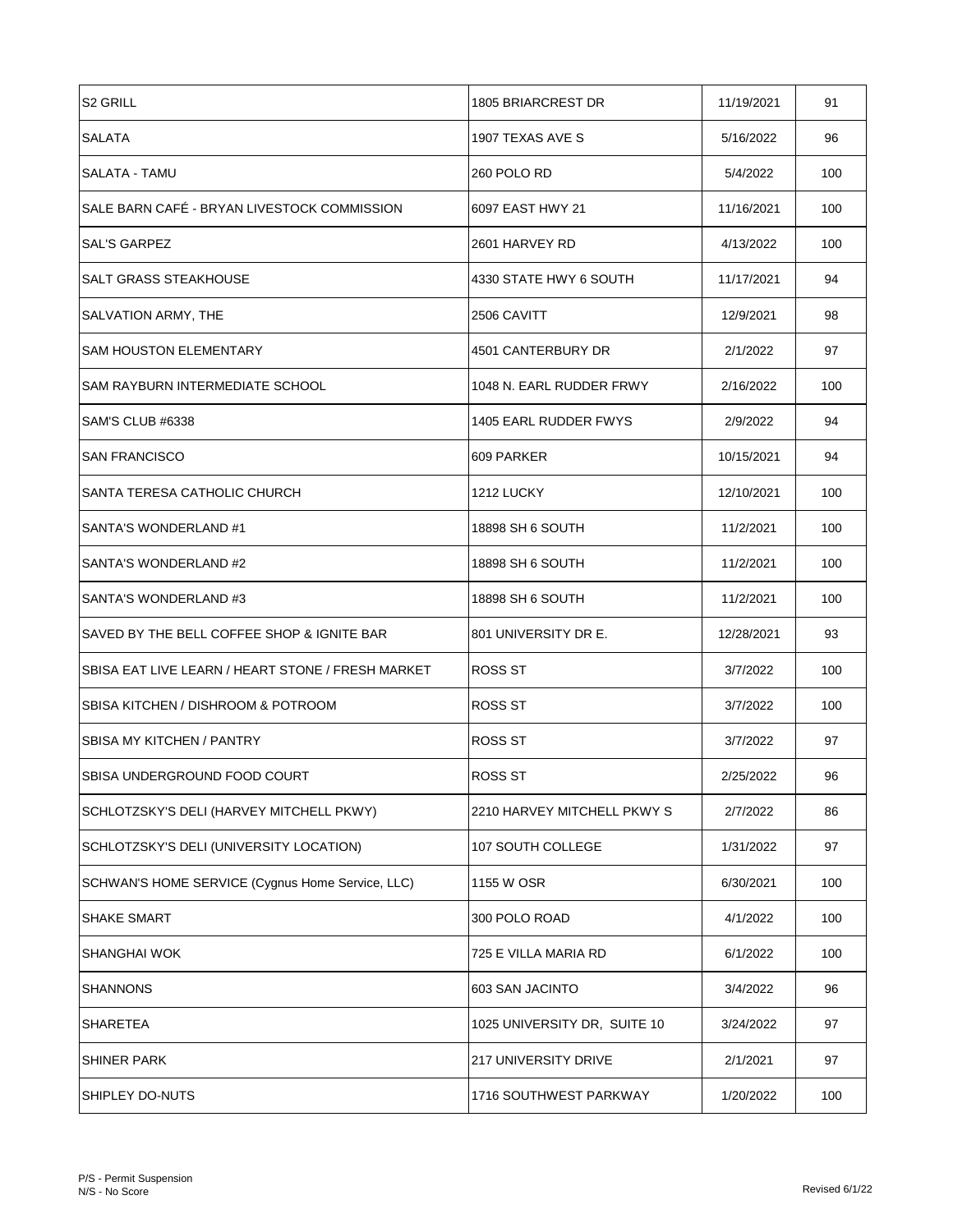| | | | |
|---|---|---|---|
| S2 GRILL | 1805 BRIARCREST DR | 11/19/2021 | 91 |
| SALATA | 1907 TEXAS AVE S | 5/16/2022 | 96 |
| SALATA - TAMU | 260 POLO RD | 5/4/2022 | 100 |
| SALE BARN CAFÉ - BRYAN LIVESTOCK COMMISSION | 6097 EAST HWY 21 | 11/16/2021 | 100 |
| SAL'S GARPEZ | 2601 HARVEY RD | 4/13/2022 | 100 |
| SALT GRASS STEAKHOUSE | 4330 STATE HWY 6 SOUTH | 11/17/2021 | 94 |
| SALVATION ARMY, THE | 2506 CAVITT | 12/9/2021 | 98 |
| SAM HOUSTON ELEMENTARY | 4501 CANTERBURY DR | 2/1/2022 | 97 |
| SAM RAYBURN INTERMEDIATE SCHOOL | 1048 N. EARL RUDDER FRWY | 2/16/2022 | 100 |
| SAM'S CLUB #6338 | 1405 EARL RUDDER FWYS | 2/9/2022 | 94 |
| SAN FRANCISCO | 609 PARKER | 10/15/2021 | 94 |
| SANTA TERESA CATHOLIC CHURCH | 1212 LUCKY | 12/10/2021 | 100 |
| SANTA'S WONDERLAND #1 | 18898 SH 6 SOUTH | 11/2/2021 | 100 |
| SANTA'S WONDERLAND #2 | 18898 SH 6 SOUTH | 11/2/2021 | 100 |
| SANTA'S WONDERLAND #3 | 18898 SH 6 SOUTH | 11/2/2021 | 100 |
| SAVED BY THE BELL COFFEE SHOP & IGNITE BAR | 801 UNIVERSITY DR E. | 12/28/2021 | 93 |
| SBISA EAT LIVE LEARN / HEART STONE / FRESH MARKET | ROSS ST | 3/7/2022 | 100 |
| SBISA KITCHEN / DISHROOM & POTROOM | ROSS ST | 3/7/2022 | 100 |
| SBISA MY KITCHEN / PANTRY | ROSS ST | 3/7/2022 | 97 |
| SBISA UNDERGROUND FOOD COURT | ROSS ST | 2/25/2022 | 96 |
| SCHLOTZSKY'S DELI (HARVEY MITCHELL PKWY) | 2210 HARVEY MITCHELL PKWY S | 2/7/2022 | 86 |
| SCHLOTZSKY'S DELI (UNIVERSITY LOCATION) | 107 SOUTH COLLEGE | 1/31/2022 | 97 |
| SCHWAN'S HOME SERVICE (Cygnus Home Service, LLC) | 1155 W OSR | 6/30/2021 | 100 |
| SHAKE SMART | 300 POLO ROAD | 4/1/2022 | 100 |
| SHANGHAI WOK | 725 E VILLA MARIA RD | 6/1/2022 | 100 |
| SHANNONS | 603 SAN JACINTO | 3/4/2022 | 96 |
| SHARETEA | 1025 UNIVERSITY DR, SUITE 10 | 3/24/2022 | 97 |
| SHINER PARK | 217 UNIVERSITY DRIVE | 2/1/2021 | 97 |
| SHIPLEY DO-NUTS | 1716 SOUTHWEST PARKWAY | 1/20/2022 | 100 |

P/S - Permit Suspension
N/S - No Score

Revised 6/1/22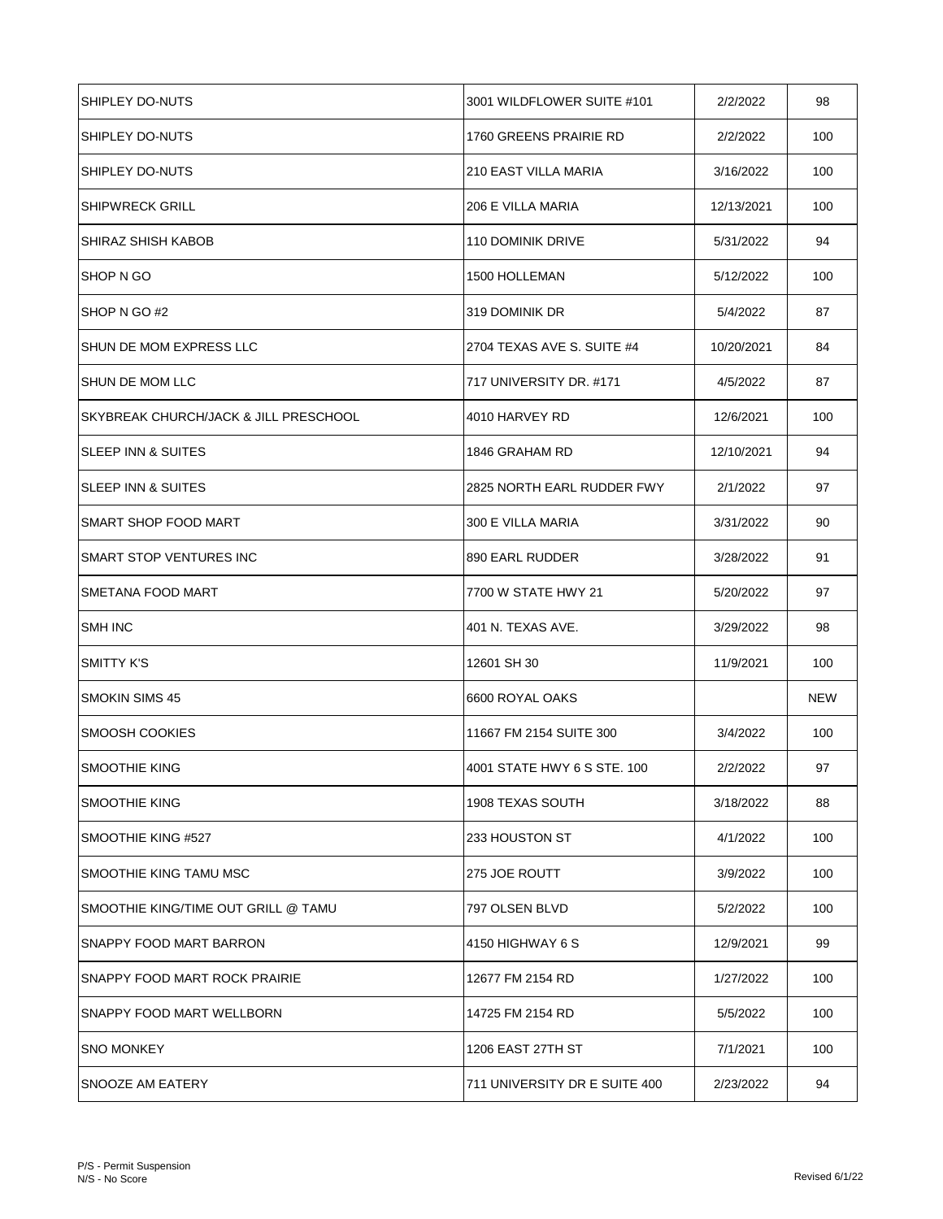| | | | |
|---|---|---|---|
| SHIPLEY DO-NUTS | 3001 WILDFLOWER SUITE #101 | 2/2/2022 | 98 |
| SHIPLEY DO-NUTS | 1760 GREENS PRAIRIE RD | 2/2/2022 | 100 |
| SHIPLEY DO-NUTS | 210 EAST VILLA MARIA | 3/16/2022 | 100 |
| SHIPWRECK GRILL | 206 E VILLA MARIA | 12/13/2021 | 100 |
| SHIRAZ SHISH KABOB | 110 DOMINIK DRIVE | 5/31/2022 | 94 |
| SHOP N GO | 1500 HOLLEMAN | 5/12/2022 | 100 |
| SHOP N GO #2 | 319 DOMINIK DR | 5/4/2022 | 87 |
| SHUN DE MOM EXPRESS LLC | 2704 TEXAS AVE S. SUITE #4 | 10/20/2021 | 84 |
| SHUN DE MOM LLC | 717 UNIVERSITY DR. #171 | 4/5/2022 | 87 |
| SKYBREAK CHURCH/JACK & JILL PRESCHOOL | 4010 HARVEY RD | 12/6/2021 | 100 |
| SLEEP INN & SUITES | 1846 GRAHAM RD | 12/10/2021 | 94 |
| SLEEP INN & SUITES | 2825 NORTH EARL RUDDER FWY | 2/1/2022 | 97 |
| SMART SHOP FOOD MART | 300 E VILLA MARIA | 3/31/2022 | 90 |
| SMART STOP VENTURES INC | 890 EARL RUDDER | 3/28/2022 | 91 |
| SMETANA FOOD MART | 7700 W STATE HWY 21 | 5/20/2022 | 97 |
| SMH INC | 401 N. TEXAS AVE. | 3/29/2022 | 98 |
| SMITTY K'S | 12601 SH 30 | 11/9/2021 | 100 |
| SMOKIN SIMS 45 | 6600 ROYAL OAKS | | NEW |
| SMOOSH COOKIES | 11667 FM 2154 SUITE 300 | 3/4/2022 | 100 |
| SMOOTHIE KING | 4001 STATE HWY 6 S STE. 100 | 2/2/2022 | 97 |
| SMOOTHIE KING | 1908 TEXAS SOUTH | 3/18/2022 | 88 |
| SMOOTHIE KING #527 | 233 HOUSTON ST | 4/1/2022 | 100 |
| SMOOTHIE KING TAMU MSC | 275 JOE ROUTT | 3/9/2022 | 100 |
| SMOOTHIE KING/TIME OUT GRILL @ TAMU | 797 OLSEN BLVD | 5/2/2022 | 100 |
| SNAPPY FOOD MART BARRON | 4150 HIGHWAY 6 S | 12/9/2021 | 99 |
| SNAPPY FOOD MART ROCK PRAIRIE | 12677 FM 2154 RD | 1/27/2022 | 100 |
| SNAPPY FOOD MART WELLBORN | 14725 FM 2154 RD | 5/5/2022 | 100 |
| SNO MONKEY | 1206 EAST 27TH ST | 7/1/2021 | 100 |
| SNOOZE AM EATERY | 711 UNIVERSITY DR E SUITE 400 | 2/23/2022 | 94 |

P/S - Permit Suspension
N/S - No Score

Revised 6/1/22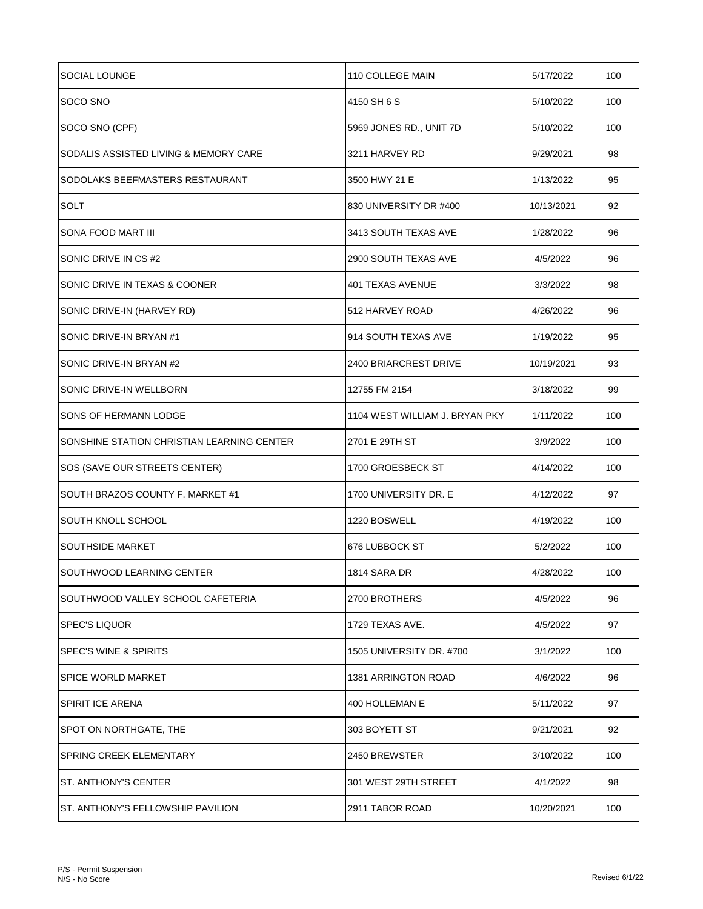| | | | |
|---|---|---|---|
| SOCIAL LOUNGE | 110 COLLEGE MAIN | 5/17/2022 | 100 |
| SOCO SNO | 4150 SH 6 S | 5/10/2022 | 100 |
| SOCO SNO (CPF) | 5969 JONES RD., UNIT 7D | 5/10/2022 | 100 |
| SODALIS ASSISTED LIVING & MEMORY CARE | 3211 HARVEY RD | 9/29/2021 | 98 |
| SODOLAKS BEEFMASTERS RESTAURANT | 3500 HWY 21 E | 1/13/2022 | 95 |
| SOLT | 830 UNIVERSITY DR #400 | 10/13/2021 | 92 |
| SONA FOOD MART III | 3413 SOUTH TEXAS AVE | 1/28/2022 | 96 |
| SONIC DRIVE IN CS #2 | 2900 SOUTH TEXAS AVE | 4/5/2022 | 96 |
| SONIC DRIVE IN TEXAS & COONER | 401 TEXAS AVENUE | 3/3/2022 | 98 |
| SONIC DRIVE-IN (HARVEY RD) | 512 HARVEY ROAD | 4/26/2022 | 96 |
| SONIC DRIVE-IN BRYAN #1 | 914 SOUTH TEXAS AVE | 1/19/2022 | 95 |
| SONIC DRIVE-IN BRYAN #2 | 2400 BRIARCREST DRIVE | 10/19/2021 | 93 |
| SONIC DRIVE-IN WELLBORN | 12755 FM 2154 | 3/18/2022 | 99 |
| SONS OF HERMANN LODGE | 1104 WEST WILLIAM J. BRYAN PKY | 1/11/2022 | 100 |
| SONSHINE STATION CHRISTIAN LEARNING CENTER | 2701 E 29TH ST | 3/9/2022 | 100 |
| SOS (SAVE OUR STREETS CENTER) | 1700 GROESBECK ST | 4/14/2022 | 100 |
| SOUTH BRAZOS COUNTY F. MARKET #1 | 1700 UNIVERSITY DR. E | 4/12/2022 | 97 |
| SOUTH KNOLL SCHOOL | 1220 BOSWELL | 4/19/2022 | 100 |
| SOUTHSIDE MARKET | 676 LUBBOCK ST | 5/2/2022 | 100 |
| SOUTHWOOD LEARNING CENTER | 1814 SARA DR | 4/28/2022 | 100 |
| SOUTHWOOD VALLEY SCHOOL CAFETERIA | 2700 BROTHERS | 4/5/2022 | 96 |
| SPEC'S LIQUOR | 1729 TEXAS AVE. | 4/5/2022 | 97 |
| SPEC'S WINE & SPIRITS | 1505 UNIVERSITY DR. #700 | 3/1/2022 | 100 |
| SPICE WORLD MARKET | 1381 ARRINGTON ROAD | 4/6/2022 | 96 |
| SPIRIT ICE ARENA | 400 HOLLEMAN E | 5/11/2022 | 97 |
| SPOT ON NORTHGATE, THE | 303 BOYETT ST | 9/21/2021 | 92 |
| SPRING CREEK ELEMENTARY | 2450 BREWSTER | 3/10/2022 | 100 |
| ST. ANTHONY'S CENTER | 301 WEST 29TH STREET | 4/1/2022 | 98 |
| ST. ANTHONY'S FELLOWSHIP PAVILION | 2911 TABOR ROAD | 10/20/2021 | 100 |

P/S - Permit Suspension
N/S - No Score

Revised 6/1/22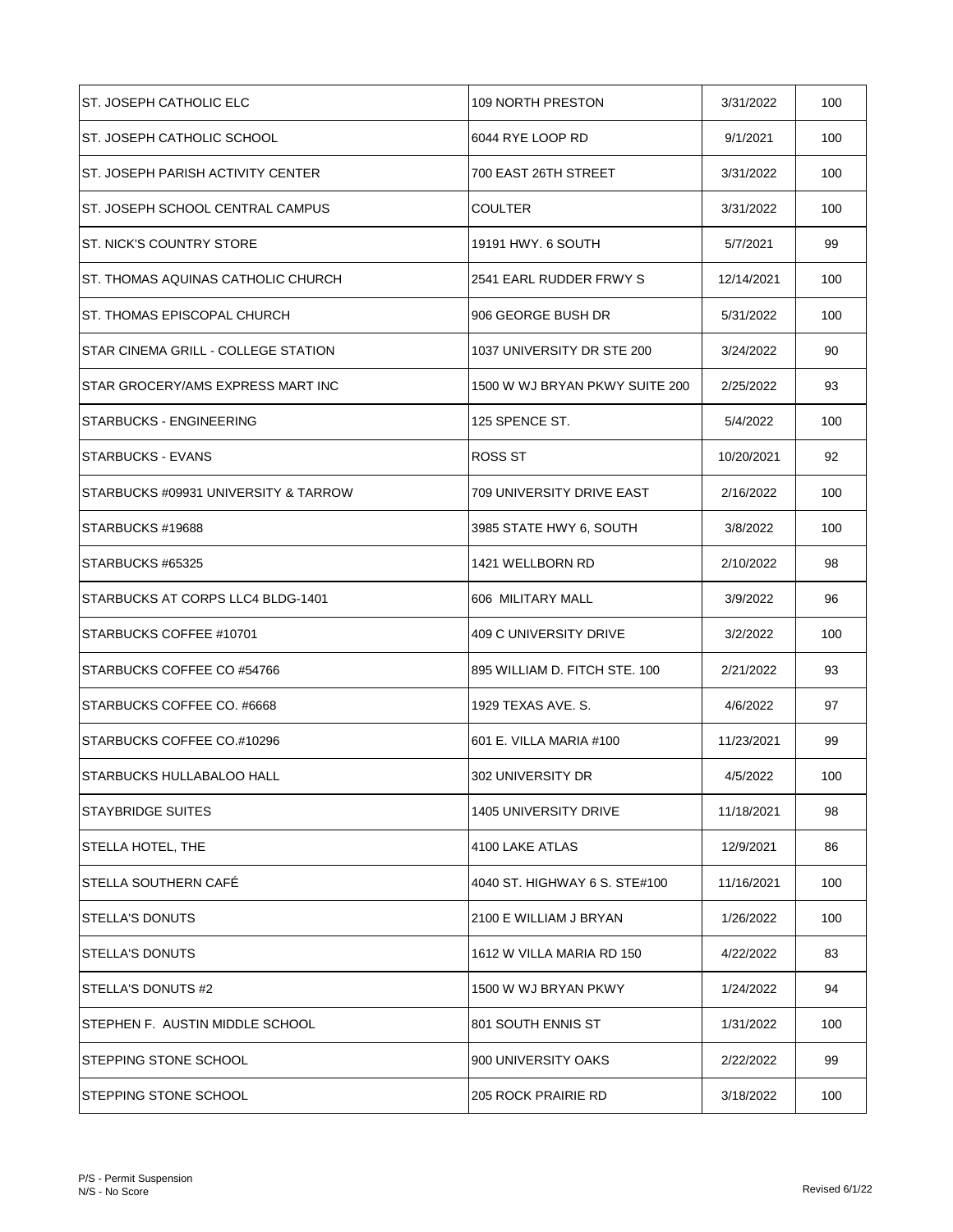| | | | |
|---|---|---|---|
| ST. JOSEPH CATHOLIC ELC | 109 NORTH PRESTON | 3/31/2022 | 100 |
| ST. JOSEPH CATHOLIC SCHOOL | 6044 RYE LOOP RD | 9/1/2021 | 100 |
| ST. JOSEPH PARISH ACTIVITY CENTER | 700 EAST 26TH STREET | 3/31/2022 | 100 |
| ST. JOSEPH SCHOOL CENTRAL CAMPUS | COULTER | 3/31/2022 | 100 |
| ST. NICK'S COUNTRY STORE | 19191 HWY. 6 SOUTH | 5/7/2021 | 99 |
| ST. THOMAS AQUINAS CATHOLIC CHURCH | 2541 EARL RUDDER FRWY S | 12/14/2021 | 100 |
| ST. THOMAS EPISCOPAL CHURCH | 906 GEORGE BUSH DR | 5/31/2022 | 100 |
| STAR CINEMA GRILL - COLLEGE STATION | 1037 UNIVERSITY DR STE 200 | 3/24/2022 | 90 |
| STAR GROCERY/AMS EXPRESS MART INC | 1500 W WJ BRYAN PKWY SUITE 200 | 2/25/2022 | 93 |
| STARBUCKS - ENGINEERING | 125 SPENCE ST. | 5/4/2022 | 100 |
| STARBUCKS - EVANS | ROSS ST | 10/20/2021 | 92 |
| STARBUCKS #09931 UNIVERSITY & TARROW | 709 UNIVERSITY DRIVE EAST | 2/16/2022 | 100 |
| STARBUCKS #19688 | 3985 STATE HWY 6, SOUTH | 3/8/2022 | 100 |
| STARBUCKS #65325 | 1421 WELLBORN RD | 2/10/2022 | 98 |
| STARBUCKS AT CORPS LLC4 BLDG-1401 | 606 MILITARY MALL | 3/9/2022 | 96 |
| STARBUCKS COFFEE #10701 | 409 C UNIVERSITY DRIVE | 3/2/2022 | 100 |
| STARBUCKS COFFEE CO #54766 | 895 WILLIAM D. FITCH STE. 100 | 2/21/2022 | 93 |
| STARBUCKS COFFEE CO. #6668 | 1929 TEXAS AVE. S. | 4/6/2022 | 97 |
| STARBUCKS COFFEE CO.#10296 | 601 E. VILLA MARIA #100 | 11/23/2021 | 99 |
| STARBUCKS HULLABALOO HALL | 302 UNIVERSITY DR | 4/5/2022 | 100 |
| STAYBRIDGE SUITES | 1405 UNIVERSITY DRIVE | 11/18/2021 | 98 |
| STELLA HOTEL, THE | 4100 LAKE ATLAS | 12/9/2021 | 86 |
| STELLA SOUTHERN CAFÉ | 4040 ST. HIGHWAY 6 S. STE#100 | 11/16/2021 | 100 |
| STELLA'S DONUTS | 2100 E WILLIAM J BRYAN | 1/26/2022 | 100 |
| STELLA'S DONUTS | 1612 W VILLA MARIA RD 150 | 4/22/2022 | 83 |
| STELLA'S DONUTS #2 | 1500 W WJ BRYAN PKWY | 1/24/2022 | 94 |
| STEPHEN F. AUSTIN MIDDLE SCHOOL | 801 SOUTH ENNIS ST | 1/31/2022 | 100 |
| STEPPING STONE SCHOOL | 900 UNIVERSITY OAKS | 2/22/2022 | 99 |
| STEPPING STONE SCHOOL | 205 ROCK PRAIRIE RD | 3/18/2022 | 100 |

P/S - Permit Suspension
N/S - No Score

Revised 6/1/22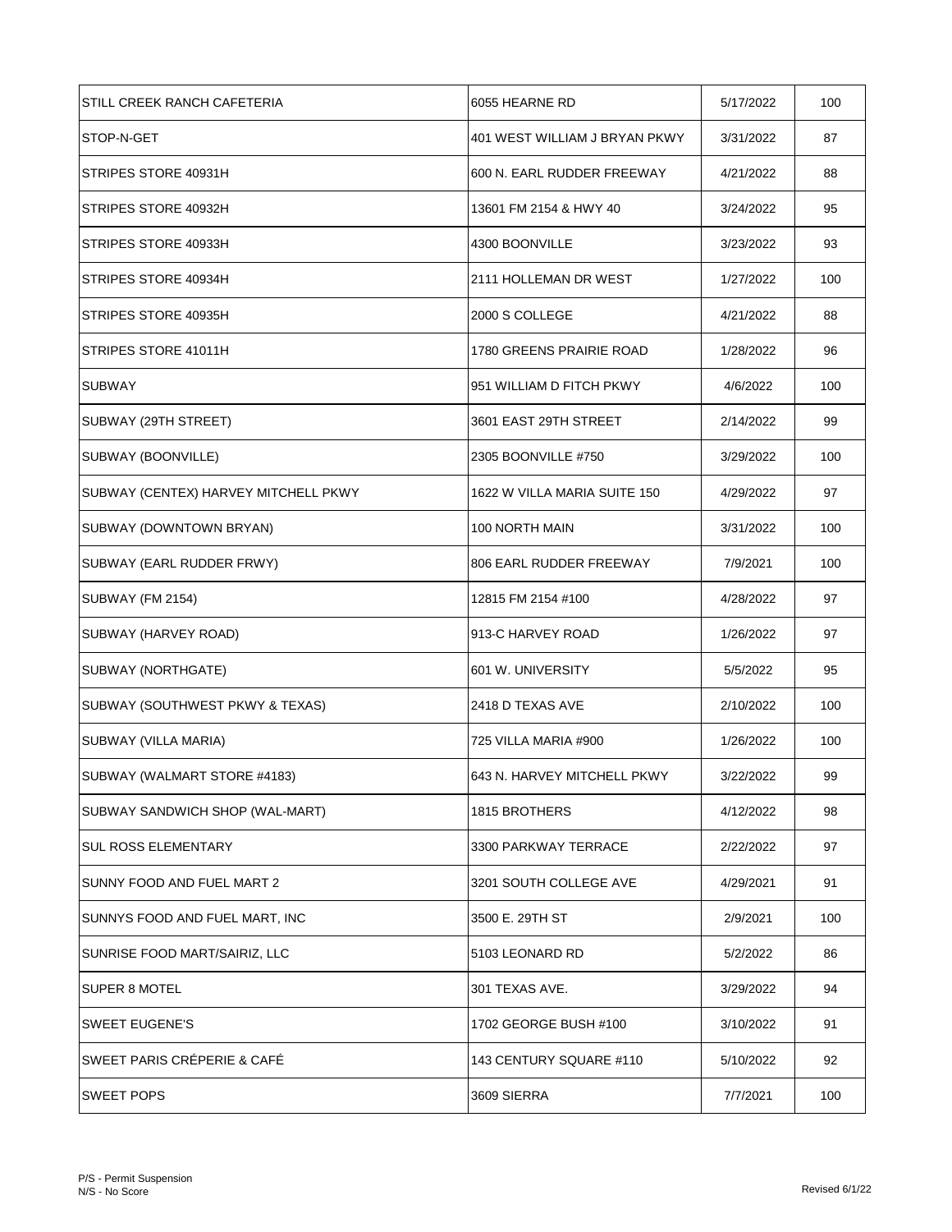| | | | |
|---|---|---|---|
| STILL CREEK RANCH CAFETERIA | 6055 HEARNE RD | 5/17/2022 | 100 |
| STOP-N-GET | 401 WEST WILLIAM J BRYAN PKWY | 3/31/2022 | 87 |
| STRIPES STORE 40931H | 600 N. EARL RUDDER FREEWAY | 4/21/2022 | 88 |
| STRIPES STORE 40932H | 13601 FM 2154 & HWY 40 | 3/24/2022 | 95 |
| STRIPES STORE 40933H | 4300 BOONVILLE | 3/23/2022 | 93 |
| STRIPES STORE 40934H | 2111 HOLLEMAN DR WEST | 1/27/2022 | 100 |
| STRIPES STORE 40935H | 2000 S COLLEGE | 4/21/2022 | 88 |
| STRIPES STORE 41011H | 1780 GREENS PRAIRIE ROAD | 1/28/2022 | 96 |
| SUBWAY | 951 WILLIAM D FITCH PKWY | 4/6/2022 | 100 |
| SUBWAY (29TH STREET) | 3601 EAST 29TH STREET | 2/14/2022 | 99 |
| SUBWAY (BOONVILLE) | 2305 BOONVILLE #750 | 3/29/2022 | 100 |
| SUBWAY (CENTEX) HARVEY MITCHELL PKWY | 1622 W VILLA MARIA SUITE 150 | 4/29/2022 | 97 |
| SUBWAY (DOWNTOWN BRYAN) | 100 NORTH MAIN | 3/31/2022 | 100 |
| SUBWAY (EARL RUDDER FRWY) | 806 EARL RUDDER FREEWAY | 7/9/2021 | 100 |
| SUBWAY (FM 2154) | 12815 FM 2154 #100 | 4/28/2022 | 97 |
| SUBWAY (HARVEY ROAD) | 913-C HARVEY ROAD | 1/26/2022 | 97 |
| SUBWAY (NORTHGATE) | 601 W. UNIVERSITY | 5/5/2022 | 95 |
| SUBWAY (SOUTHWEST PKWY & TEXAS) | 2418 D TEXAS AVE | 2/10/2022 | 100 |
| SUBWAY (VILLA MARIA) | 725 VILLA MARIA #900 | 1/26/2022 | 100 |
| SUBWAY (WALMART STORE #4183) | 643 N. HARVEY MITCHELL PKWY | 3/22/2022 | 99 |
| SUBWAY SANDWICH SHOP (WAL-MART) | 1815 BROTHERS | 4/12/2022 | 98 |
| SUL ROSS ELEMENTARY | 3300 PARKWAY TERRACE | 2/22/2022 | 97 |
| SUNNY FOOD AND FUEL MART 2 | 3201 SOUTH COLLEGE AVE | 4/29/2021 | 91 |
| SUNNYS FOOD AND FUEL MART, INC | 3500 E. 29TH ST | 2/9/2021 | 100 |
| SUNRISE FOOD MART/SAIRIZ, LLC | 5103 LEONARD RD | 5/2/2022 | 86 |
| SUPER 8 MOTEL | 301 TEXAS AVE. | 3/29/2022 | 94 |
| SWEET EUGENE'S | 1702 GEORGE BUSH #100 | 3/10/2022 | 91 |
| SWEET PARIS CRÉPERIE & CAFÉ | 143 CENTURY SQUARE #110 | 5/10/2022 | 92 |
| SWEET POPS | 3609 SIERRA | 7/7/2021 | 100 |

P/S - Permit Suspension
N/S - No Score

Revised 6/1/22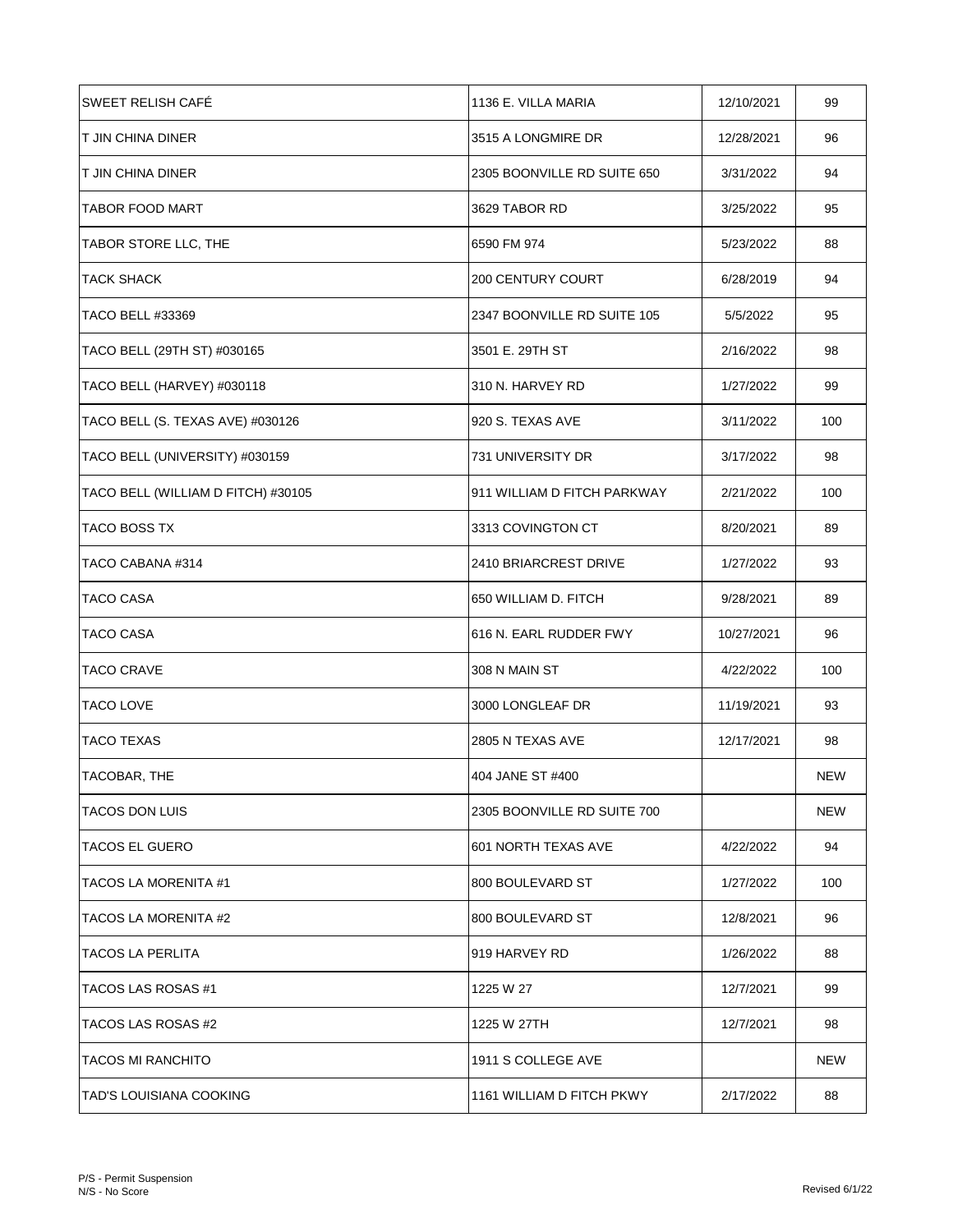| | | | |
|---|---|---|---|
| SWEET RELISH CAFÉ | 1136 E. VILLA MARIA | 12/10/2021 | 99 |
| T JIN CHINA DINER | 3515 A LONGMIRE DR | 12/28/2021 | 96 |
| T JIN CHINA DINER | 2305 BOONVILLE RD SUITE 650 | 3/31/2022 | 94 |
| TABOR FOOD MART | 3629 TABOR RD | 3/25/2022 | 95 |
| TABOR STORE LLC, THE | 6590 FM 974 | 5/23/2022 | 88 |
| TACK SHACK | 200 CENTURY COURT | 6/28/2019 | 94 |
| TACO BELL #33369 | 2347 BOONVILLE RD SUITE 105 | 5/5/2022 | 95 |
| TACO BELL (29TH ST) #030165 | 3501 E. 29TH ST | 2/16/2022 | 98 |
| TACO BELL (HARVEY) #030118 | 310 N. HARVEY RD | 1/27/2022 | 99 |
| TACO BELL (S. TEXAS AVE) #030126 | 920 S. TEXAS AVE | 3/11/2022 | 100 |
| TACO BELL (UNIVERSITY) #030159 | 731 UNIVERSITY DR | 3/17/2022 | 98 |
| TACO BELL (WILLIAM D FITCH) #30105 | 911 WILLIAM D FITCH PARKWAY | 2/21/2022 | 100 |
| TACO BOSS TX | 3313 COVINGTON CT | 8/20/2021 | 89 |
| TACO CABANA #314 | 2410 BRIARCREST DRIVE | 1/27/2022 | 93 |
| TACO CASA | 650 WILLIAM D. FITCH | 9/28/2021 | 89 |
| TACO CASA | 616 N. EARL RUDDER FWY | 10/27/2021 | 96 |
| TACO CRAVE | 308 N MAIN ST | 4/22/2022 | 100 |
| TACO LOVE | 3000 LONGLEAF DR | 11/19/2021 | 93 |
| TACO TEXAS | 2805 N TEXAS AVE | 12/17/2021 | 98 |
| TACOBAR, THE | 404 JANE ST #400 | | NEW |
| TACOS DON LUIS | 2305 BOONVILLE RD SUITE 700 | | NEW |
| TACOS EL GUERO | 601 NORTH TEXAS AVE | 4/22/2022 | 94 |
| TACOS LA MORENITA #1 | 800 BOULEVARD ST | 1/27/2022 | 100 |
| TACOS LA MORENITA #2 | 800 BOULEVARD ST | 12/8/2021 | 96 |
| TACOS LA PERLITA | 919 HARVEY RD | 1/26/2022 | 88 |
| TACOS LAS ROSAS #1 | 1225 W 27 | 12/7/2021 | 99 |
| TACOS LAS ROSAS #2 | 1225 W 27TH | 12/7/2021 | 98 |
| TACOS MI RANCHITO | 1911 S COLLEGE AVE | | NEW |
| TAD'S LOUISIANA COOKING | 1161 WILLIAM D FITCH PKWY | 2/17/2022 | 88 |

P/S - Permit Suspension
N/S - No Score

Revised 6/1/22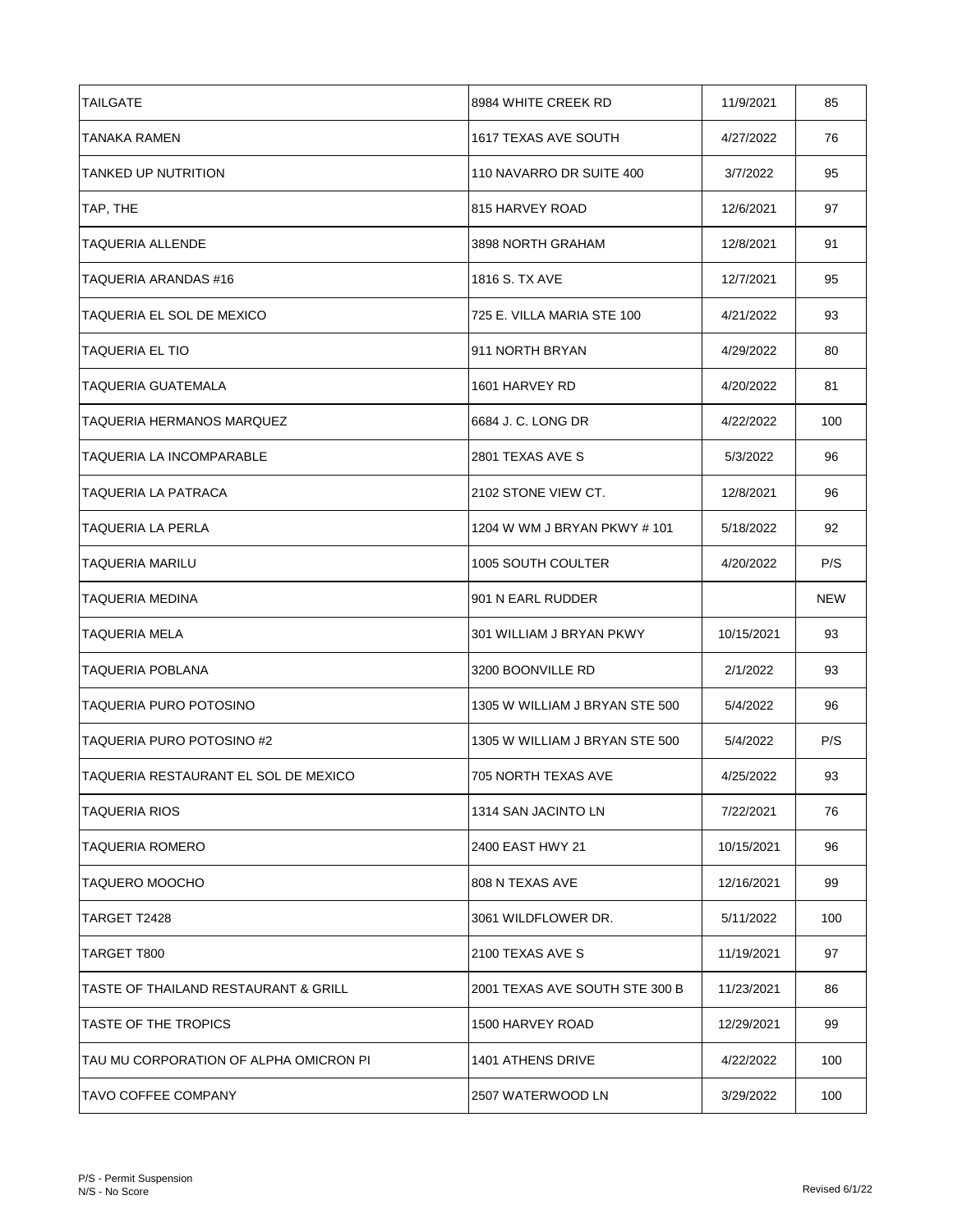| | | | |
|---|---|---|---|
| TAILGATE | 8984 WHITE CREEK RD | 11/9/2021 | 85 |
| TANAKA RAMEN | 1617 TEXAS AVE SOUTH | 4/27/2022 | 76 |
| TANKED UP NUTRITION | 110 NAVARRO DR SUITE 400 | 3/7/2022 | 95 |
| TAP, THE | 815 HARVEY ROAD | 12/6/2021 | 97 |
| TAQUERIA ALLENDE | 3898 NORTH GRAHAM | 12/8/2021 | 91 |
| TAQUERIA ARANDAS #16 | 1816 S. TX AVE | 12/7/2021 | 95 |
| TAQUERIA EL SOL DE MEXICO | 725 E. VILLA MARIA STE 100 | 4/21/2022 | 93 |
| TAQUERIA EL TIO | 911 NORTH BRYAN | 4/29/2022 | 80 |
| TAQUERIA GUATEMALA | 1601 HARVEY RD | 4/20/2022 | 81 |
| TAQUERIA HERMANOS MARQUEZ | 6684 J. C. LONG DR | 4/22/2022 | 100 |
| TAQUERIA LA INCOMPARABLE | 2801 TEXAS AVE S | 5/3/2022 | 96 |
| TAQUERIA LA PATRACA | 2102 STONE VIEW CT. | 12/8/2021 | 96 |
| TAQUERIA LA PERLA | 1204 W WM J BRYAN PKWY # 101 | 5/18/2022 | 92 |
| TAQUERIA MARILU | 1005 SOUTH COULTER | 4/20/2022 | P/S |
| TAQUERIA MEDINA | 901 N EARL RUDDER | | NEW |
| TAQUERIA MELA | 301 WILLIAM J BRYAN PKWY | 10/15/2021 | 93 |
| TAQUERIA POBLANA | 3200 BOONVILLE RD | 2/1/2022 | 93 |
| TAQUERIA PURO POTOSINO | 1305 W WILLIAM J BRYAN STE 500 | 5/4/2022 | 96 |
| TAQUERIA PURO POTOSINO #2 | 1305 W WILLIAM J BRYAN STE 500 | 5/4/2022 | P/S |
| TAQUERIA RESTAURANT EL SOL DE MEXICO | 705 NORTH TEXAS AVE | 4/25/2022 | 93 |
| TAQUERIA RIOS | 1314 SAN JACINTO LN | 7/22/2021 | 76 |
| TAQUERIA ROMERO | 2400 EAST HWY 21 | 10/15/2021 | 96 |
| TAQUERO MOOCHO | 808 N TEXAS AVE | 12/16/2021 | 99 |
| TARGET T2428 | 3061 WILDFLOWER DR. | 5/11/2022 | 100 |
| TARGET T800 | 2100 TEXAS AVE S | 11/19/2021 | 97 |
| TASTE OF THAILAND RESTAURANT & GRILL | 2001 TEXAS AVE SOUTH STE 300 B | 11/23/2021 | 86 |
| TASTE OF THE TROPICS | 1500 HARVEY ROAD | 12/29/2021 | 99 |
| TAU MU CORPORATION OF ALPHA OMICRON PI | 1401 ATHENS DRIVE | 4/22/2022 | 100 |
| TAVO COFFEE COMPANY | 2507 WATERWOOD LN | 3/29/2022 | 100 |

P/S - Permit Suspension
N/S - No Score

Revised 6/1/22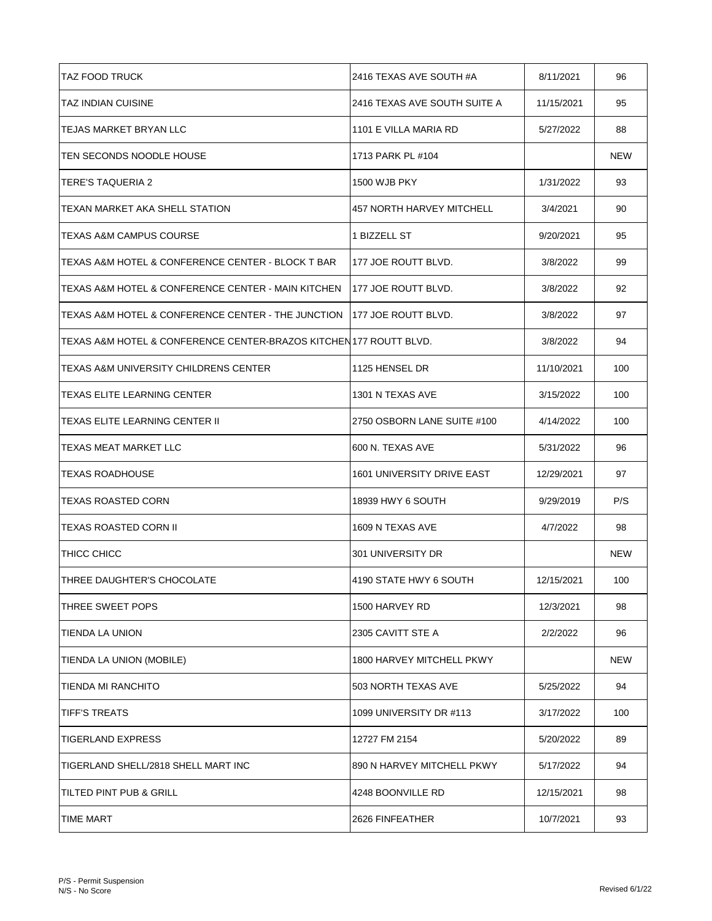| | | | |
|---|---|---|---|
| TAZ FOOD TRUCK | 2416 TEXAS AVE SOUTH #A | 8/11/2021 | 96 |
| TAZ INDIAN CUISINE | 2416 TEXAS AVE SOUTH SUITE A | 11/15/2021 | 95 |
| TEJAS MARKET BRYAN LLC | 1101 E VILLA MARIA RD | 5/27/2022 | 88 |
| TEN SECONDS NOODLE HOUSE | 1713 PARK PL #104 | | NEW |
| TERE'S TAQUERIA 2 | 1500 WJB PKY | 1/31/2022 | 93 |
| TEXAN MARKET AKA SHELL STATION | 457 NORTH HARVEY MITCHELL | 3/4/2021 | 90 |
| TEXAS A&M CAMPUS COURSE | 1 BIZZELL ST | 9/20/2021 | 95 |
| TEXAS A&M HOTEL & CONFERENCE CENTER - BLOCK T BAR | 177 JOE ROUTT BLVD. | 3/8/2022 | 99 |
| TEXAS A&M HOTEL & CONFERENCE CENTER - MAIN KITCHEN | 177 JOE ROUTT BLVD. | 3/8/2022 | 92 |
| TEXAS A&M HOTEL & CONFERENCE CENTER - THE JUNCTION | 177 JOE ROUTT BLVD. | 3/8/2022 | 97 |
| TEXAS A&M HOTEL & CONFERENCE CENTER-BRAZOS KITCHEN | 177 ROUTT BLVD. | 3/8/2022 | 94 |
| TEXAS A&M UNIVERSITY CHILDRENS CENTER | 1125 HENSEL DR | 11/10/2021 | 100 |
| TEXAS ELITE LEARNING CENTER | 1301 N TEXAS AVE | 3/15/2022 | 100 |
| TEXAS ELITE LEARNING CENTER II | 2750 OSBORN LANE SUITE #100 | 4/14/2022 | 100 |
| TEXAS MEAT MARKET LLC | 600 N. TEXAS AVE | 5/31/2022 | 96 |
| TEXAS ROADHOUSE | 1601 UNIVERSITY DRIVE EAST | 12/29/2021 | 97 |
| TEXAS ROASTED CORN | 18939 HWY 6 SOUTH | 9/29/2019 | P/S |
| TEXAS ROASTED CORN II | 1609 N TEXAS AVE | 4/7/2022 | 98 |
| THICC CHICC | 301 UNIVERSITY DR | | NEW |
| THREE DAUGHTER'S CHOCOLATE | 4190 STATE HWY 6 SOUTH | 12/15/2021 | 100 |
| THREE SWEET POPS | 1500 HARVEY RD | 12/3/2021 | 98 |
| TIENDA LA UNION | 2305 CAVITT STE A | 2/2/2022 | 96 |
| TIENDA LA UNION (MOBILE) | 1800 HARVEY MITCHELL PKWY | | NEW |
| TIENDA MI RANCHITO | 503 NORTH TEXAS AVE | 5/25/2022 | 94 |
| TIFF'S TREATS | 1099 UNIVERSITY DR #113 | 3/17/2022 | 100 |
| TIGERLAND EXPRESS | 12727 FM 2154 | 5/20/2022 | 89 |
| TIGERLAND SHELL/2818 SHELL MART INC | 890 N HARVEY MITCHELL PKWY | 5/17/2022 | 94 |
| TILTED PINT PUB & GRILL | 4248 BOONVILLE RD | 12/15/2021 | 98 |
| TIME MART | 2626 FINFEATHER | 10/7/2021 | 93 |

P/S - Permit Suspension
N/S - No Score

Revised 6/1/22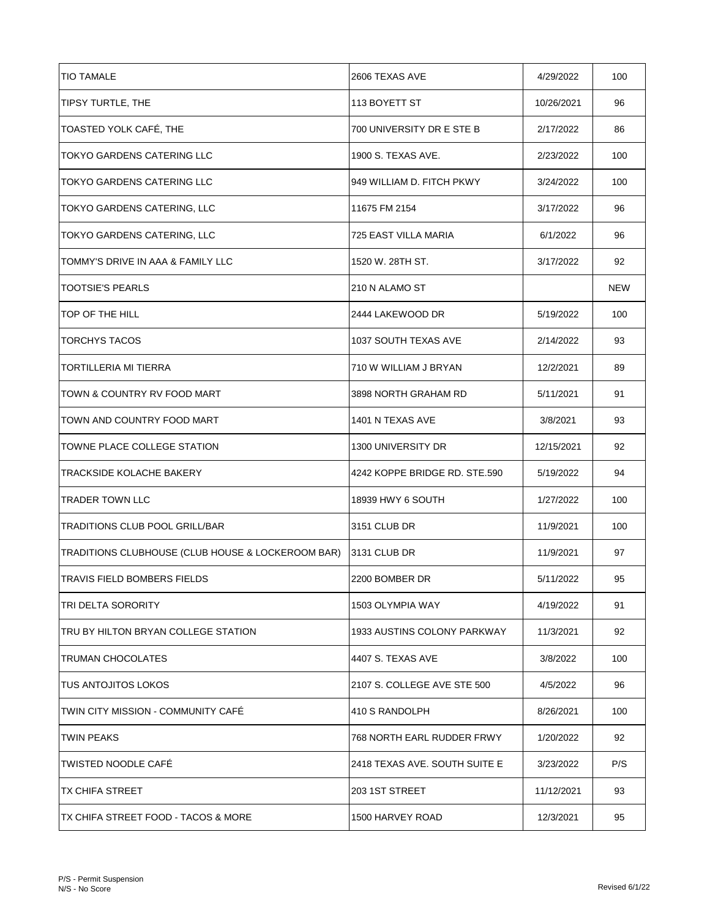| | | | |
|---|---|---|---|
| TIO TAMALE | 2606 TEXAS AVE | 4/29/2022 | 100 |
| TIPSY TURTLE, THE | 113 BOYETT ST | 10/26/2021 | 96 |
| TOASTED YOLK CAFÉ, THE | 700 UNIVERSITY DR E STE B | 2/17/2022 | 86 |
| TOKYO GARDENS CATERING LLC | 1900 S. TEXAS AVE. | 2/23/2022 | 100 |
| TOKYO GARDENS CATERING LLC | 949 WILLIAM D. FITCH PKWY | 3/24/2022 | 100 |
| TOKYO GARDENS CATERING, LLC | 11675 FM 2154 | 3/17/2022 | 96 |
| TOKYO GARDENS CATERING, LLC | 725 EAST VILLA MARIA | 6/1/2022 | 96 |
| TOMMY'S DRIVE IN AAA & FAMILY LLC | 1520 W. 28TH ST. | 3/17/2022 | 92 |
| TOOTSIE'S PEARLS | 210 N ALAMO ST | | NEW |
| TOP OF THE HILL | 2444 LAKEWOOD DR | 5/19/2022 | 100 |
| TORCHYS TACOS | 1037 SOUTH TEXAS AVE | 2/14/2022 | 93 |
| TORTILLERIA MI TIERRA | 710 W WILLIAM J BRYAN | 12/2/2021 | 89 |
| TOWN & COUNTRY RV FOOD MART | 3898 NORTH GRAHAM RD | 5/11/2021 | 91 |
| TOWN AND COUNTRY FOOD MART | 1401 N TEXAS AVE | 3/8/2021 | 93 |
| TOWNE PLACE COLLEGE STATION | 1300 UNIVERSITY DR | 12/15/2021 | 92 |
| TRACKSIDE KOLACHE BAKERY | 4242 KOPPE BRIDGE RD. STE.590 | 5/19/2022 | 94 |
| TRADER TOWN LLC | 18939 HWY 6 SOUTH | 1/27/2022 | 100 |
| TRADITIONS CLUB POOL GRILL/BAR | 3151 CLUB DR | 11/9/2021 | 100 |
| TRADITIONS CLUBHOUSE (CLUB HOUSE & LOCKEROOM BAR) | 3131 CLUB DR | 11/9/2021 | 97 |
| TRAVIS FIELD BOMBERS FIELDS | 2200 BOMBER DR | 5/11/2022 | 95 |
| TRI DELTA SORORITY | 1503 OLYMPIA WAY | 4/19/2022 | 91 |
| TRU BY HILTON BRYAN COLLEGE STATION | 1933 AUSTINS COLONY PARKWAY | 11/3/2021 | 92 |
| TRUMAN CHOCOLATES | 4407 S. TEXAS AVE | 3/8/2022 | 100 |
| TUS ANTOJITOS LOKOS | 2107 S. COLLEGE AVE STE 500 | 4/5/2022 | 96 |
| TWIN CITY MISSION - COMMUNITY CAFÉ | 410 S RANDOLPH | 8/26/2021 | 100 |
| TWIN PEAKS | 768 NORTH EARL RUDDER FRWY | 1/20/2022 | 92 |
| TWISTED NOODLE CAFÉ | 2418 TEXAS AVE. SOUTH SUITE E | 3/23/2022 | P/S |
| TX CHIFA STREET | 203 1ST STREET | 11/12/2021 | 93 |
| TX CHIFA STREET FOOD - TACOS & MORE | 1500 HARVEY ROAD | 12/3/2021 | 95 |

P/S - Permit Suspension
N/S - No Score

Revised 6/1/22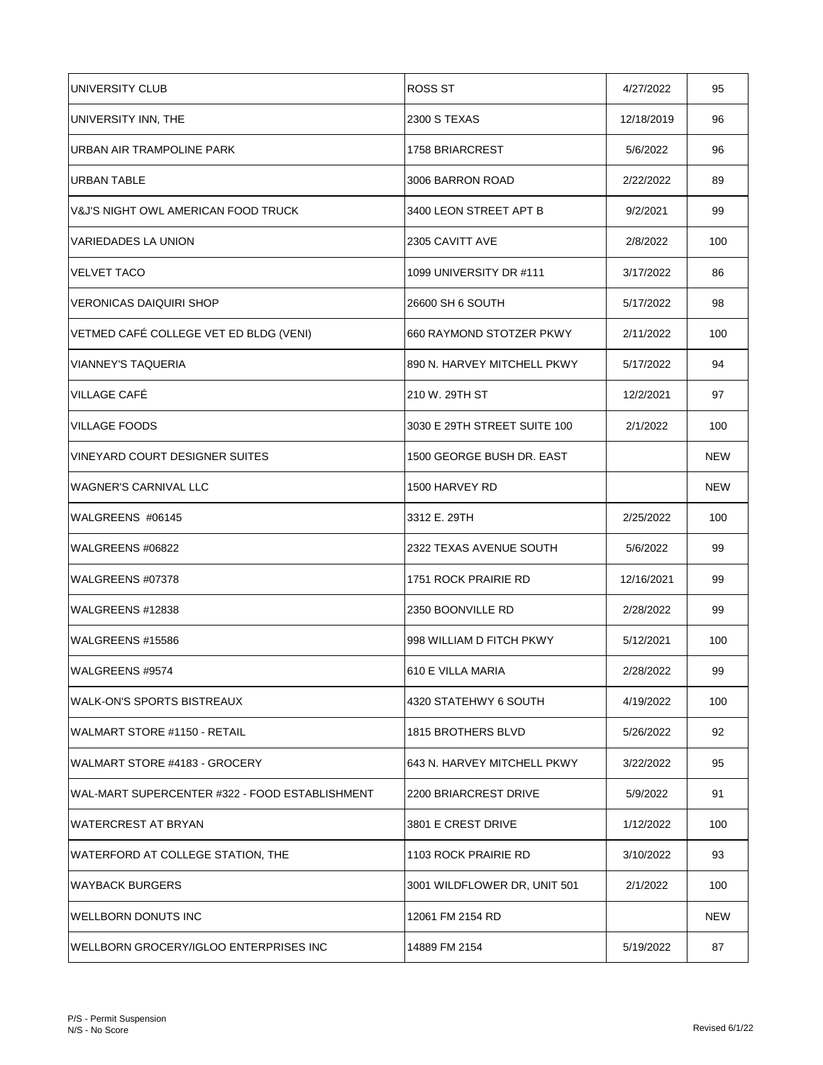| | | | |
|---|---|---|---|
| UNIVERSITY CLUB | ROSS ST | 4/27/2022 | 95 |
| UNIVERSITY INN, THE | 2300 S TEXAS | 12/18/2019 | 96 |
| URBAN AIR TRAMPOLINE PARK | 1758 BRIARCREST | 5/6/2022 | 96 |
| URBAN TABLE | 3006 BARRON ROAD | 2/22/2022 | 89 |
| V&J'S NIGHT OWL AMERICAN FOOD TRUCK | 3400 LEON STREET APT B | 9/2/2021 | 99 |
| VARIEDADES LA UNION | 2305 CAVITT AVE | 2/8/2022 | 100 |
| VELVET TACO | 1099 UNIVERSITY DR #111 | 3/17/2022 | 86 |
| VERONICAS DAIQUIRI SHOP | 26600 SH 6 SOUTH | 5/17/2022 | 98 |
| VETMED CAFÉ COLLEGE VET ED BLDG (VENI) | 660 RAYMOND STOTZER PKWY | 2/11/2022 | 100 |
| VIANNEY'S TAQUERIA | 890 N. HARVEY MITCHELL PKWY | 5/17/2022 | 94 |
| VILLAGE CAFÉ | 210 W. 29TH ST | 12/2/2021 | 97 |
| VILLAGE FOODS | 3030 E 29TH STREET SUITE 100 | 2/1/2022 | 100 |
| VINEYARD COURT DESIGNER SUITES | 1500 GEORGE BUSH DR. EAST | | NEW |
| WAGNER'S CARNIVAL LLC | 1500 HARVEY RD | | NEW |
| WALGREENS #06145 | 3312 E. 29TH | 2/25/2022 | 100 |
| WALGREENS #06822 | 2322 TEXAS AVENUE SOUTH | 5/6/2022 | 99 |
| WALGREENS #07378 | 1751 ROCK PRAIRIE RD | 12/16/2021 | 99 |
| WALGREENS #12838 | 2350 BOONVILLE RD | 2/28/2022 | 99 |
| WALGREENS #15586 | 998 WILLIAM D FITCH PKWY | 5/12/2021 | 100 |
| WALGREENS #9574 | 610 E VILLA MARIA | 2/28/2022 | 99 |
| WALK-ON'S SPORTS BISTREAUX | 4320 STATEHWY 6 SOUTH | 4/19/2022 | 100 |
| WALMART STORE #1150 - RETAIL | 1815 BROTHERS BLVD | 5/26/2022 | 92 |
| WALMART STORE #4183 - GROCERY | 643 N. HARVEY MITCHELL PKWY | 3/22/2022 | 95 |
| WAL-MART SUPERCENTER #322 - FOOD ESTABLISHMENT | 2200 BRIARCREST DRIVE | 5/9/2022 | 91 |
| WATERCREST AT BRYAN | 3801 E CREST DRIVE | 1/12/2022 | 100 |
| WATERFORD AT COLLEGE STATION, THE | 1103 ROCK PRAIRIE RD | 3/10/2022 | 93 |
| WAYBACK BURGERS | 3001 WILDFLOWER DR, UNIT 501 | 2/1/2022 | 100 |
| WELLBORN DONUTS INC | 12061 FM 2154 RD | | NEW |
| WELLBORN GROCERY/IGLOO ENTERPRISES INC | 14889 FM 2154 | 5/19/2022 | 87 |

P/S - Permit Suspension
N/S - No Score

Revised 6/1/22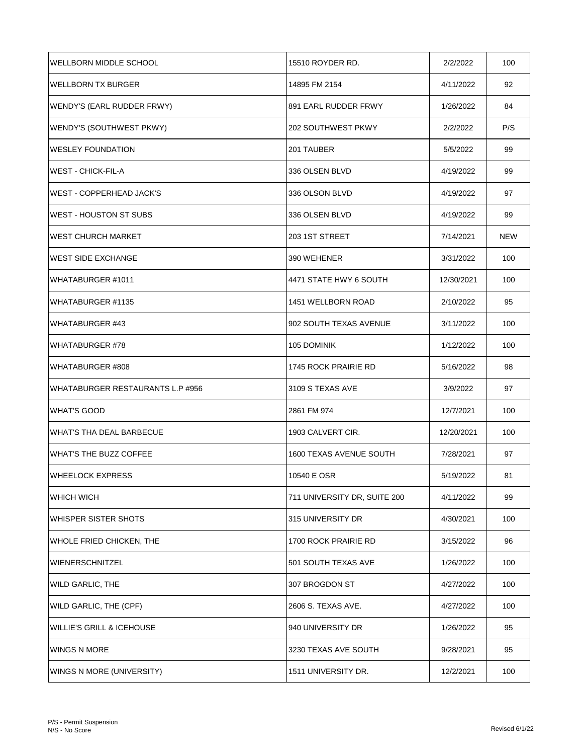| | | | |
|---|---|---|---|
| WELLBORN MIDDLE SCHOOL | 15510 ROYDER RD. | 2/2/2022 | 100 |
| WELLBORN TX BURGER | 14895 FM 2154 | 4/11/2022 | 92 |
| WENDY'S (EARL RUDDER FRWY) | 891 EARL RUDDER FRWY | 1/26/2022 | 84 |
| WENDY'S (SOUTHWEST PKWY) | 202 SOUTHWEST PKWY | 2/2/2022 | P/S |
| WESLEY FOUNDATION | 201 TAUBER | 5/5/2022 | 99 |
| WEST - CHICK-FIL-A | 336 OLSEN BLVD | 4/19/2022 | 99 |
| WEST - COPPERHEAD JACK'S | 336 OLSON BLVD | 4/19/2022 | 97 |
| WEST - HOUSTON ST SUBS | 336 OLSEN BLVD | 4/19/2022 | 99 |
| WEST CHURCH MARKET | 203 1ST STREET | 7/14/2021 | NEW |
| WEST SIDE EXCHANGE | 390 WEHENER | 3/31/2022 | 100 |
| WHATABURGER #1011 | 4471 STATE HWY 6 SOUTH | 12/30/2021 | 100 |
| WHATABURGER #1135 | 1451 WELLBORN ROAD | 2/10/2022 | 95 |
| WHATABURGER #43 | 902 SOUTH TEXAS AVENUE | 3/11/2022 | 100 |
| WHATABURGER #78 | 105 DOMINIK | 1/12/2022 | 100 |
| WHATABURGER #808 | 1745 ROCK PRAIRIE RD | 5/16/2022 | 98 |
| WHATABURGER RESTAURANTS L.P #956 | 3109 S TEXAS AVE | 3/9/2022 | 97 |
| WHAT'S GOOD | 2861 FM 974 | 12/7/2021 | 100 |
| WHAT'S THA DEAL BARBECUE | 1903 CALVERT CIR. | 12/20/2021 | 100 |
| WHAT'S THE BUZZ COFFEE | 1600 TEXAS AVENUE SOUTH | 7/28/2021 | 97 |
| WHEELOCK EXPRESS | 10540 E OSR | 5/19/2022 | 81 |
| WHICH WICH | 711 UNIVERSITY DR, SUITE 200 | 4/11/2022 | 99 |
| WHISPER SISTER SHOTS | 315 UNIVERSITY DR | 4/30/2021 | 100 |
| WHOLE FRIED CHICKEN, THE | 1700 ROCK PRAIRIE RD | 3/15/2022 | 96 |
| WIENERSCHNITZEL | 501 SOUTH TEXAS AVE | 1/26/2022 | 100 |
| WILD GARLIC, THE | 307 BROGDON ST | 4/27/2022 | 100 |
| WILD GARLIC, THE (CPF) | 2606 S. TEXAS AVE. | 4/27/2022 | 100 |
| WILLIE'S GRILL & ICEHOUSE | 940 UNIVERSITY DR | 1/26/2022 | 95 |
| WINGS N MORE | 3230 TEXAS AVE SOUTH | 9/28/2021 | 95 |
| WINGS N MORE (UNIVERSITY) | 1511 UNIVERSITY DR. | 12/2/2021 | 100 |

P/S - Permit Suspension
N/S - No Score

Revised 6/1/22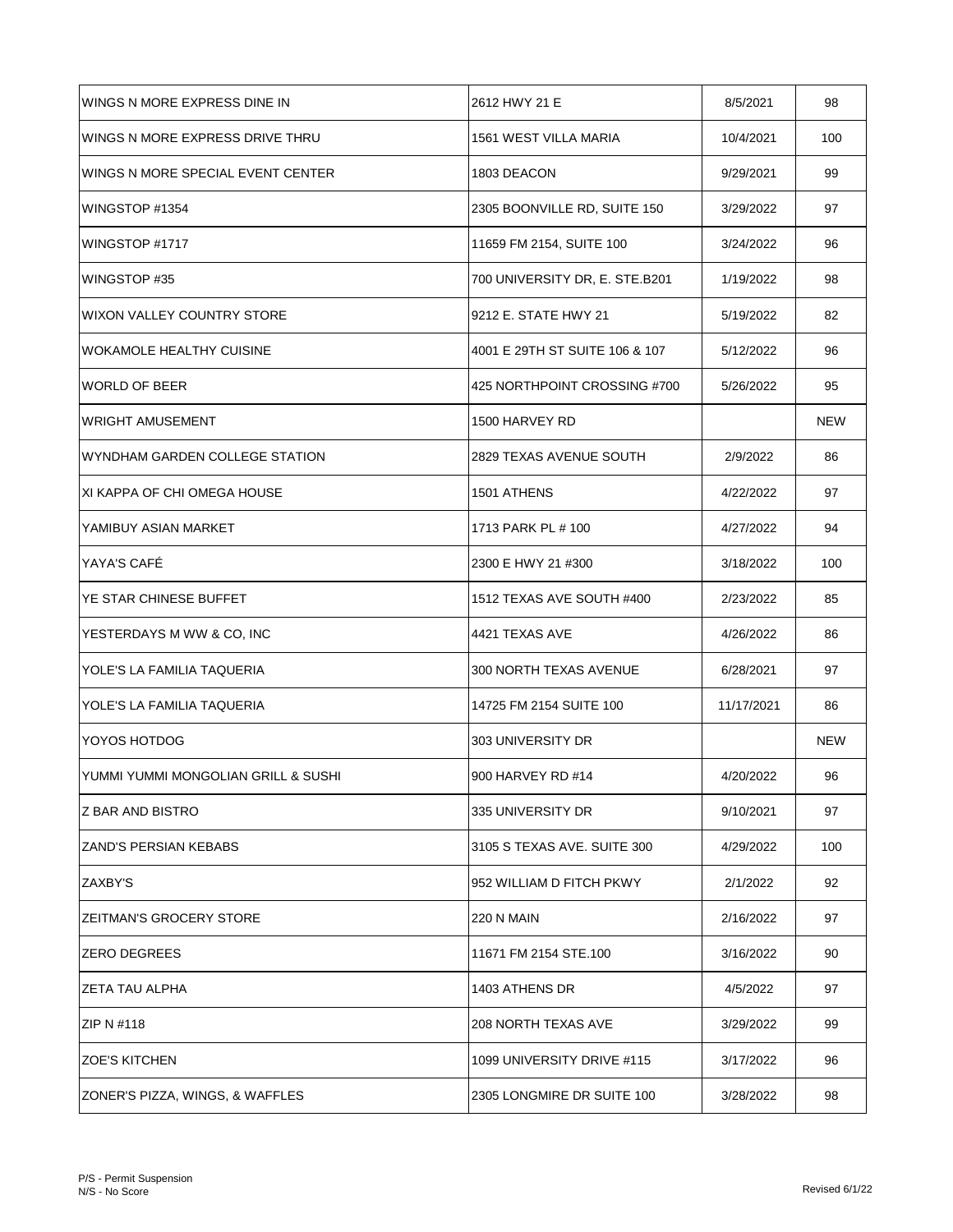| | | | |
|---|---|---|---|
| WINGS N MORE EXPRESS DINE IN | 2612 HWY 21 E | 8/5/2021 | 98 |
| WINGS N MORE EXPRESS DRIVE THRU | 1561 WEST VILLA MARIA | 10/4/2021 | 100 |
| WINGS N MORE SPECIAL EVENT CENTER | 1803 DEACON | 9/29/2021 | 99 |
| WINGSTOP #1354 | 2305 BOONVILLE RD, SUITE 150 | 3/29/2022 | 97 |
| WINGSTOP #1717 | 11659 FM 2154, SUITE 100 | 3/24/2022 | 96 |
| WINGSTOP #35 | 700 UNIVERSITY DR, E. STE.B201 | 1/19/2022 | 98 |
| WIXON VALLEY COUNTRY STORE | 9212 E. STATE HWY 21 | 5/19/2022 | 82 |
| WOKAMOLE HEALTHY CUISINE | 4001 E 29TH ST SUITE 106 & 107 | 5/12/2022 | 96 |
| WORLD OF BEER | 425 NORTHPOINT CROSSING #700 | 5/26/2022 | 95 |
| WRIGHT AMUSEMENT | 1500 HARVEY RD | | NEW |
| WYNDHAM GARDEN COLLEGE STATION | 2829 TEXAS AVENUE SOUTH | 2/9/2022 | 86 |
| XI KAPPA OF CHI OMEGA HOUSE | 1501 ATHENS | 4/22/2022 | 97 |
| YAMIBUY ASIAN MARKET | 1713 PARK PL # 100 | 4/27/2022 | 94 |
| YAYA'S CAFÉ | 2300 E HWY 21 #300 | 3/18/2022 | 100 |
| YE STAR CHINESE BUFFET | 1512 TEXAS AVE SOUTH #400 | 2/23/2022 | 85 |
| YESTERDAYS M WW & CO, INC | 4421 TEXAS AVE | 4/26/2022 | 86 |
| YOLE'S LA FAMILIA TAQUERIA | 300 NORTH TEXAS AVENUE | 6/28/2021 | 97 |
| YOLE'S LA FAMILIA TAQUERIA | 14725 FM 2154 SUITE 100 | 11/17/2021 | 86 |
| YOYOS HOTDOG | 303 UNIVERSITY DR | | NEW |
| YUMMI YUMMI MONGOLIAN GRILL & SUSHI | 900 HARVEY RD #14 | 4/20/2022 | 96 |
| Z BAR AND BISTRO | 335 UNIVERSITY DR | 9/10/2021 | 97 |
| ZAND'S PERSIAN KEBABS | 3105 S TEXAS AVE. SUITE 300 | 4/29/2022 | 100 |
| ZAXBY'S | 952 WILLIAM D FITCH PKWY | 2/1/2022 | 92 |
| ZEITMAN'S GROCERY STORE | 220 N MAIN | 2/16/2022 | 97 |
| ZERO DEGREES | 11671 FM 2154 STE.100 | 3/16/2022 | 90 |
| ZETA TAU ALPHA | 1403 ATHENS DR | 4/5/2022 | 97 |
| ZIP N #118 | 208 NORTH TEXAS AVE | 3/29/2022 | 99 |
| ZOE'S KITCHEN | 1099 UNIVERSITY DRIVE #115 | 3/17/2022 | 96 |
| ZONER'S PIZZA, WINGS, & WAFFLES | 2305 LONGMIRE DR SUITE 100 | 3/28/2022 | 98 |

P/S - Permit Suspension
N/S - No Score

Revised 6/1/22